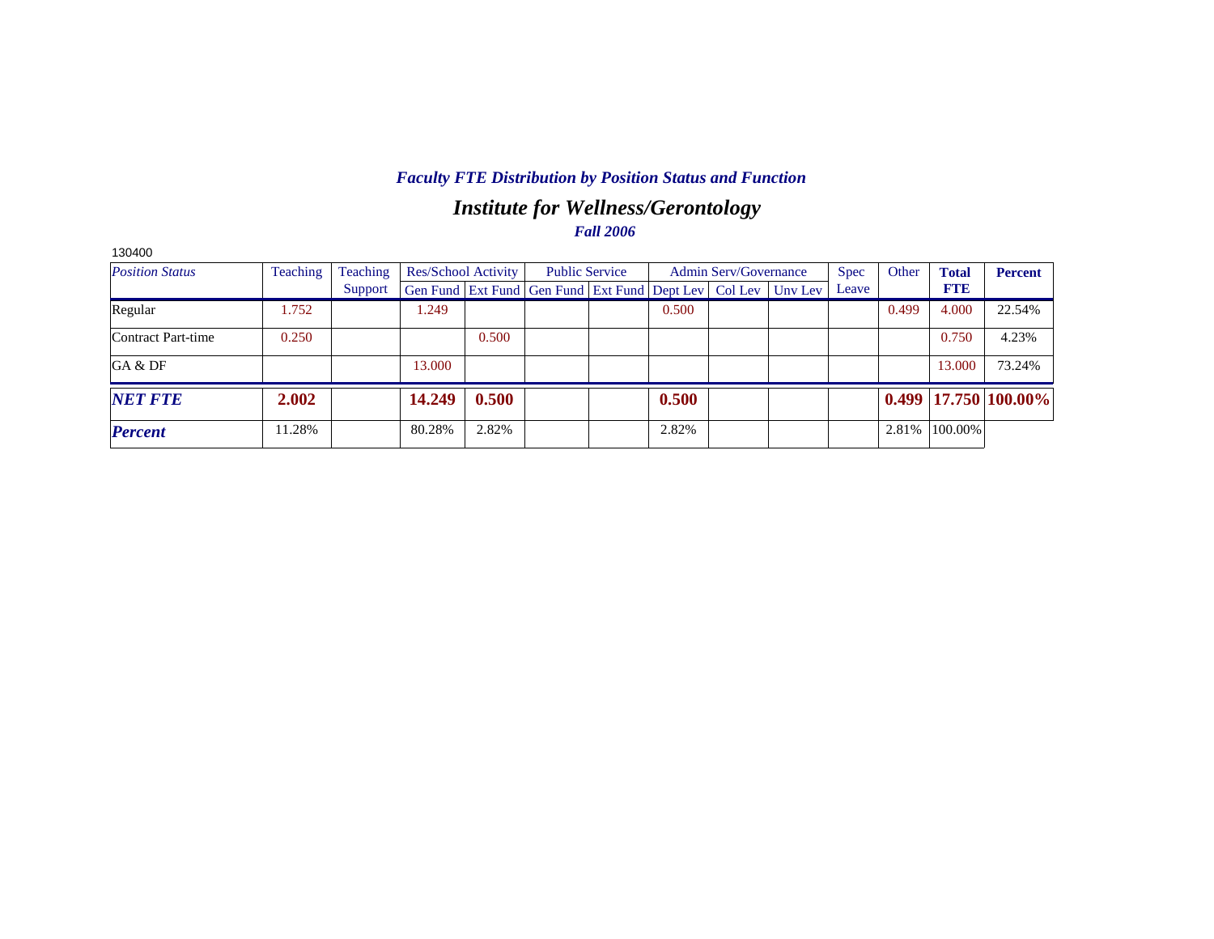## *Faculty FTE Distribution by Position Status and Function*

# *Institute for Wellness/Gerontology*

### *Fall 2006*

130400

| *Position Status* | Teaching | Teaching Support | Res/School Activity | | Public Service | | Admin Serv/Governance | | | Spec Leave | Other | **Total FTE** | **Percent** |
|---|---|---|---|---|---|---|---|---|---|---|---|---|---|
| | | | Gen Fund | Ext Fund | Gen Fund | Ext Fund | Dept Lev | Col Lev | Unv Lev | | | | |
| Regular | 1.752 | | 1.249 | | | | 0.500 | | | | 0.499 | 4.000 | 22.54% |
| Contract Part-time | 0.250 | | | 0.500 | | | | | | | | 0.750 | 4.23% |
| GA & DF | | | 13.000 | | | | | | | | | 13.000 | 73.24% |
| ***NET FTE*** | **2.002** | | **14.249** | **0.500** | | | **0.500** | | | | **0.499** | **17.750** | **100.00%** |
| ***Percent*** | 11.28% | | 80.28% | 2.82% | | | 2.82% | | | | 2.81% | 100.00% | |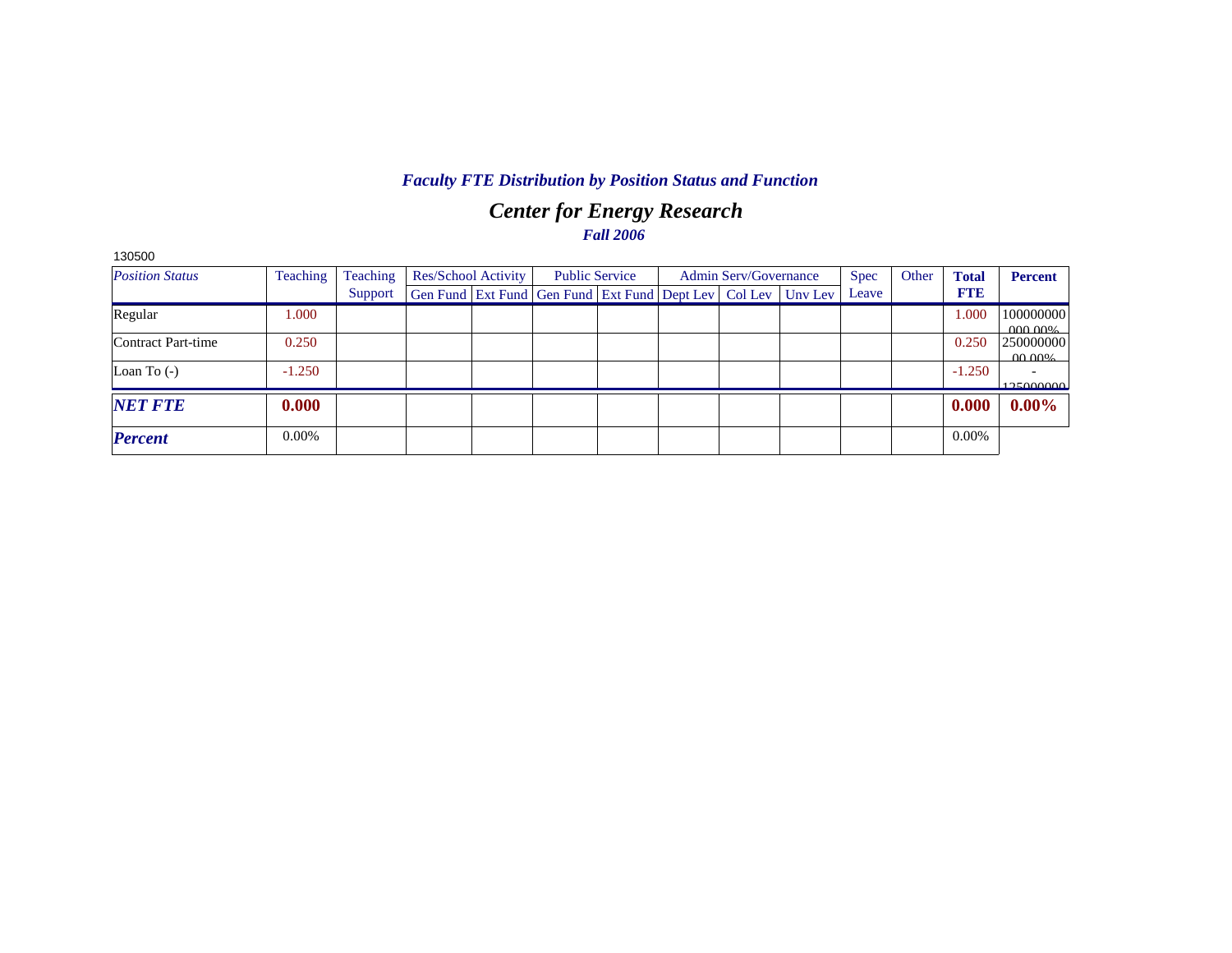### *Faculty FTE Distribution by Position Status and Function*

## *Center for Energy Research*

### *Fall 2006*

130500

| *Position Status* | Teaching | Teaching Support | Res/School Activity | | Public Service | | Admin Serv/Governance | | | Spec Leave | Other | **Total FTE** | **Percent** |
|---|---|---|---|---|---|---|---|---|---|---|---|---|---|
| | | | Gen Fund | Ext Fund | Gen Fund | Ext Fund | Dept Lev | Col Lev | Unv Lev | | | | |
| Regular | 1.000 | | | | | | | | | | | 1.000 | 100000000000.00% |
| Contract Part-time | 0.250 | | | | | | | | | | | 0.250 | 25000000000.00% |
| Loan To (-) | -1.250 | | | | | | | | | | | -1.250 | -125000000 |
| ***NET FTE*** | **0.000** | | | | | | | | | | | **0.000** | **0.00%** |
| ***Percent*** | 0.00% | | | | | | | | | | | 0.00% | |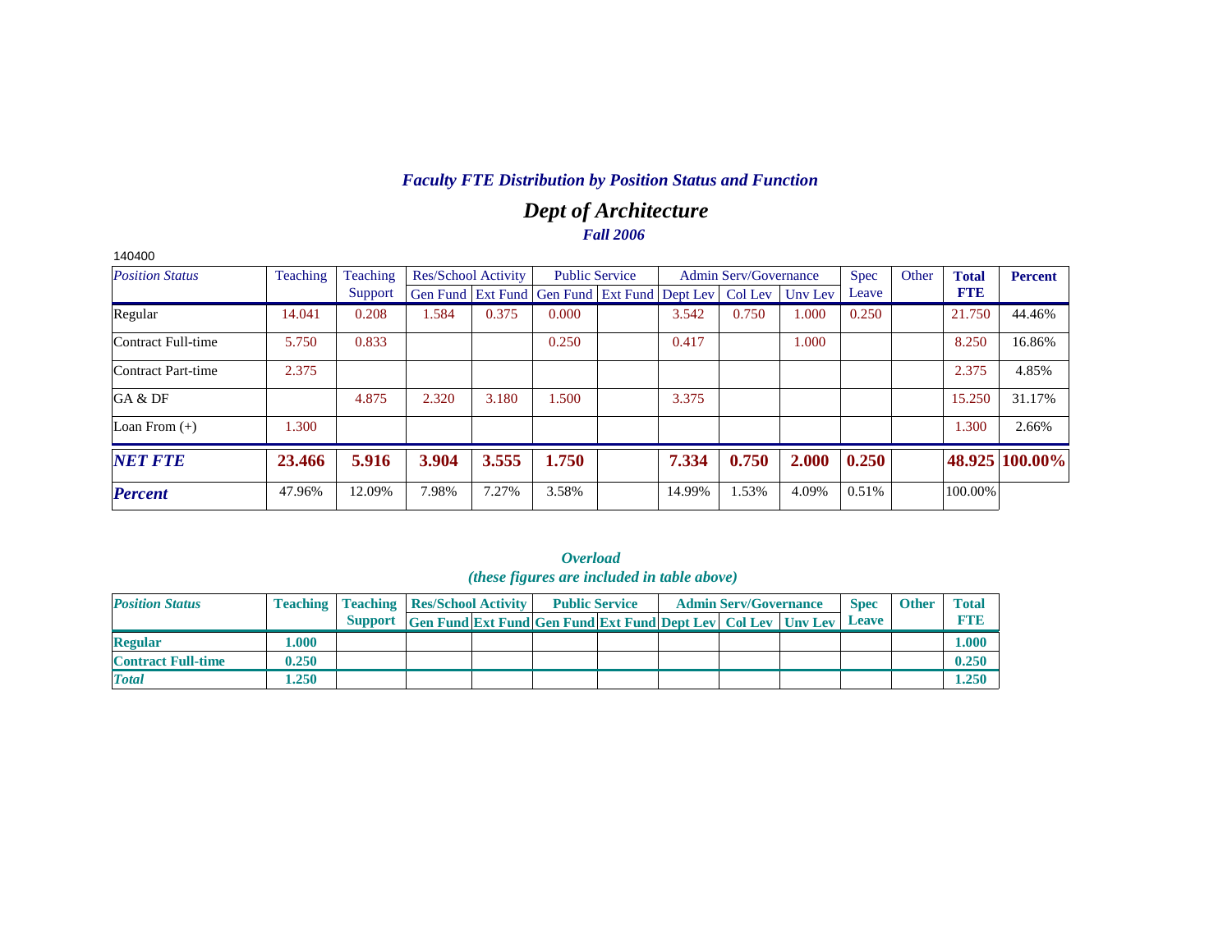## *Faculty FTE Distribution by Position Status and Function*

# *Dept of Architecture*

### *Fall 2006*

140400

| *Position Status* | Teaching | Teaching Support | Res/School Activity | | Public Service | | Admin Serv/Governance | | | Spec Leave | Other | **Total FTE** | **Percent** |
|---|---|---|---|---|---|---|---|---|---|---|---|---|---|
| | | | Gen Fund | Ext Fund | Gen Fund | Ext Fund | Dept Lev | Col Lev | Unv Lev | | | | |
| Regular | 14.041 | 0.208 | 1.584 | 0.375 | 0.000 | | 3.542 | 0.750 | 1.000 | 0.250 | | 21.750 | 44.46% |
| Contract Full-time | 5.750 | 0.833 | | | 0.250 | | 0.417 | | 1.000 | | | 8.250 | 16.86% |
| Contract Part-time | 2.375 | | | | | | | | | | | 2.375 | 4.85% |
| GA & DF | | 4.875 | 2.320 | 3.180 | 1.500 | | 3.375 | | | | | 15.250 | 31.17% |
| Loan From (+) | 1.300 | | | | | | | | | | | 1.300 | 2.66% |
| ***NET FTE*** | **23.466** | **5.916** | **3.904** | **3.555** | **1.750** | | **7.334** | **0.750** | **2.000** | **0.250** | | **48.925** | **100.00%** |
| ***Percent*** | 47.96% | 12.09% | 7.98% | 7.27% | 3.58% | | 14.99% | 1.53% | 4.09% | 0.51% | | 100.00% | |

### *Overload*
### *(these figures are included in table above)*

| ***Position Status*** | **Teaching** | **Teaching Support** | **Res/School Activity** | | **Public Service** | | **Admin Serv/Governance** | | | **Spec Leave** | **Other** | **Total FTE** |
|---|---|---|---|---|---|---|---|---|---|---|---|---|
| | | | **Gen Fund** | **Ext Fund** | **Gen Fund** | **Ext Fund** | **Dept Lev** | **Col Lev** | **Unv Lev** | | | |
| **Regular** | **1.000** | | | | | | | | | | | **1.000** |
| **Contract Full-time** | **0.250** | | | | | | | | | | | **0.250** |
| ***Total*** | **1.250** | | | | | | | | | | | **1.250** |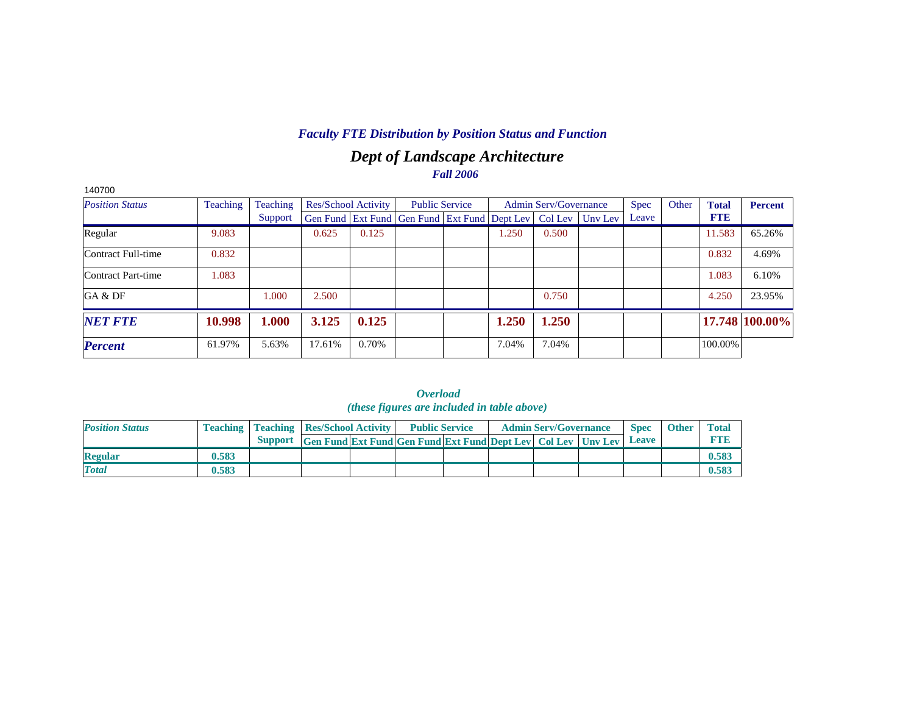### *Faculty FTE Distribution by Position Status and Function*

## *Dept of Landscape Architecture*

### *Fall 2006*

140700

| *Position Status* | Teaching | Teaching Support | Res/School Activity | | Public Service | | Admin Serv/Governance | | | Spec Leave | Other | **Total FTE** | **Percent** |
|---|---|---|---|---|---|---|---|---|---|---|---|---|---|
| | | | Gen Fund | Ext Fund | Gen Fund | Ext Fund | Dept Lev | Col Lev | Unv Lev | | | | |
| Regular | 9.083 | | 0.625 | 0.125 | | | 1.250 | 0.500 | | | | 11.583 | 65.26% |
| Contract Full-time | 0.832 | | | | | | | | | | | 0.832 | 4.69% |
| Contract Part-time | 1.083 | | | | | | | | | | | 1.083 | 6.10% |
| GA & DF | | 1.000 | 2.500 | | | | | 0.750 | | | | 4.250 | 23.95% |
| ***NET FTE*** | **10.998** | **1.000** | **3.125** | **0.125** | | | **1.250** | **1.250** | | | | **17.748** | **100.00%** |
| ***Percent*** | 61.97% | 5.63% | 17.61% | 0.70% | | | 7.04% | 7.04% | | | | 100.00% | |

### *Overload*
### *(these figures are included in table above)*

| *Position Status* | Teaching | Teaching Support | Res/School Activity | | Public Service | | Admin Serv/Governance | | | Spec Leave | Other | Total FTE |
|---|---|---|---|---|---|---|---|---|---|---|---|---|
| | | | Gen Fund | Ext Fund | Gen Fund | Ext Fund | Dept Lev | Col Lev | Unv Lev | | | |
| **Regular** | **0.583** | | | | | | | | | | | **0.583** |
| ***Total*** | **0.583** | | | | | | | | | | | **0.583** |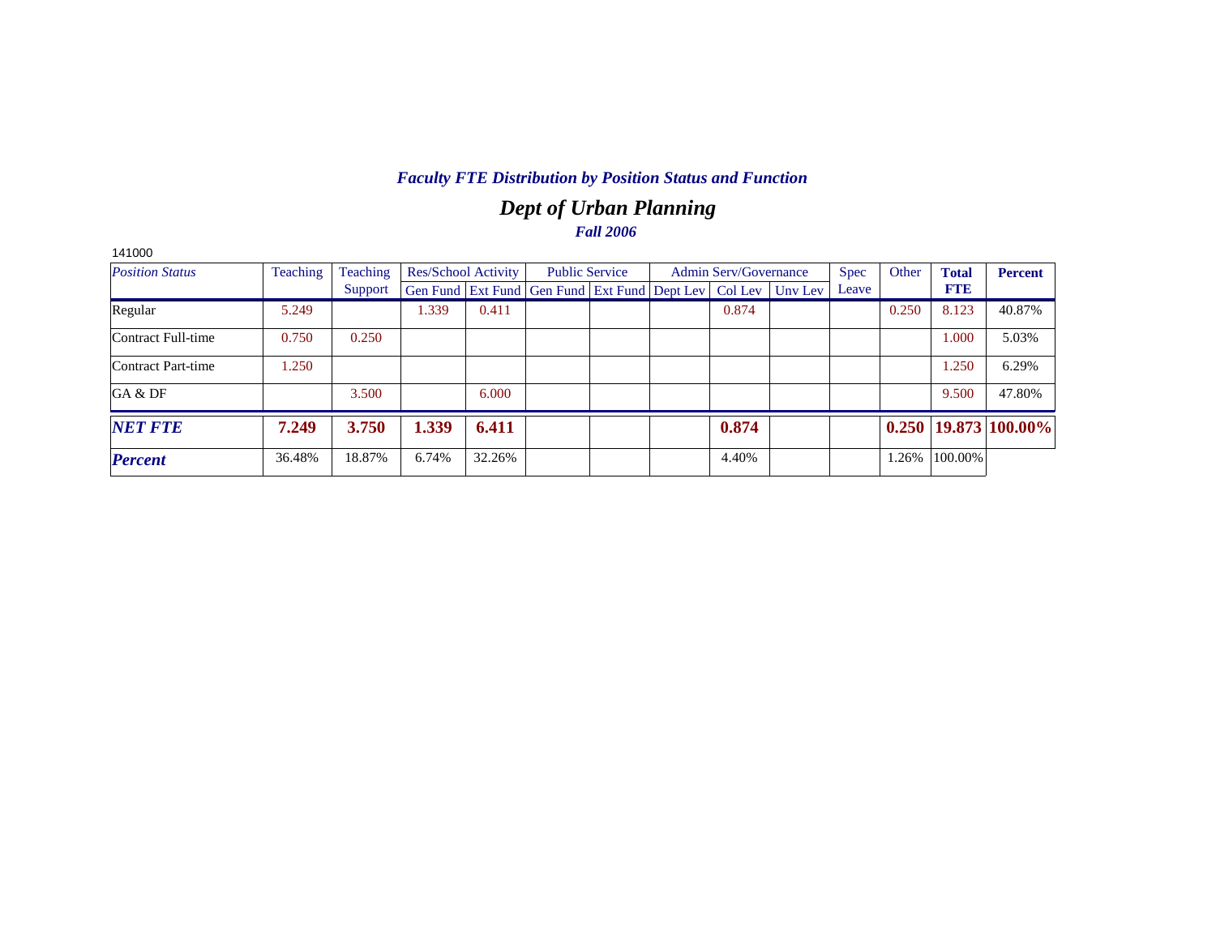## *Faculty FTE Distribution by Position Status and Function*

# *Dept of Urban Planning*

### *Fall 2006*

141000

| *Position Status* | Teaching | Teaching Support | Res/School Activity | | Public Service | | Admin Serv/Governance | | | Spec Leave | Other | **Total FTE** | **Percent** |
|---|---|---|---|---|---|---|---|---|---|---|---|---|---|
| | | | Gen Fund | Ext Fund | Gen Fund | Ext Fund | Dept Lev | Col Lev | Unv Lev | | | | |
| Regular | 5.249 | | 1.339 | 0.411 | | | | 0.874 | | | 0.250 | 8.123 | 40.87% |
| Contract Full-time | 0.750 | 0.250 | | | | | | | | | | 1.000 | 5.03% |
| Contract Part-time | 1.250 | | | | | | | | | | | 1.250 | 6.29% |
| GA & DF | | 3.500 | | 6.000 | | | | | | | | 9.500 | 47.80% |
| ***NET FTE*** | **7.249** | **3.750** | **1.339** | **6.411** | | | | **0.874** | | | **0.250** | **19.873** | **100.00%** |
| ***Percent*** | 36.48% | 18.87% | 6.74% | 32.26% | | | | 4.40% | | | 1.26% | 100.00% | |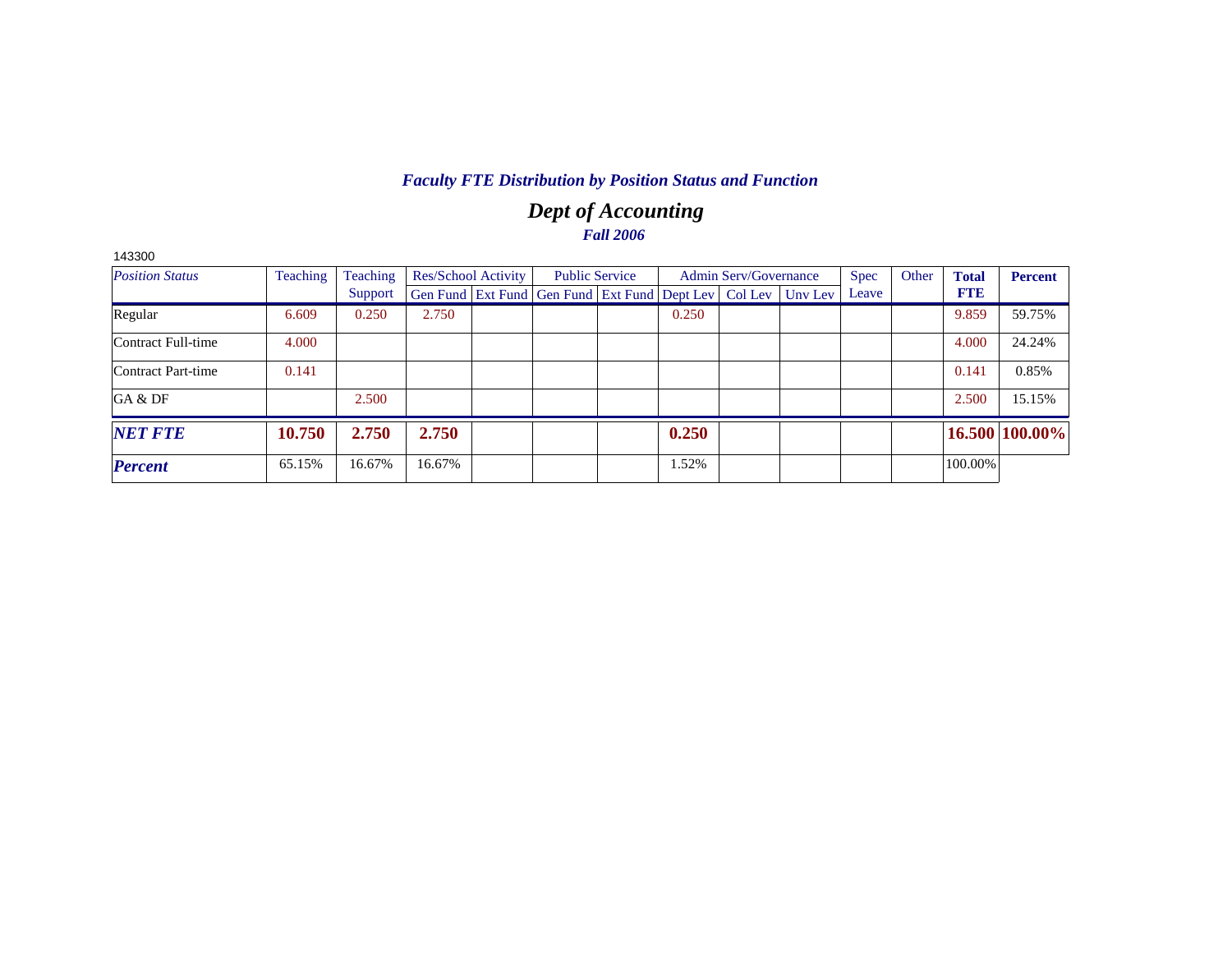## *Faculty FTE Distribution by Position Status and Function*

# *Dept of Accounting*

### *Fall 2006*

143300

| *Position Status* | Teaching | Teaching Support | Res/School Activity | | Public Service | | Admin Serv/Governance | | | Spec Leave | Other | **Total FTE** | **Percent** |
|---|---|---|---|---|---|---|---|---|---|---|---|---|---|
| | | | Gen Fund | Ext Fund | Gen Fund | Ext Fund | Dept Lev | Col Lev | Unv Lev | | | | |
| Regular | 6.609 | 0.250 | 2.750 | | | | 0.250 | | | | | 9.859 | 59.75% |
| Contract Full-time | 4.000 | | | | | | | | | | | 4.000 | 24.24% |
| Contract Part-time | 0.141 | | | | | | | | | | | 0.141 | 0.85% |
| GA & DF | | 2.500 | | | | | | | | | | 2.500 | 15.15% |
| ***NET FTE*** | **10.750** | **2.750** | **2.750** | | | | **0.250** | | | | | **16.500** | **100.00%** |
| ***Percent*** | 65.15% | 16.67% | 16.67% | | | | 1.52% | | | | | 100.00% | |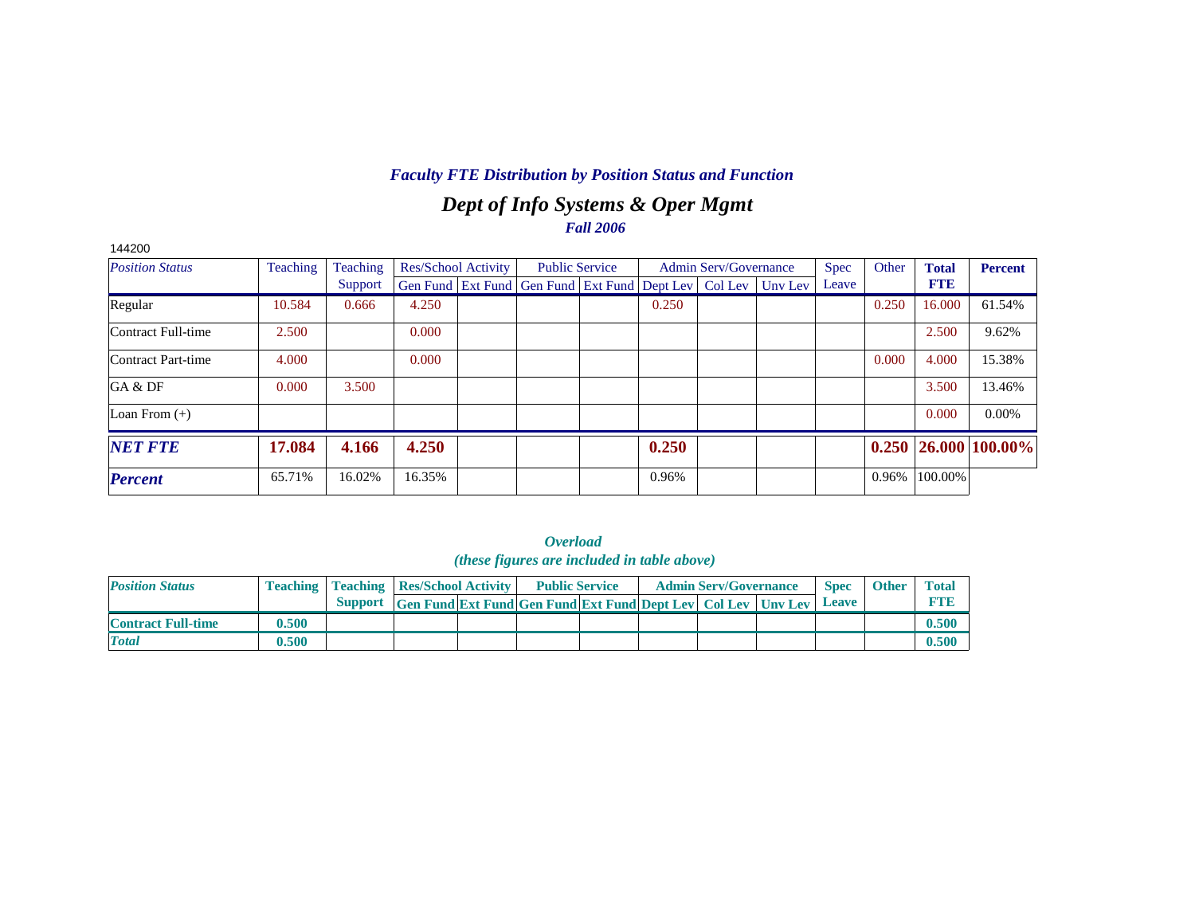## *Faculty FTE Distribution by Position Status and Function*

## *Dept of Info Systems & Oper Mgmt*

*Fall 2006*

144200

| *Position Status* | Teaching | Teaching Support | Res/School Activity | | Public Service | | Admin Serv/Governance | | | Spec Leave | Other | **Total FTE** | **Percent** |
|---|---|---|---|---|---|---|---|---|---|---|---|---|---|
| | | | Gen Fund | Ext Fund | Gen Fund | Ext Fund | Dept Lev | Col Lev | Unv Lev | | | | |
| Regular | 10.584 | 0.666 | 4.250 | | | | 0.250 | | | | 0.250 | 16.000 | 61.54% |
| Contract Full-time | 2.500 | | 0.000 | | | | | | | | | 2.500 | 9.62% |
| Contract Part-time | 4.000 | | 0.000 | | | | | | | | 0.000 | 4.000 | 15.38% |
| GA & DF | 0.000 | 3.500 | | | | | | | | | | 3.500 | 13.46% |
| Loan From (+) | | | | | | | | | | | | 0.000 | 0.00% |
| ***NET FTE*** | **17.084** | **4.166** | **4.250** | | | | **0.250** | | | | **0.250** | **26.000** | **100.00%** |
| ***Percent*** | 65.71% | 16.02% | 16.35% | | | | 0.96% | | | | 0.96% | 100.00% | |

*Overload*

*(these figures are included in table above)*

| ***Position Status*** | **Teaching** | **Teaching Support** | **Res/School Activity** | | **Public Service** | | **Admin Serv/Governance** | | | **Spec Leave** | **Other** | **Total FTE** |
|---|---|---|---|---|---|---|---|---|---|---|---|---|
| | | | **Gen Fund** | **Ext Fund** | **Gen Fund** | **Ext Fund** | **Dept Lev** | **Col Lev** | **Unv Lev** | | | |
| **Contract Full-time** | **0.500** | | | | | | | | | | | **0.500** |
| ***Total*** | **0.500** | | | | | | | | | | | **0.500** |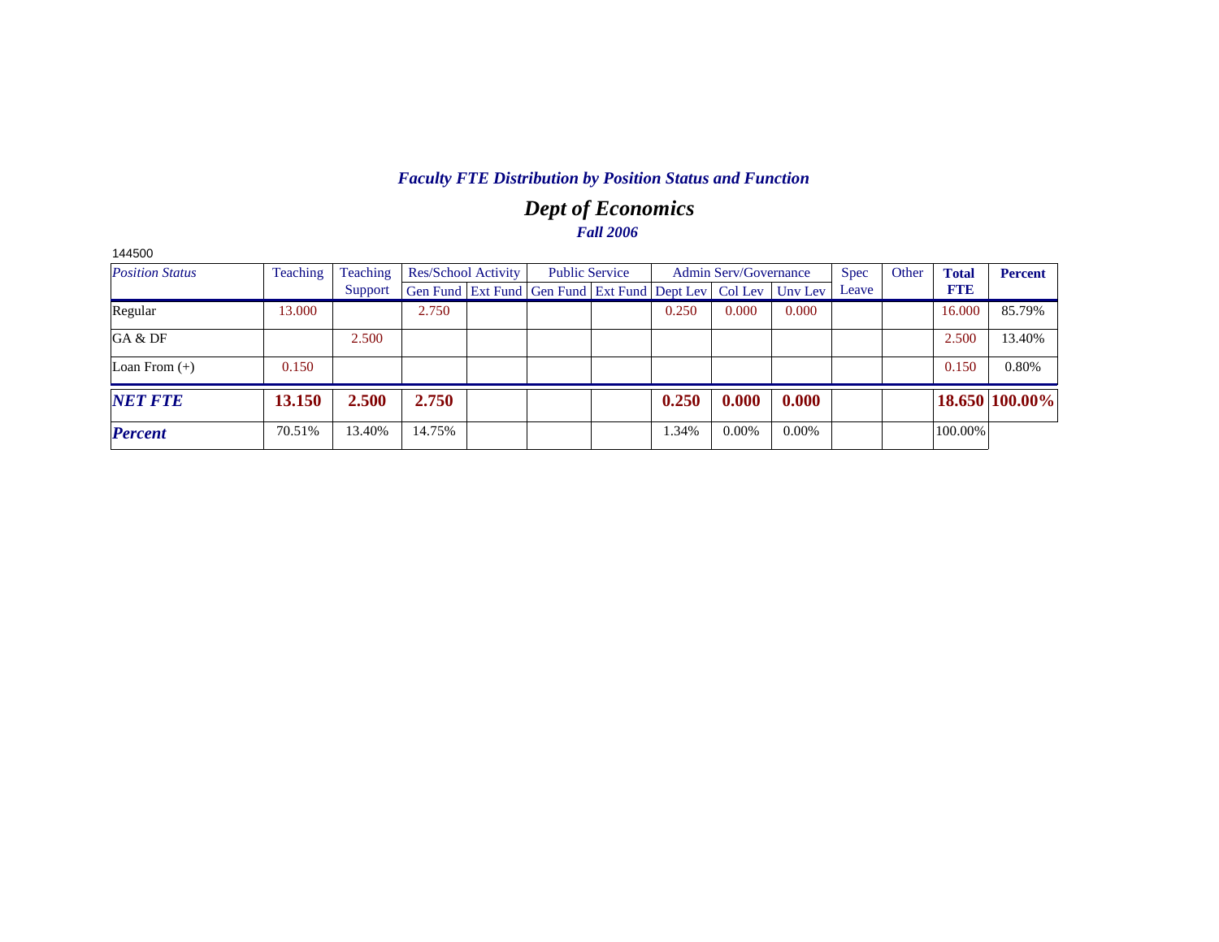## *Faculty FTE Distribution by Position Status and Function*

# *Dept of Economics*

### *Fall 2006*

144500

| *Position Status* | Teaching | Teaching Support | Res/School Activity | | Public Service | | Admin Serv/Governance | | | Spec Leave | Other | **Total FTE** | **Percent** |
|---|---|---|---|---|---|---|---|---|---|---|---|---|---|
| | | | Gen Fund | Ext Fund | Gen Fund | Ext Fund | Dept Lev | Col Lev | Unv Lev | | | | |
| Regular | 13.000 | | 2.750 | | | | 0.250 | 0.000 | 0.000 | | | 16.000 | 85.79% |
| GA & DF | | 2.500 | | | | | | | | | | 2.500 | 13.40% |
| Loan From (+) | 0.150 | | | | | | | | | | | 0.150 | 0.80% |
| ***NET FTE*** | **13.150** | **2.500** | **2.750** | | | | **0.250** | **0.000** | **0.000** | | | **18.650** | **100.00%** |
| ***Percent*** | 70.51% | 13.40% | 14.75% | | | | 1.34% | 0.00% | 0.00% | | | 100.00% | |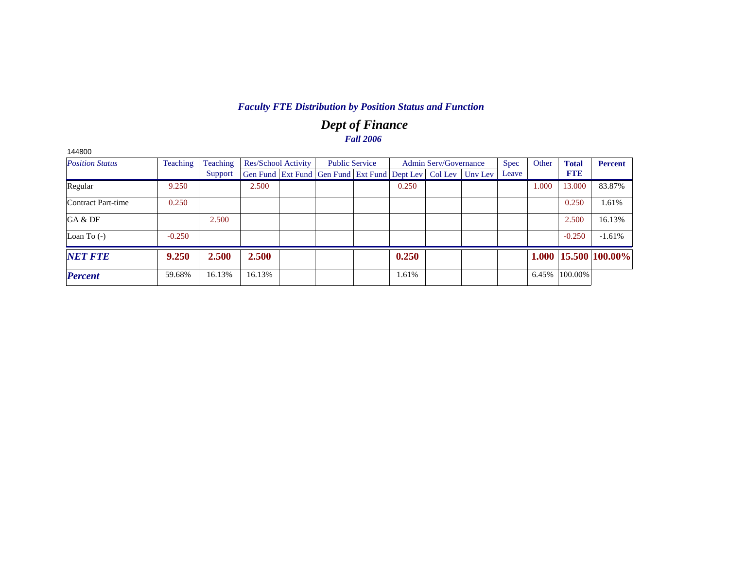# *Faculty FTE Distribution by Position Status and Function*

## *Dept of Finance*

### *Fall 2006*

144800

| *Position Status* | Teaching | Teaching Support | Res/School Activity | | Public Service | | Admin Serv/Governance | | | Spec Leave | Other | **Total FTE** | **Percent** |
|---|---|---|---|---|---|---|---|---|---|---|---|---|---|
| | | | Gen Fund | Ext Fund | Gen Fund | Ext Fund | Dept Lev | Col Lev | Unv Lev | | | | |
| Regular | 9.250 | | 2.500 | | | | 0.250 | | | | 1.000 | 13.000 | 83.87% |
| Contract Part-time | 0.250 | | | | | | | | | | | 0.250 | 1.61% |
| GA & DF | | 2.500 | | | | | | | | | | 2.500 | 16.13% |
| Loan To (-) | -0.250 | | | | | | | | | | | -0.250 | -1.61% |
| ***NET FTE*** | **9.250** | **2.500** | **2.500** | | | | **0.250** | | | | **1.000** | **15.500** | **100.00%** |
| ***Percent*** | 59.68% | 16.13% | 16.13% | | | | 1.61% | | | | 6.45% | 100.00% | |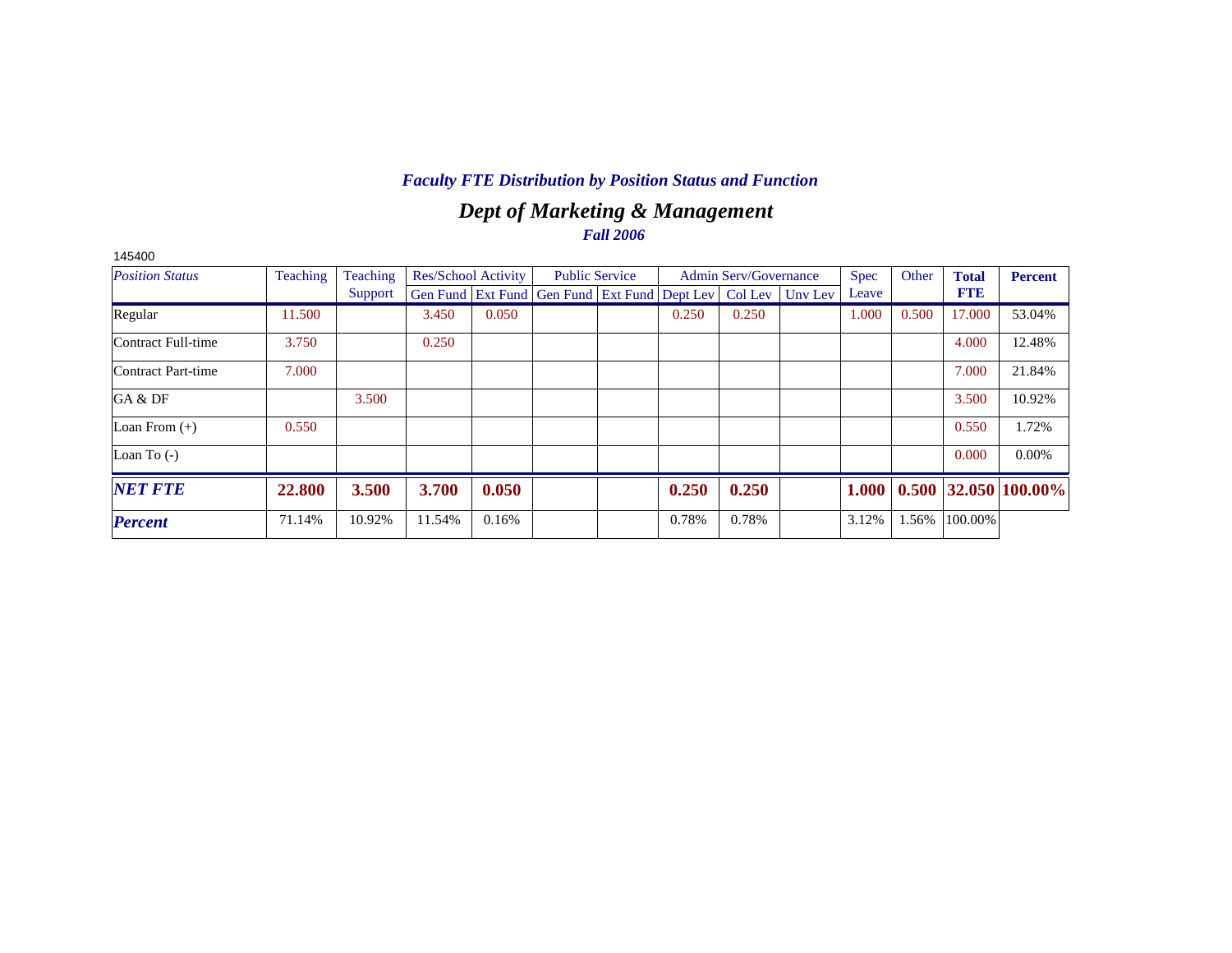## *Faculty FTE Distribution by Position Status and Function*

# *Dept of Marketing & Management*

### *Fall 2006*

145400

| *Position Status* | Teaching | Teaching Support | Res/School Activity | | Public Service | | Admin Serv/Governance | | | Spec Leave | Other | **Total FTE** | **Percent** |
|---|---|---|---|---|---|---|---|---|---|---|---|---|---|
| | | | Gen Fund | Ext Fund | Gen Fund | Ext Fund | Dept Lev | Col Lev | Unv Lev | | | | |
| Regular | 11.500 | | 3.450 | 0.050 | | | 0.250 | 0.250 | | 1.000 | 0.500 | 17.000 | 53.04% |
| Contract Full-time | 3.750 | | 0.250 | | | | | | | | | 4.000 | 12.48% |
| Contract Part-time | 7.000 | | | | | | | | | | | 7.000 | 21.84% |
| GA & DF | | 3.500 | | | | | | | | | | 3.500 | 10.92% |
| Loan From (+) | 0.550 | | | | | | | | | | | 0.550 | 1.72% |
| Loan To (-) | | | | | | | | | | | | 0.000 | 0.00% |
| ***NET FTE*** | **22.800** | **3.500** | **3.700** | **0.050** | | | **0.250** | **0.250** | | **1.000** | **0.500** | **32.050** | **100.00%** |
| ***Percent*** | 71.14% | 10.92% | 11.54% | 0.16% | | | 0.78% | 0.78% | | 3.12% | 1.56% | 100.00% | |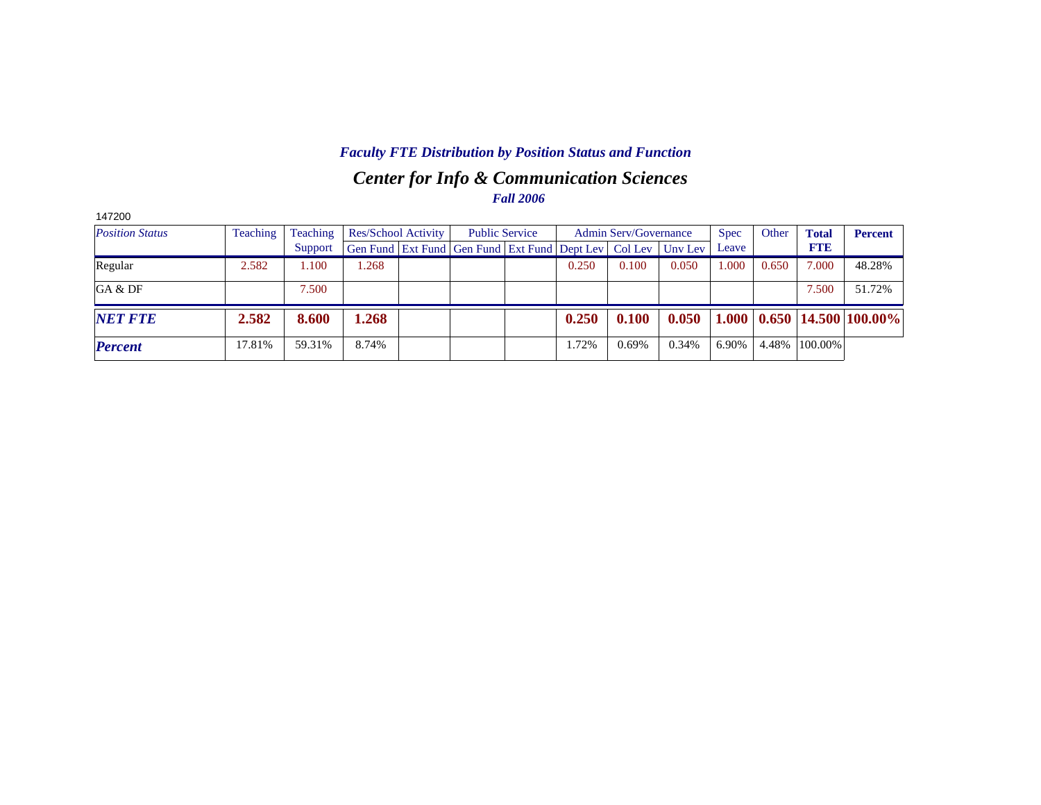*Faculty FTE Distribution by Position Status and Function*

## *Center for Info & Communication Sciences*

*Fall 2006*

147200

| *Position Status* | Teaching | Teaching Support | Res/School Activity | | Public Service | | Admin Serv/Governance | | | Spec Leave | Other | **Total FTE** | **Percent** |
|---|---|---|---|---|---|---|---|---|---|---|---|---|---|
| | | | Gen Fund | Ext Fund | Gen Fund | Ext Fund | Dept Lev | Col Lev | Unv Lev | | | | |
| Regular | 2.582 | 1.100 | 1.268 | | | | 0.250 | 0.100 | 0.050 | 1.000 | 0.650 | 7.000 | 48.28% |
| GA & DF | | 7.500 | | | | | | | | | | 7.500 | 51.72% |
| ***NET FTE*** | **2.582** | **8.600** | **1.268** | | | | **0.250** | **0.100** | **0.050** | **1.000** | **0.650** | **14.500** | **100.00%** |
| ***Percent*** | 17.81% | 59.31% | 8.74% | | | | 1.72% | 0.69% | 0.34% | 6.90% | 4.48% | 100.00% | |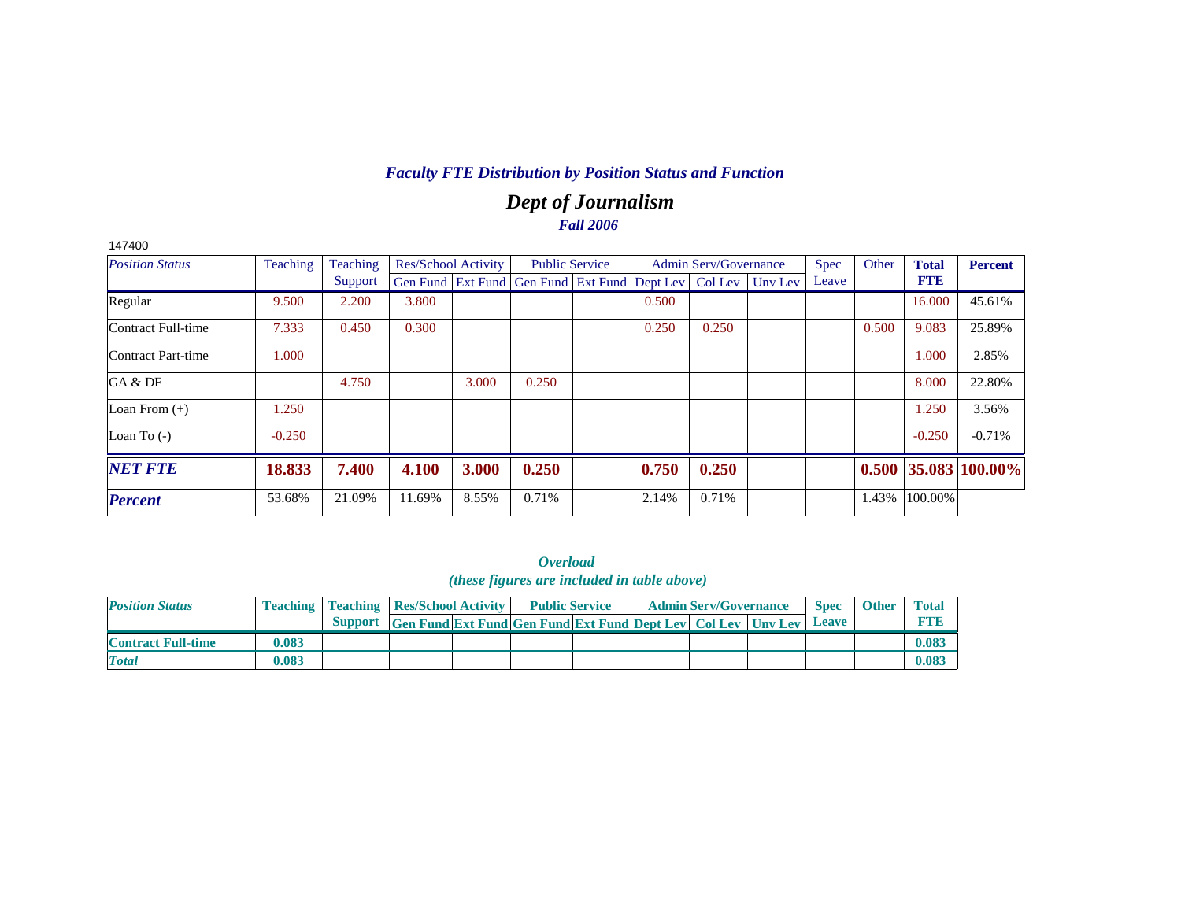### *Faculty FTE Distribution by Position Status and Function*

## *Dept of Journalism*

### *Fall 2006*

147400

| *Position Status* | Teaching | Teaching Support | Res/School Activity | | Public Service | | Admin Serv/Governance | | | Spec Leave | Other | **Total FTE** | **Percent** |
|---|---|---|---|---|---|---|---|---|---|---|---|---|---|
| | | | Gen Fund | Ext Fund | Gen Fund | Ext Fund | Dept Lev | Col Lev | Unv Lev | | | | |
| Regular | 9.500 | 2.200 | 3.800 | | | | 0.500 | | | | | 16.000 | 45.61% |
| Contract Full-time | 7.333 | 0.450 | 0.300 | | | | 0.250 | 0.250 | | | 0.500 | 9.083 | 25.89% |
| Contract Part-time | 1.000 | | | | | | | | | | | 1.000 | 2.85% |
| GA & DF | | 4.750 | | 3.000 | 0.250 | | | | | | | 8.000 | 22.80% |
| Loan From (+) | 1.250 | | | | | | | | | | | 1.250 | 3.56% |
| Loan To (-) | -0.250 | | | | | | | | | | | -0.250 | -0.71% |
| ***NET FTE*** | **18.833** | **7.400** | **4.100** | **3.000** | **0.250** | | **0.750** | **0.250** | | | **0.500** | **35.083** | **100.00%** |
| ***Percent*** | 53.68% | 21.09% | 11.69% | 8.55% | 0.71% | | 2.14% | 0.71% | | | 1.43% | 100.00% | |

### *Overload*
*(these figures are included in table above)*

| *Position Status* | Teaching | Teaching Support | Res/School Activity | | Public Service | | Admin Serv/Governance | | | Spec Leave | Other | Total FTE |
|---|---|---|---|---|---|---|---|---|---|---|---|---|
| | | | Gen Fund | Ext Fund | Gen Fund | Ext Fund | Dept Lev | Col Lev | Unv Lev | | | |
| **Contract Full-time** | **0.083** | | | | | | | | | | | **0.083** |
| ***Total*** | **0.083** | | | | | | | | | | | **0.083** |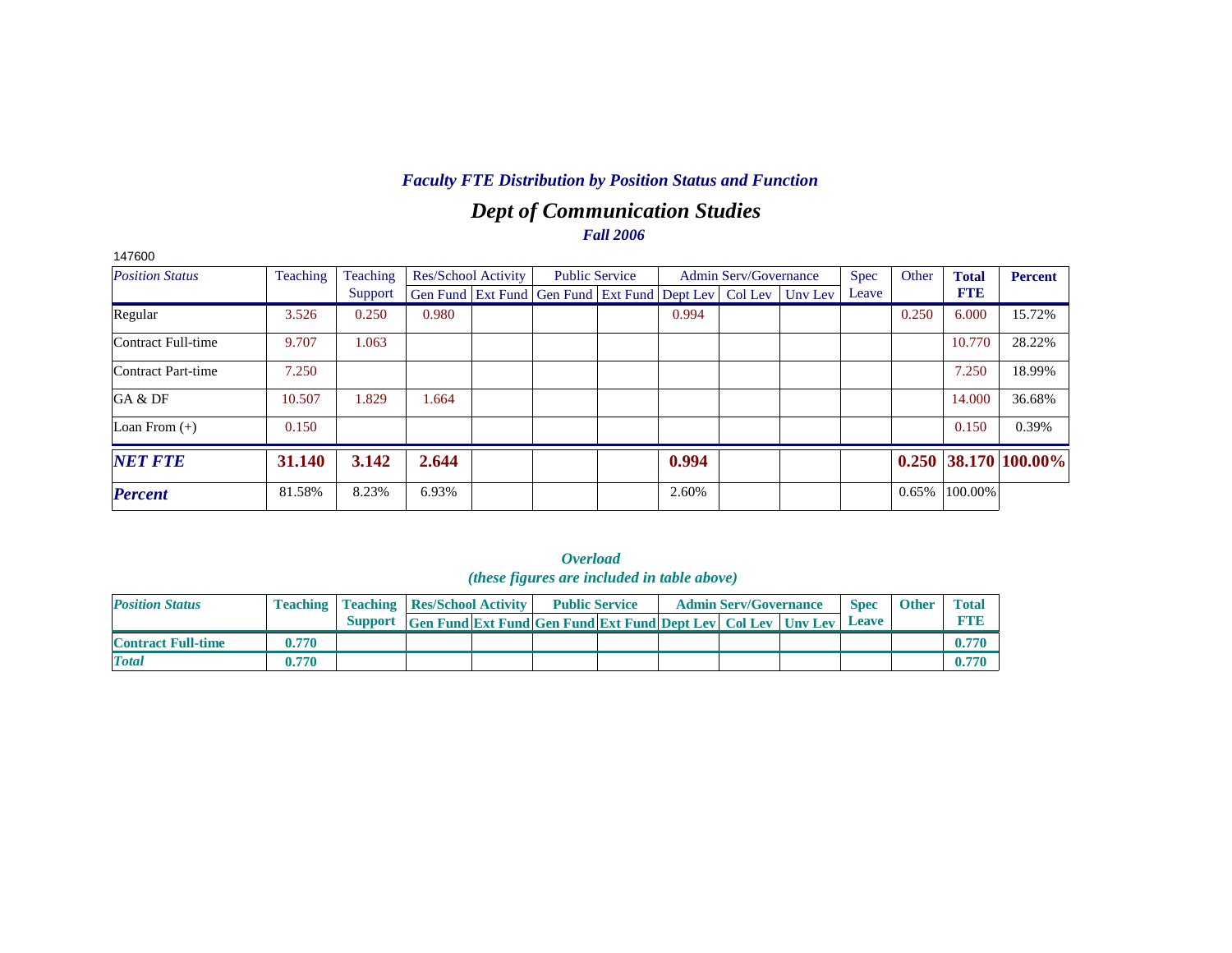## *Faculty FTE Distribution by Position Status and Function*

# *Dept of Communication Studies*

### *Fall 2006*

147600

| *Position Status* | Teaching | Teaching Support | Res/School Activity | | Public Service | | Admin Serv/Governance | | | Spec Leave | Other | **Total FTE** | **Percent** |
|---|---|---|---|---|---|---|---|---|---|---|---|---|---|
| | | | Gen Fund | Ext Fund | Gen Fund | Ext Fund | Dept Lev | Col Lev | Unv Lev | | | | |
| Regular | 3.526 | 0.250 | 0.980 | | | | 0.994 | | | | 0.250 | 6.000 | 15.72% |
| Contract Full-time | 9.707 | 1.063 | | | | | | | | | | 10.770 | 28.22% |
| Contract Part-time | 7.250 | | | | | | | | | | | 7.250 | 18.99% |
| GA & DF | 10.507 | 1.829 | 1.664 | | | | | | | | | 14.000 | 36.68% |
| Loan From (+) | 0.150 | | | | | | | | | | | 0.150 | 0.39% |
| ***NET FTE*** | **31.140** | **3.142** | **2.644** | | | | **0.994** | | | | **0.250** | **38.170** | **100.00%** |
| ***Percent*** | 81.58% | 8.23% | 6.93% | | | | 2.60% | | | | 0.65% | 100.00% | |

### *Overload*
### *(these figures are included in table above)*

| *Position Status* | Teaching | Teaching Support | Res/School Activity | | Public Service | | Admin Serv/Governance | | | Spec Leave | Other | Total FTE |
|---|---|---|---|---|---|---|---|---|---|---|---|---|
| | | | Gen Fund | Ext Fund | Gen Fund | Ext Fund | Dept Lev | Col Lev | Unv Lev | | | |
| **Contract Full-time** | **0.770** | | | | | | | | | | | **0.770** |
| ***Total*** | **0.770** | | | | | | | | | | | **0.770** |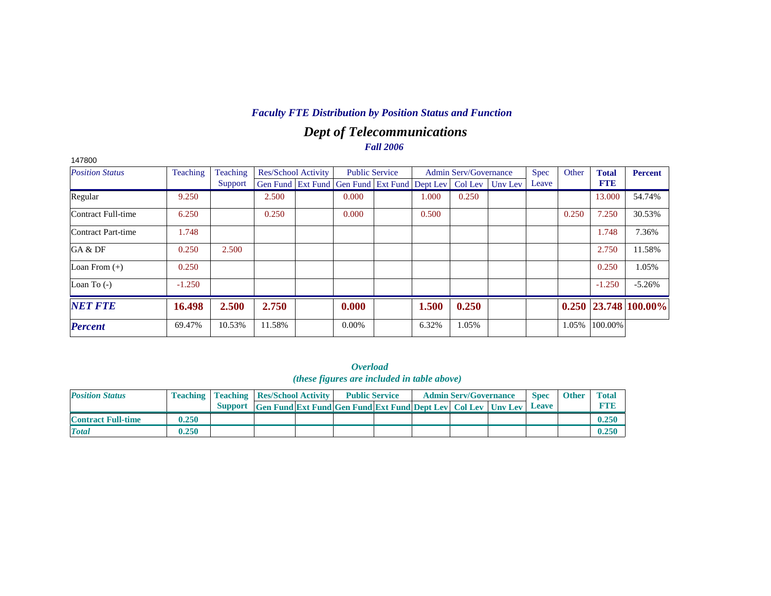### *Faculty FTE Distribution by Position Status and Function*

## *Dept of Telecommunications*

### *Fall 2006*

147800

| *Position Status* | Teaching | Teaching Support | Res/School Activity | | Public Service | | Admin Serv/Governance | | | Spec Leave | Other | **Total FTE** | **Percent** |
|---|---|---|---|---|---|---|---|---|---|---|---|---|---|
| | | | Gen Fund | Ext Fund | Gen Fund | Ext Fund | Dept Lev | Col Lev | Unv Lev | | | | |
| Regular | 9.250 | | 2.500 | | 0.000 | | 1.000 | 0.250 | | | | 13.000 | 54.74% |
| Contract Full-time | 6.250 | | 0.250 | | 0.000 | | 0.500 | | | | 0.250 | 7.250 | 30.53% |
| Contract Part-time | 1.748 | | | | | | | | | | | 1.748 | 7.36% |
| GA & DF | 0.250 | 2.500 | | | | | | | | | | 2.750 | 11.58% |
| Loan From (+) | 0.250 | | | | | | | | | | | 0.250 | 1.05% |
| Loan To (-) | -1.250 | | | | | | | | | | | -1.250 | -5.26% |
| ***NET FTE*** | **16.498** | **2.500** | **2.750** | | **0.000** | | **1.500** | **0.250** | | | **0.250** | **23.748** | **100.00%** |
| ***Percent*** | 69.47% | 10.53% | 11.58% | | 0.00% | | 6.32% | 1.05% | | | 1.05% | 100.00% | |

### *Overload*
### *(these figures are included in table above)*

| *Position Status* | Teaching | Teaching Support | Res/School Activity | | Public Service | | Admin Serv/Governance | | | Spec Leave | Other | Total FTE |
|---|---|---|---|---|---|---|---|---|---|---|---|---|
| | | | Gen Fund | Ext Fund | Gen Fund | Ext Fund | Dept Lev | Col Lev | Unv Lev | | | |
| **Contract Full-time** | **0.250** | | | | | | | | | | | **0.250** |
| ***Total*** | **0.250** | | | | | | | | | | | **0.250** |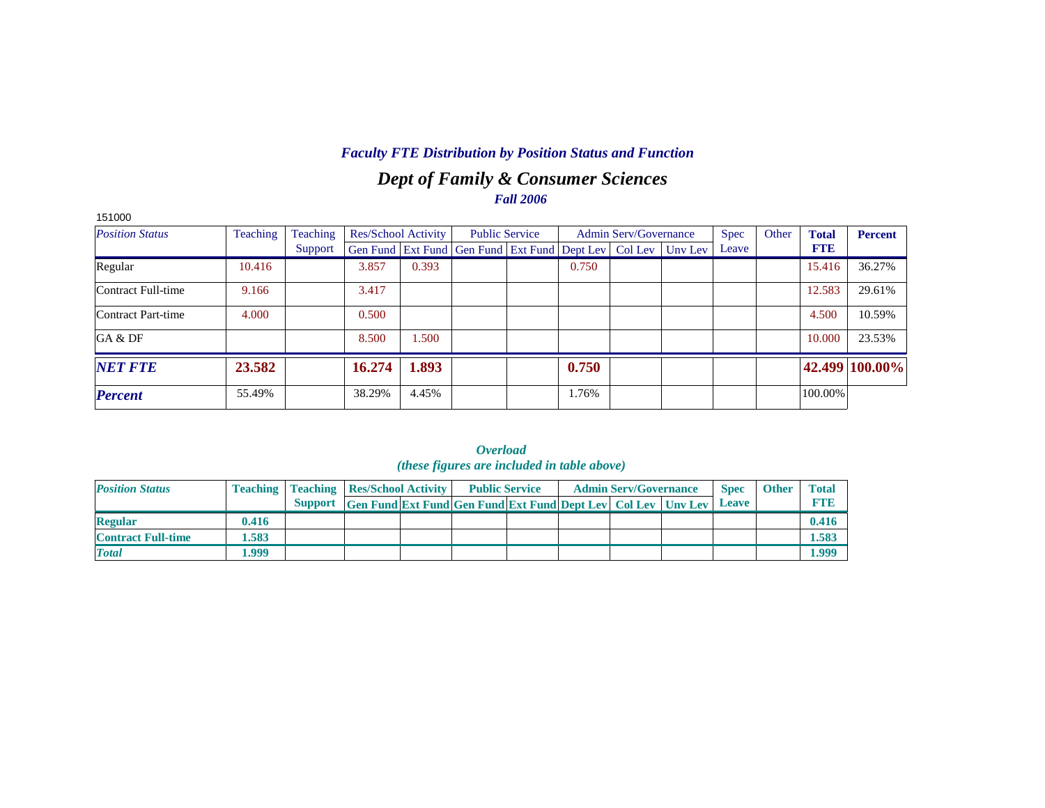## *Faculty FTE Distribution by Position Status and Function*

# *Dept of Family & Consumer Sciences*

### *Fall 2006*

151000

| *Position Status* | Teaching | Teaching Support | Res/School Activity | | Public Service | | Admin Serv/Governance | | | Spec Leave | Other | **Total FTE** | **Percent** |
|---|---|---|---|---|---|---|---|---|---|---|---|---|---|
| | | | Gen Fund | Ext Fund | Gen Fund | Ext Fund | Dept Lev | Col Lev | Unv Lev | | | | |
| Regular | 10.416 | | 3.857 | 0.393 | | | 0.750 | | | | | 15.416 | 36.27% |
| Contract Full-time | 9.166 | | 3.417 | | | | | | | | | 12.583 | 29.61% |
| Contract Part-time | 4.000 | | 0.500 | | | | | | | | | 4.500 | 10.59% |
| GA & DF | | | 8.500 | 1.500 | | | | | | | | 10.000 | 23.53% |
| ***NET FTE*** | **23.582** | | **16.274** | **1.893** | | | **0.750** | | | | | **42.499** | **100.00%** |
| ***Percent*** | 55.49% | | 38.29% | 4.45% | | | 1.76% | | | | | 100.00% | |

***Overload***
***(these figures are included in table above)***

| ***Position Status*** | **Teaching** | **Teaching Support** | **Res/School Activity** | | **Public Service** | | **Admin Serv/Governance** | | | **Spec Leave** | **Other** | **Total FTE** |
|---|---|---|---|---|---|---|---|---|---|---|---|---|
| | | | **Gen Fund** | **Ext Fund** | **Gen Fund** | **Ext Fund** | **Dept Lev** | **Col Lev** | **Unv Lev** | | | |
| **Regular** | **0.416** | | | | | | | | | | | **0.416** |
| **Contract Full-time** | **1.583** | | | | | | | | | | | **1.583** |
| ***Total*** | **1.999** | | | | | | | | | | | **1.999** |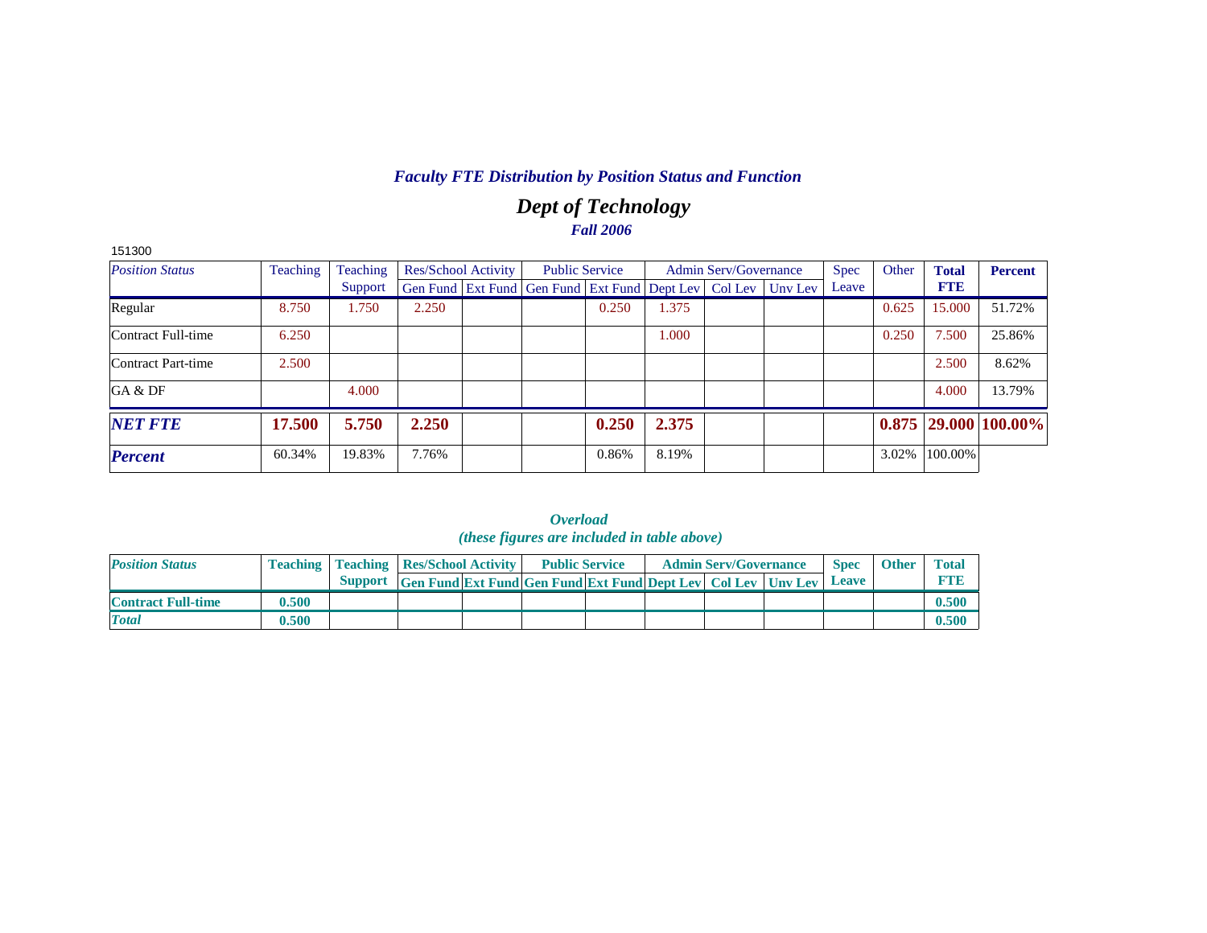## *Faculty FTE Distribution by Position Status and Function*

# *Dept of Technology*

### *Fall 2006*

151300

| *Position Status* | Teaching | Teaching Support | Res/School Activity | | Public Service | | Admin Serv/Governance | | | Spec Leave | Other | **Total FTE** | **Percent** |
|---|---|---|---|---|---|---|---|---|---|---|---|---|---|
| | | | Gen Fund | Ext Fund | Gen Fund | Ext Fund | Dept Lev | Col Lev | Unv Lev | | | | |
| Regular | 8.750 | 1.750 | 2.250 | | | 0.250 | 1.375 | | | | 0.625 | 15.000 | 51.72% |
| Contract Full-time | 6.250 | | | | | | 1.000 | | | | 0.250 | 7.500 | 25.86% |
| Contract Part-time | 2.500 | | | | | | | | | | | 2.500 | 8.62% |
| GA & DF | | 4.000 | | | | | | | | | | 4.000 | 13.79% |
| ***NET FTE*** | **17.500** | **5.750** | **2.250** | | | **0.250** | **2.375** | | | | **0.875** | **29.000** | **100.00%** |
| ***Percent*** | 60.34% | 19.83% | 7.76% | | | 0.86% | 8.19% | | | | 3.02% | 100.00% | |

### *Overload*
*(these figures are included in table above)*

| *Position Status* | Teaching | Teaching Support | Res/School Activity | | Public Service | | Admin Serv/Governance | | | Spec Leave | Other | Total FTE |
|---|---|---|---|---|---|---|---|---|---|---|---|---|
| | | | Gen Fund | Ext Fund | Gen Fund | Ext Fund | Dept Lev | Col Lev | Unv Lev | | | |
| **Contract Full-time** | **0.500** | | | | | | | | | | | **0.500** |
| ***Total*** | **0.500** | | | | | | | | | | | **0.500** |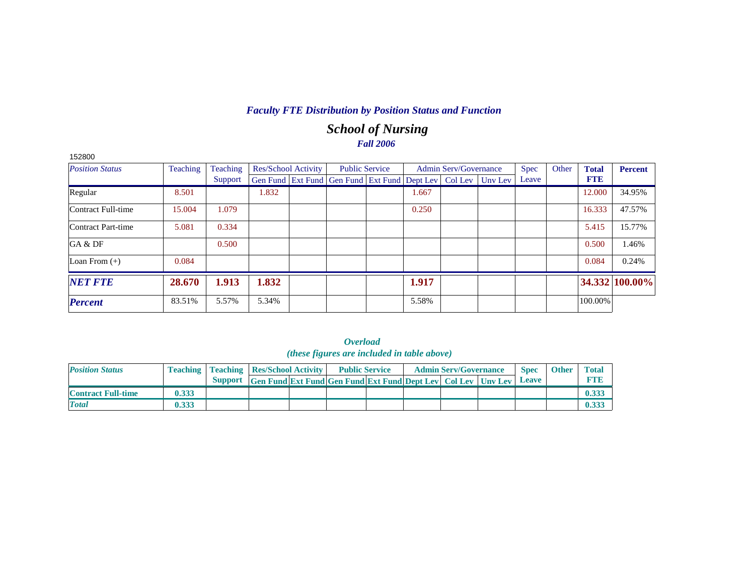## *Faculty FTE Distribution by Position Status and Function*

## *School of Nursing*

### *Fall 2006*

152800

| *Position Status* | Teaching | Teaching Support | Res/School Activity | | Public Service | | Admin Serv/Governance | | | Spec Leave | Other | **Total FTE** | **Percent** |
|---|---|---|---|---|---|---|---|---|---|---|---|---|---|
| | | | Gen Fund | Ext Fund | Gen Fund | Ext Fund | Dept Lev | Col Lev | Unv Lev | | | | |
| Regular | 8.501 | | 1.832 | | | | 1.667 | | | | | 12.000 | 34.95% |
| Contract Full-time | 15.004 | 1.079 | | | | | 0.250 | | | | | 16.333 | 47.57% |
| Contract Part-time | 5.081 | 0.334 | | | | | | | | | | 5.415 | 15.77% |
| GA & DF | | 0.500 | | | | | | | | | | 0.500 | 1.46% |
| Loan From (+) | 0.084 | | | | | | | | | | | 0.084 | 0.24% |
| ***NET FTE*** | **28.670** | **1.913** | **1.832** | | | | **1.917** | | | | | **34.332** | **100.00%** |
| ***Percent*** | 83.51% | 5.57% | 5.34% | | | | 5.58% | | | | | 100.00% | |

### *Overload*
### *(these figures are included in table above)*

| *Position Status* | Teaching | Teaching Support | Res/School Activity | | Public Service | | Admin Serv/Governance | | | Spec Leave | Other | Total FTE |
|---|---|---|---|---|---|---|---|---|---|---|---|---|
| | | | Gen Fund | Ext Fund | Gen Fund | Ext Fund | Dept Lev | Col Lev | Unv Lev | | | |
| **Contract Full-time** | **0.333** | | | | | | | | | | | **0.333** |
| ***Total*** | **0.333** | | | | | | | | | | | **0.333** |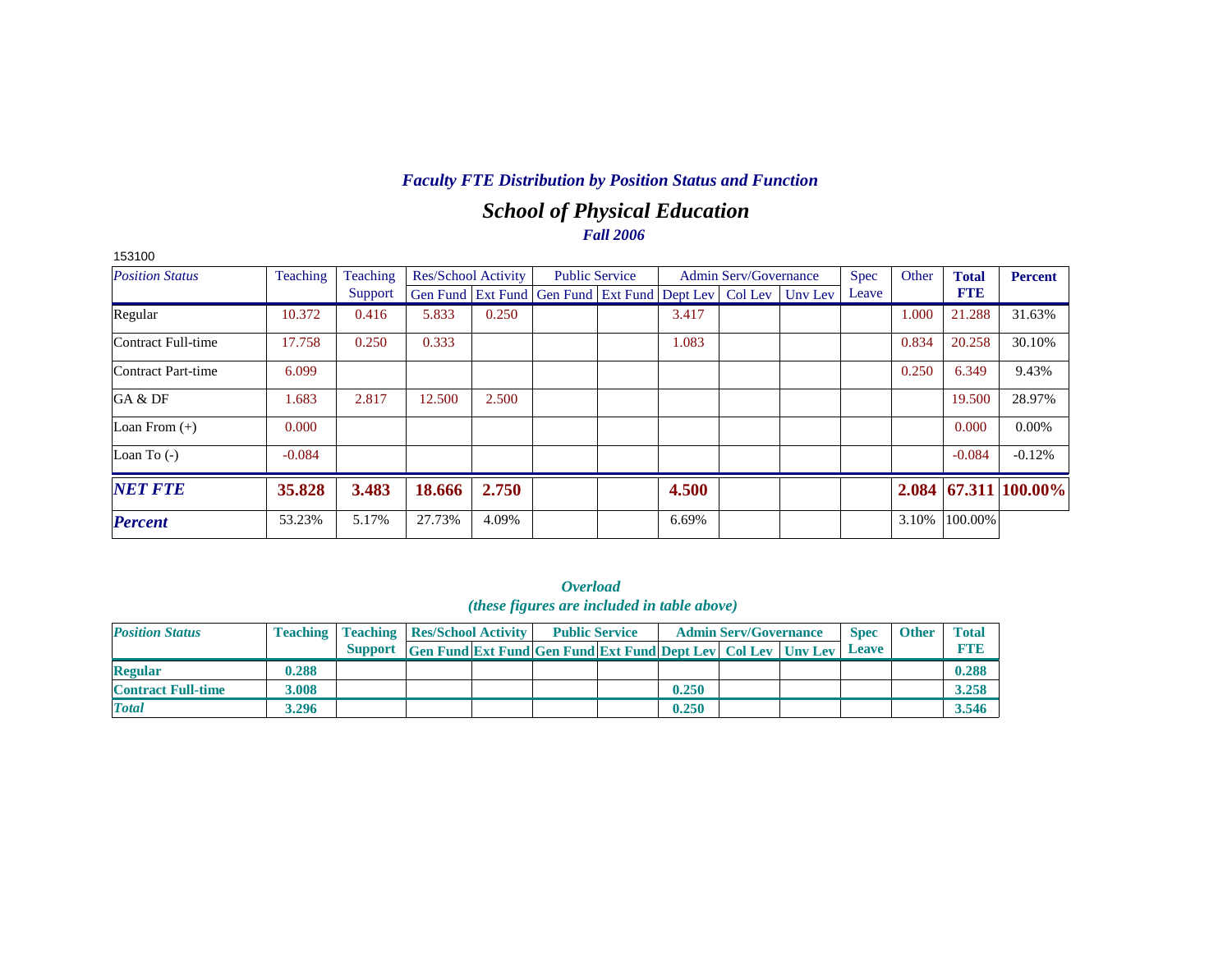## *Faculty FTE Distribution by Position Status and Function*

# *School of Physical Education*

### *Fall 2006*

153100

| *Position Status* | Teaching | Teaching Support | Res/School Activity | | Public Service | | Admin Serv/Governance | | | Spec Leave | Other | Total FTE | Percent |
|---|---|---|---|---|---|---|---|---|---|---|---|---|---|
| | | | Gen Fund | Ext Fund | Gen Fund | Ext Fund | Dept Lev | Col Lev | Unv Lev | | | | |
| Regular | 10.372 | 0.416 | 5.833 | 0.250 | | | 3.417 | | | | 1.000 | 21.288 | 31.63% |
| Contract Full-time | 17.758 | 0.250 | 0.333 | | | | 1.083 | | | | 0.834 | 20.258 | 30.10% |
| Contract Part-time | 6.099 | | | | | | | | | | 0.250 | 6.349 | 9.43% |
| GA & DF | 1.683 | 2.817 | 12.500 | 2.500 | | | | | | | | 19.500 | 28.97% |
| Loan From (+) | 0.000 | | | | | | | | | | | 0.000 | 0.00% |
| Loan To (-) | -0.084 | | | | | | | | | | | -0.084 | -0.12% |
| ***NET FTE*** | **35.828** | **3.483** | **18.666** | **2.750** | | | **4.500** | | | | **2.084** | **67.311** | **100.00%** |
| ***Percent*** | 53.23% | 5.17% | 27.73% | 4.09% | | | 6.69% | | | | 3.10% | 100.00% | |

### *Overload*
### *(these figures are included in table above)*

| *Position Status* | Teaching | Teaching Support | Res/School Activity | | Public Service | | Admin Serv/Governance | | | Spec Leave | Other | Total FTE |
|---|---|---|---|---|---|---|---|---|---|---|---|---|
| | | | Gen Fund | Ext Fund | Gen Fund | Ext Fund | Dept Lev | Col Lev | Unv Lev | | | |
| **Regular** | **0.288** | | | | | | | | | | | **0.288** |
| **Contract Full-time** | **3.008** | | | | | | **0.250** | | | | | **3.258** |
| ***Total*** | **3.296** | | | | | | **0.250** | | | | | **3.546** |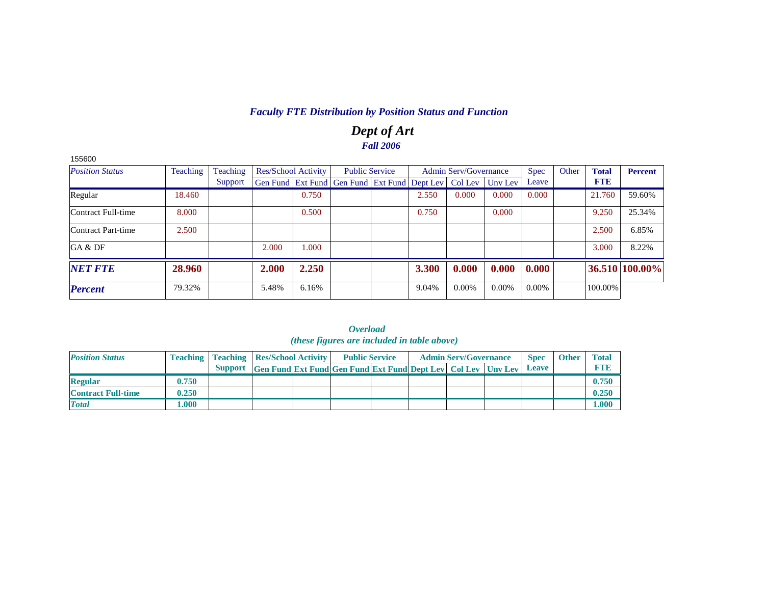## *Faculty FTE Distribution by Position Status and Function*

# *Dept of Art*

### *Fall 2006*

155600

| *Position Status* | Teaching | Teaching Support | Res/School Activity | | Public Service | | Admin Serv/Governance | | | Spec Leave | Other | **Total FTE** | **Percent** |
|---|---|---|---|---|---|---|---|---|---|---|---|---|---|
| | | | Gen Fund | Ext Fund | Gen Fund | Ext Fund | Dept Lev | Col Lev | Unv Lev | | | | |
| Regular | 18.460 | | | 0.750 | | | 2.550 | 0.000 | 0.000 | 0.000 | | 21.760 | 59.60% |
| Contract Full-time | 8.000 | | | 0.500 | | | 0.750 | | 0.000 | | | 9.250 | 25.34% |
| Contract Part-time | 2.500 | | | | | | | | | | | 2.500 | 6.85% |
| GA & DF | | | 2.000 | 1.000 | | | | | | | | 3.000 | 8.22% |
| ***NET FTE*** | **28.960** | | **2.000** | **2.250** | | | **3.300** | **0.000** | **0.000** | **0.000** | | **36.510** | **100.00%** |
| ***Percent*** | 79.32% | | 5.48% | 6.16% | | | 9.04% | 0.00% | 0.00% | 0.00% | | 100.00% | |

### *Overload*
### *(these figures are included in table above)*

| ***Position Status*** | **Teaching** | **Teaching Support** | **Res/School Activity** | | **Public Service** | | **Admin Serv/Governance** | | | **Spec Leave** | **Other** | **Total FTE** |
|---|---|---|---|---|---|---|---|---|---|---|---|---|
| | | | **Gen Fund** | **Ext Fund** | **Gen Fund** | **Ext Fund** | **Dept Lev** | **Col Lev** | **Unv Lev** | | | |
| **Regular** | **0.750** | | | | | | | | | | | **0.750** |
| **Contract Full-time** | **0.250** | | | | | | | | | | | **0.250** |
| ***Total*** | **1.000** | | | | | | | | | | | **1.000** |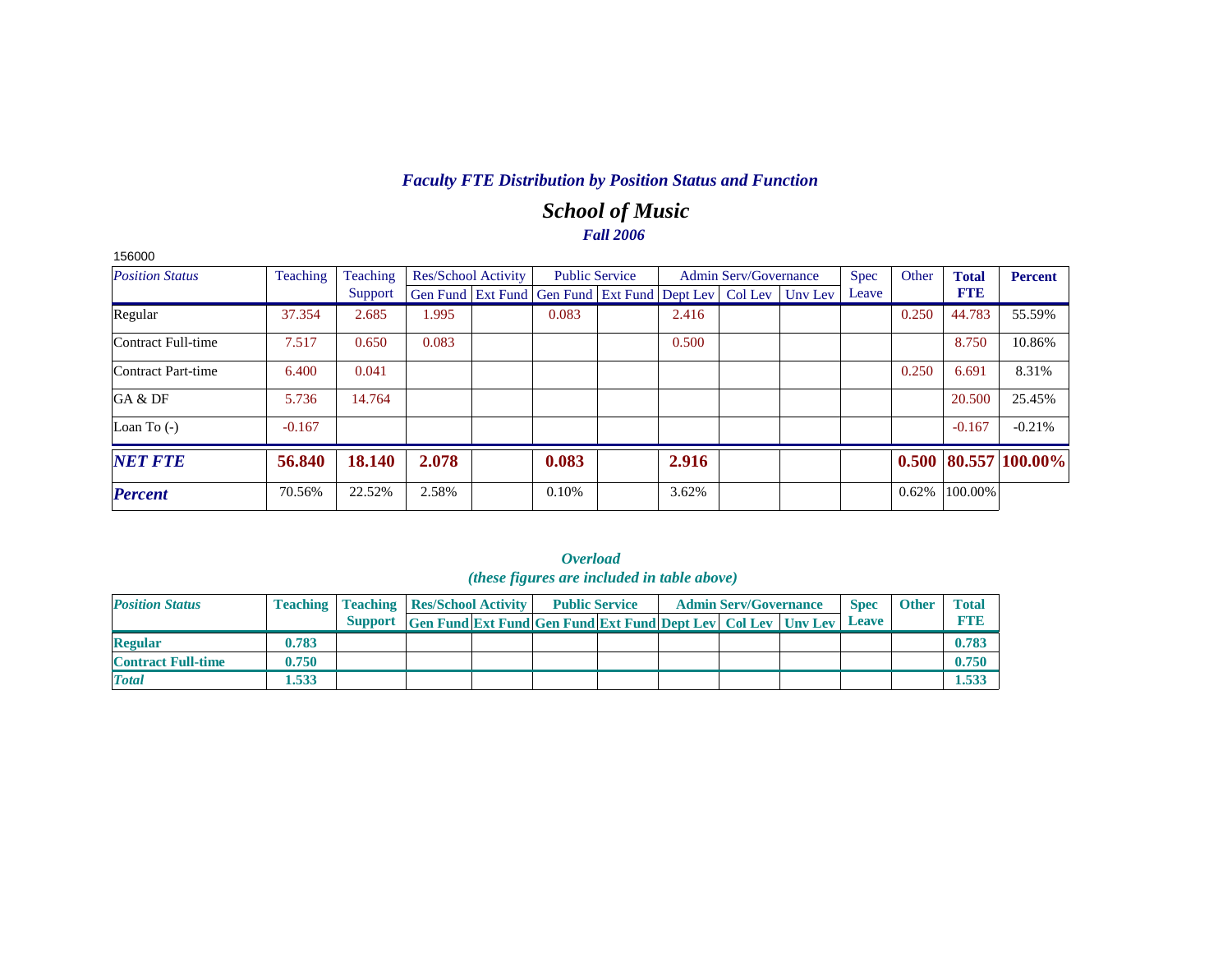## *Faculty FTE Distribution by Position Status and Function*

# *School of Music*

### *Fall 2006*

156000

| *Position Status* | Teaching | Teaching Support | Res/School Activity | | Public Service | | Admin Serv/Governance | | | Spec Leave | Other | **Total FTE** | **Percent** |
|---|---|---|---|---|---|---|---|---|---|---|---|---|---|
| | | | Gen Fund | Ext Fund | Gen Fund | Ext Fund | Dept Lev | Col Lev | Unv Lev | | | | |
| Regular | 37.354 | 2.685 | 1.995 | | 0.083 | | 2.416 | | | | 0.250 | 44.783 | 55.59% |
| Contract Full-time | 7.517 | 0.650 | 0.083 | | | | 0.500 | | | | | 8.750 | 10.86% |
| Contract Part-time | 6.400 | 0.041 | | | | | | | | | 0.250 | 6.691 | 8.31% |
| GA & DF | 5.736 | 14.764 | | | | | | | | | | 20.500 | 25.45% |
| Loan To (-) | -0.167 | | | | | | | | | | | -0.167 | -0.21% |
| ***NET FTE*** | **56.840** | **18.140** | **2.078** | | **0.083** | | **2.916** | | | | **0.500** | **80.557** | **100.00%** |
| ***Percent*** | 70.56% | 22.52% | 2.58% | | 0.10% | | 3.62% | | | | 0.62% | 100.00% | |

### *Overload*
### *(these figures are included in table above)*

| *Position Status* | Teaching | Teaching Support | Res/School Activity | | Public Service | | Admin Serv/Governance | | | Spec Leave | Other | Total FTE |
|---|---|---|---|---|---|---|---|---|---|---|---|---|
| | | | Gen Fund | Ext Fund | Gen Fund | Ext Fund | Dept Lev | Col Lev | Unv Lev | | | |
| **Regular** | **0.783** | | | | | | | | | | | **0.783** |
| **Contract Full-time** | **0.750** | | | | | | | | | | | **0.750** |
| ***Total*** | **1.533** | | | | | | | | | | | **1.533** |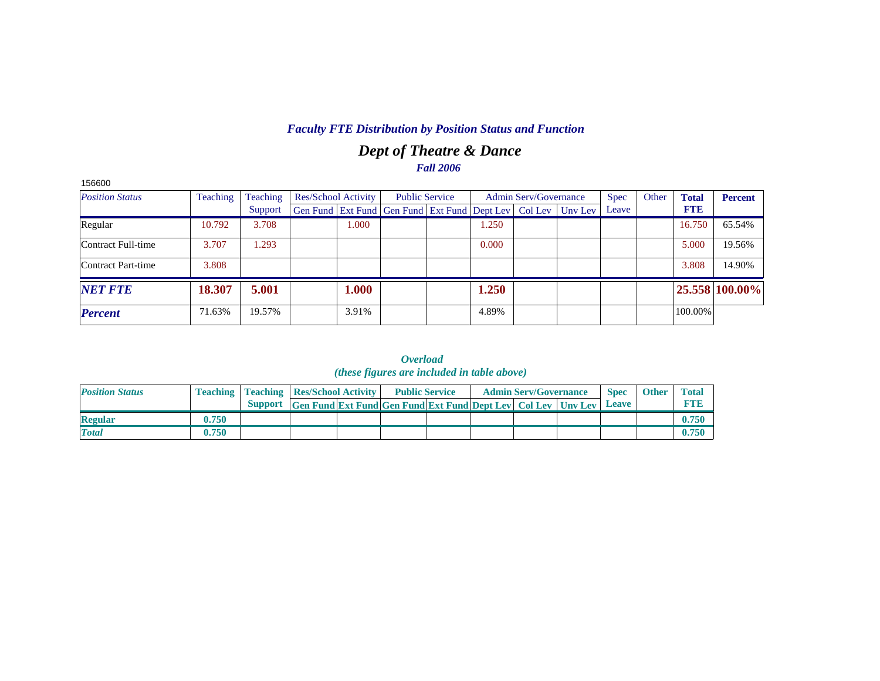### *Faculty FTE Distribution by Position Status and Function*

## *Dept of Theatre & Dance*

### *Fall 2006*

156600

| *Position Status* | Teaching | Teaching Support | Res/School Activity | | Public Service | | Admin Serv/Governance | | | Spec Leave | Other | **Total FTE** | **Percent** |
|---|---|---|---|---|---|---|---|---|---|---|---|---|---|
| | | | Gen Fund | Ext Fund | Gen Fund | Ext Fund | Dept Lev | Col Lev | Unv Lev | | | | |
| Regular | 10.792 | 3.708 | | 1.000 | | | 1.250 | | | | | 16.750 | 65.54% |
| Contract Full-time | 3.707 | 1.293 | | | | | 0.000 | | | | | 5.000 | 19.56% |
| Contract Part-time | 3.808 | | | | | | | | | | | 3.808 | 14.90% |
| ***NET FTE*** | **18.307** | **5.001** | | **1.000** | | | **1.250** | | | | | **25.558** | **100.00%** |
| ***Percent*** | 71.63% | 19.57% | | 3.91% | | | 4.89% | | | | | 100.00% | |

### *Overload*
### *(these figures are included in table above)*

| ***Position Status*** | **Teaching** | **Teaching Support** | **Res/School Activity** | | **Public Service** | | **Admin Serv/Governance** | | | **Spec Leave** | **Other** | **Total FTE** |
|---|---|---|---|---|---|---|---|---|---|---|---|---|
| | | | **Gen Fund** | **Ext Fund** | **Gen Fund** | **Ext Fund** | **Dept Lev** | **Col Lev** | **Unv Lev** | | | |
| **Regular** | **0.750** | | | | | | | | | | | **0.750** |
| ***Total*** | **0.750** | | | | | | | | | | | **0.750** |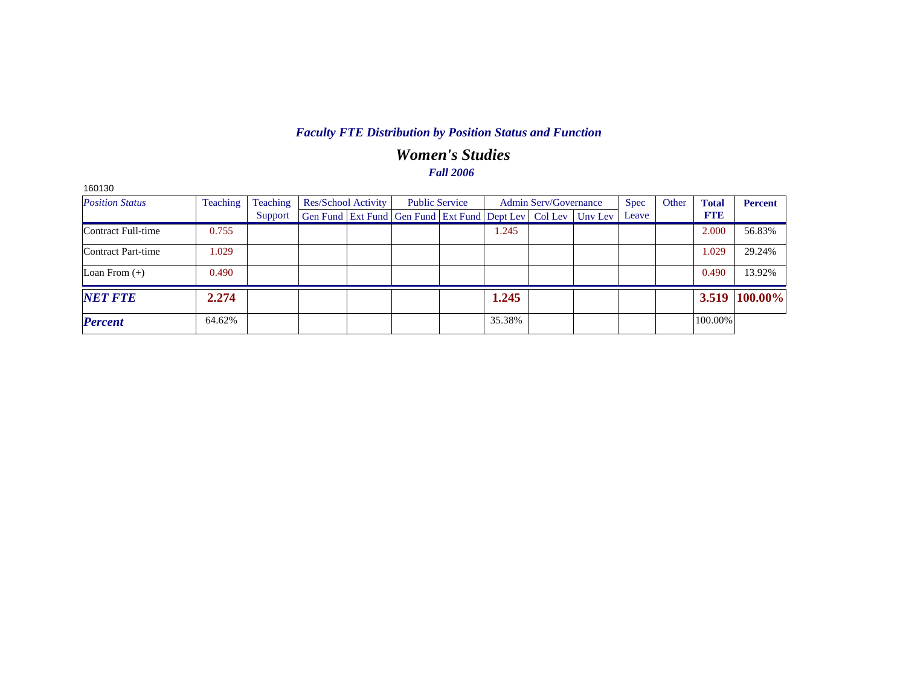## *Faculty FTE Distribution by Position Status and Function*

# *Women's Studies*

### *Fall 2006*

160130

| *Position Status* | Teaching | Teaching Support | Res/School Activity | | Public Service | | Admin Serv/Governance | | | Spec Leave | Other | **Total FTE** | **Percent** |
|---|---|---|---|---|---|---|---|---|---|---|---|---|---|
| | | | Gen Fund | Ext Fund | Gen Fund | Ext Fund | Dept Lev | Col Lev | Unv Lev | | | | |
| Contract Full-time | 0.755 | | | | | | 1.245 | | | | | 2.000 | 56.83% |
| Contract Part-time | 1.029 | | | | | | | | | | | 1.029 | 29.24% |
| Loan From (+) | 0.490 | | | | | | | | | | | 0.490 | 13.92% |
| ***NET FTE*** | **2.274** | | | | | | **1.245** | | | | | **3.519** | **100.00%** |
| ***Percent*** | 64.62% | | | | | | 35.38% | | | | | 100.00% | |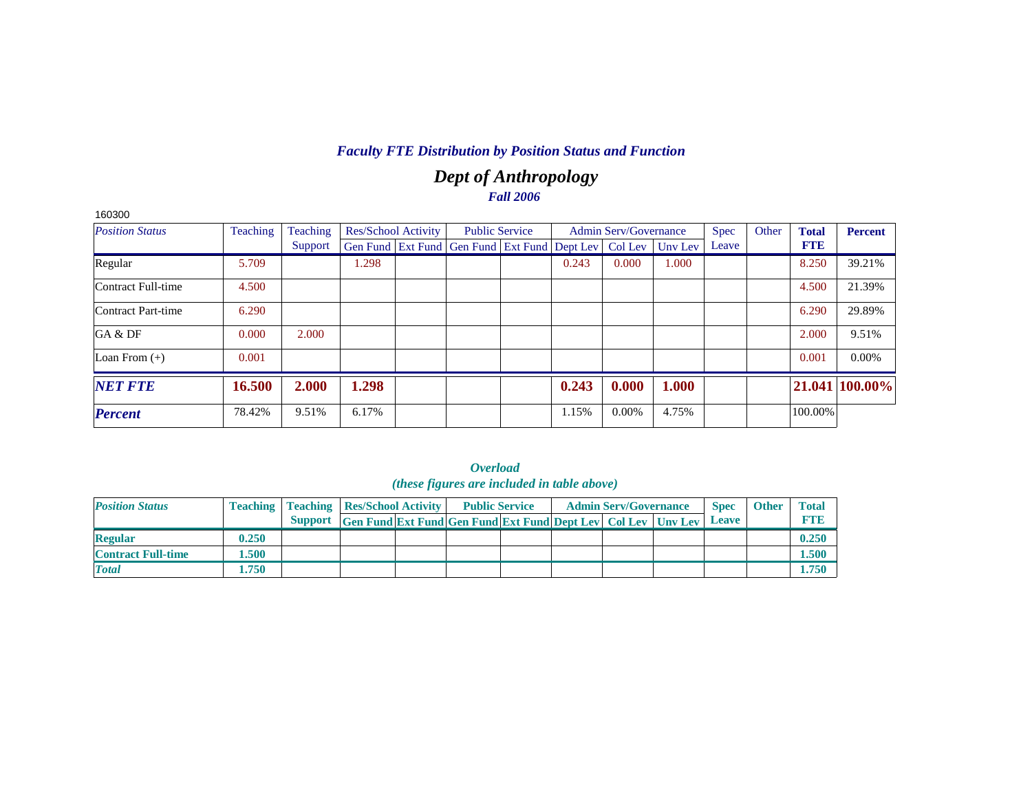## *Faculty FTE Distribution by Position Status and Function*

# *Dept of Anthropology*

### *Fall 2006*

160300

| *Position Status* | Teaching | Teaching Support | Res/School Activity | | Public Service | | Admin Serv/Governance | | | Spec Leave | Other | Total FTE | Percent |
|---|---|---|---|---|---|---|---|---|---|---|---|---|---|
| | | | Gen Fund | Ext Fund | Gen Fund | Ext Fund | Dept Lev | Col Lev | Unv Lev | | | | |
| Regular | 5.709 | | 1.298 | | | | 0.243 | 0.000 | 1.000 | | | 8.250 | 39.21% |
| Contract Full-time | 4.500 | | | | | | | | | | | 4.500 | 21.39% |
| Contract Part-time | 6.290 | | | | | | | | | | | 6.290 | 29.89% |
| GA & DF | 0.000 | 2.000 | | | | | | | | | | 2.000 | 9.51% |
| Loan From (+) | 0.001 | | | | | | | | | | | 0.001 | 0.00% |
| ***NET FTE*** | **16.500** | **2.000** | **1.298** | | | | **0.243** | **0.000** | **1.000** | | | **21.041** | **100.00%** |
| ***Percent*** | 78.42% | 9.51% | 6.17% | | | | 1.15% | 0.00% | 4.75% | | | 100.00% | |

### *Overload*
### *(these figures are included in table above)*

| *Position Status* | Teaching | Teaching Support | Res/School Activity | | Public Service | | Admin Serv/Governance | | | Spec Leave | Other | Total FTE |
|---|---|---|---|---|---|---|---|---|---|---|---|---|
| | | | Gen Fund | Ext Fund | Gen Fund | Ext Fund | Dept Lev | Col Lev | Unv Lev | | | |
| **Regular** | **0.250** | | | | | | | | | | | **0.250** |
| **Contract Full-time** | **1.500** | | | | | | | | | | | **1.500** |
| ***Total*** | **1.750** | | | | | | | | | | | **1.750** |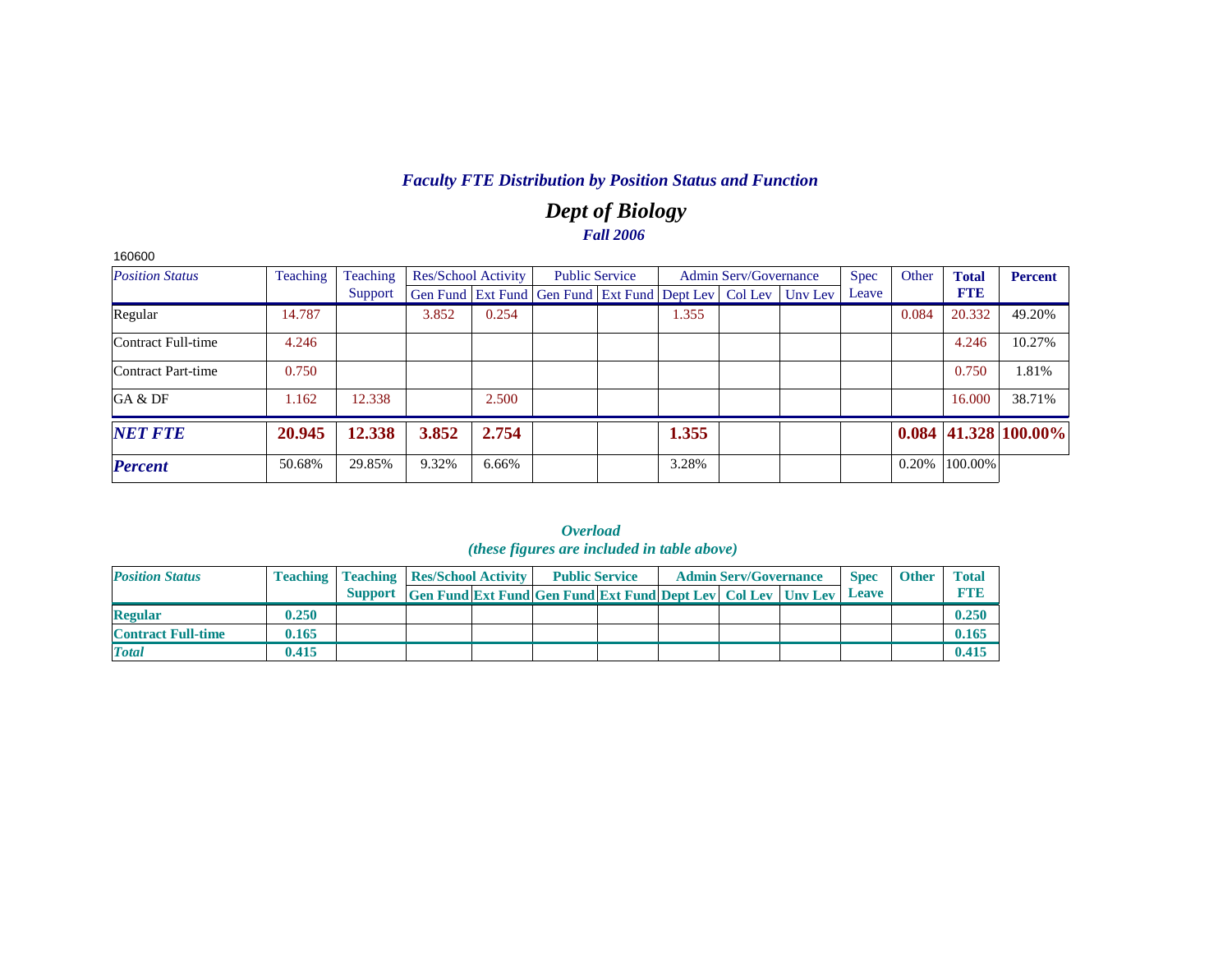### *Faculty FTE Distribution by Position Status and Function*

## *Dept of Biology*

### *Fall 2006*

160600

| *Position Status* | Teaching | Teaching Support | Res/School Activity | | Public Service | | Admin Serv/Governance | | | Spec Leave | Other | **Total FTE** | **Percent** |
|---|---|---|---|---|---|---|---|---|---|---|---|---|---|
| | | | Gen Fund | Ext Fund | Gen Fund | Ext Fund | Dept Lev | Col Lev | Unv Lev | | | | |
| Regular | 14.787 | | 3.852 | 0.254 | | | 1.355 | | | | 0.084 | 20.332 | 49.20% |
| Contract Full-time | 4.246 | | | | | | | | | | | 4.246 | 10.27% |
| Contract Part-time | 0.750 | | | | | | | | | | | 0.750 | 1.81% |
| GA & DF | 1.162 | 12.338 | | 2.500 | | | | | | | | 16.000 | 38.71% |
| ***NET FTE*** | **20.945** | **12.338** | **3.852** | **2.754** | | | **1.355** | | | | **0.084** | **41.328** | **100.00%** |
| ***Percent*** | 50.68% | 29.85% | 9.32% | 6.66% | | | 3.28% | | | | 0.20% | 100.00% | |

### *Overload*
### *(these figures are included in table above)*

| *Position Status* | Teaching | Teaching Support | Res/School Activity | | Public Service | | Admin Serv/Governance | | | Spec Leave | Other | Total FTE |
|---|---|---|---|---|---|---|---|---|---|---|---|---|
| | | | Gen Fund | Ext Fund | Gen Fund | Ext Fund | Dept Lev | Col Lev | Unv Lev | | | |
| **Regular** | 0.250 | | | | | | | | | | | 0.250 |
| **Contract Full-time** | 0.165 | | | | | | | | | | | 0.165 |
| ***Total*** | 0.415 | | | | | | | | | | | 0.415 |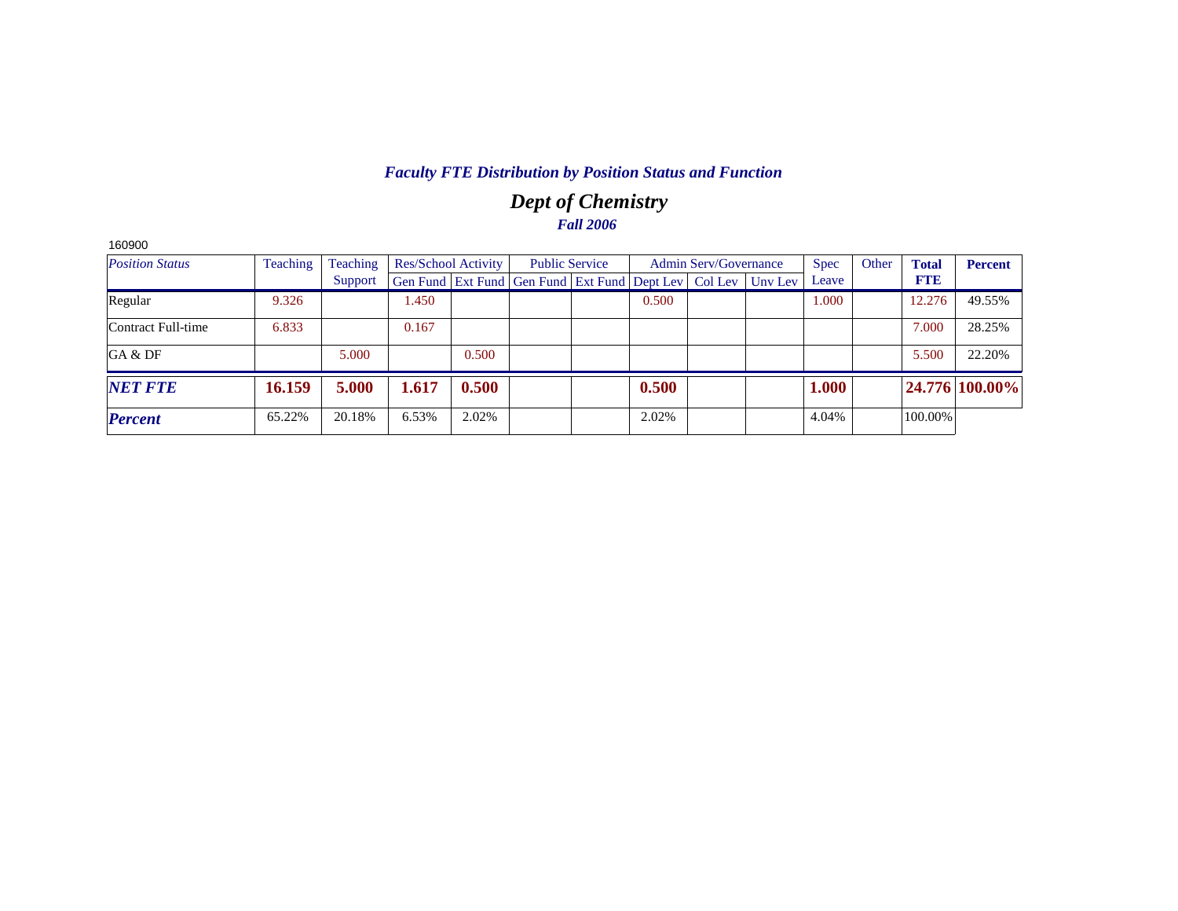## *Faculty FTE Distribution by Position Status and Function*

## *Dept of Chemistry*

*Fall 2006*

160900

| *Position Status* | Teaching | Teaching Support | Res/School Activity | | Public Service | | Admin Serv/Governance | | | Spec Leave | Other | **Total FTE** | **Percent** |
|---|---|---|---|---|---|---|---|---|---|---|---|---|---|
| | | | Gen Fund | Ext Fund | Gen Fund | Ext Fund | Dept Lev | Col Lev | Unv Lev | | | | |
| Regular | 9.326 | | 1.450 | | | | 0.500 | | | 1.000 | | 12.276 | 49.55% |
| Contract Full-time | 6.833 | | 0.167 | | | | | | | | | 7.000 | 28.25% |
| GA & DF | | 5.000 | | 0.500 | | | | | | | | 5.500 | 22.20% |
| ***NET FTE*** | **16.159** | **5.000** | **1.617** | **0.500** | | | **0.500** | | | **1.000** | | **24.776** | **100.00%** |
| ***Percent*** | 65.22% | 20.18% | 6.53% | 2.02% | | | 2.02% | | | 4.04% | | 100.00% | |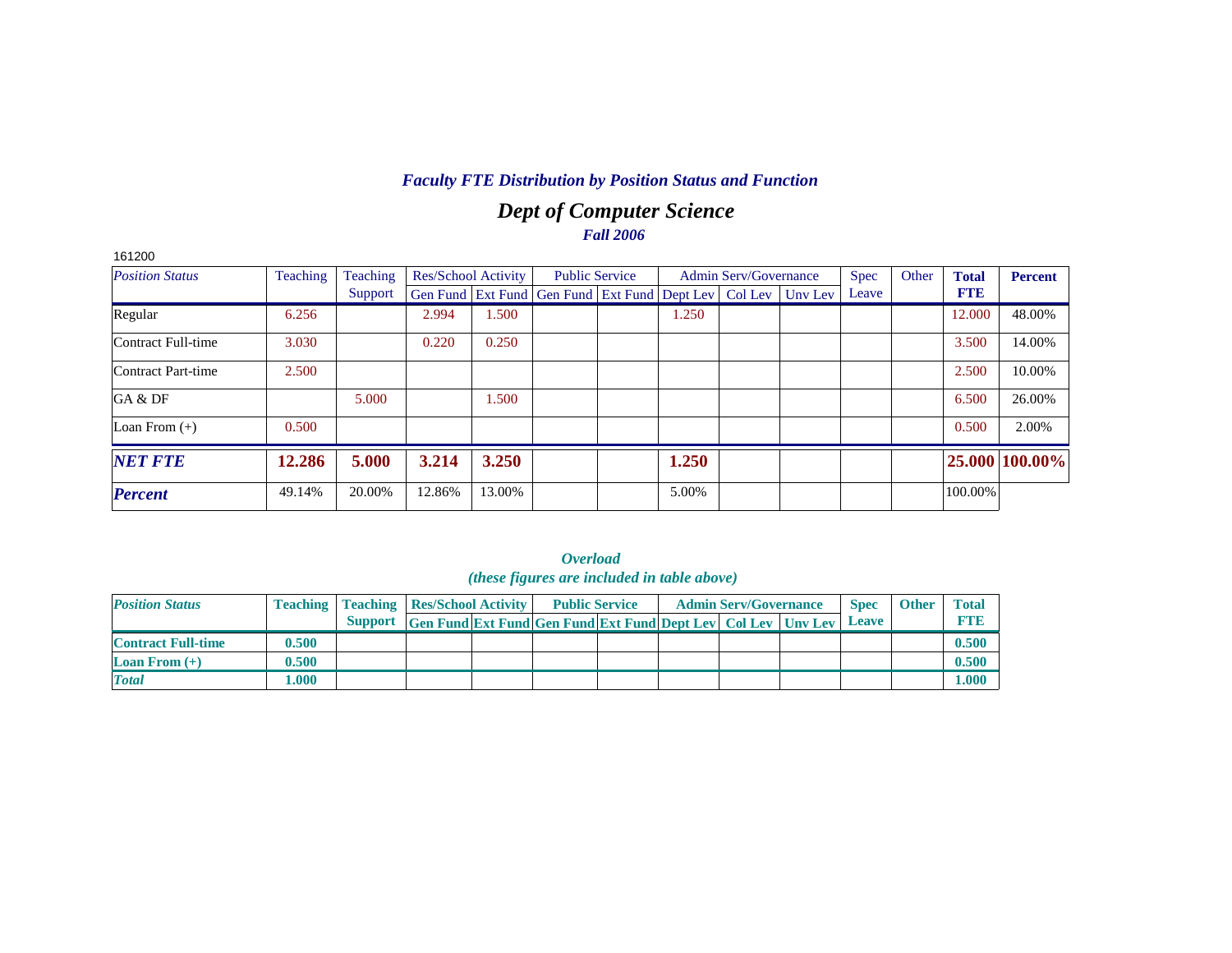## *Faculty FTE Distribution by Position Status and Function*

# *Dept of Computer Science*

### *Fall 2006*

161200

| *Position Status* | Teaching | Teaching Support | Res/School Activity | | Public Service | | Admin Serv/Governance | | | Spec Leave | Other | **Total FTE** | **Percent** |
|---|---|---|---|---|---|---|---|---|---|---|---|---|---|
| | | | Gen Fund | Ext Fund | Gen Fund | Ext Fund | Dept Lev | Col Lev | Unv Lev | | | | |
| Regular | 6.256 | | 2.994 | 1.500 | | | 1.250 | | | | | 12.000 | 48.00% |
| Contract Full-time | 3.030 | | 0.220 | 0.250 | | | | | | | | 3.500 | 14.00% |
| Contract Part-time | 2.500 | | | | | | | | | | | 2.500 | 10.00% |
| GA & DF | | 5.000 | | 1.500 | | | | | | | | 6.500 | 26.00% |
| Loan From (+) | 0.500 | | | | | | | | | | | 0.500 | 2.00% |
| ***NET FTE*** | **12.286** | **5.000** | **3.214** | **3.250** | | | **1.250** | | | | | **25.000** | **100.00%** |
| ***Percent*** | 49.14% | 20.00% | 12.86% | 13.00% | | | 5.00% | | | | | 100.00% | |

### *Overload*
### *(these figures are included in table above)*

| *Position Status* | Teaching | Teaching Support | Res/School Activity | | Public Service | | Admin Serv/Governance | | | Spec Leave | Other | Total FTE |
|---|---|---|---|---|---|---|---|---|---|---|---|---|
| | | | Gen Fund | Ext Fund | Gen Fund | Ext Fund | Dept Lev | Col Lev | Unv Lev | | | |
| **Contract Full-time** | **0.500** | | | | | | | | | | | **0.500** |
| **Loan From (+)** | **0.500** | | | | | | | | | | | **0.500** |
| ***Total*** | **1.000** | | | | | | | | | | | **1.000** |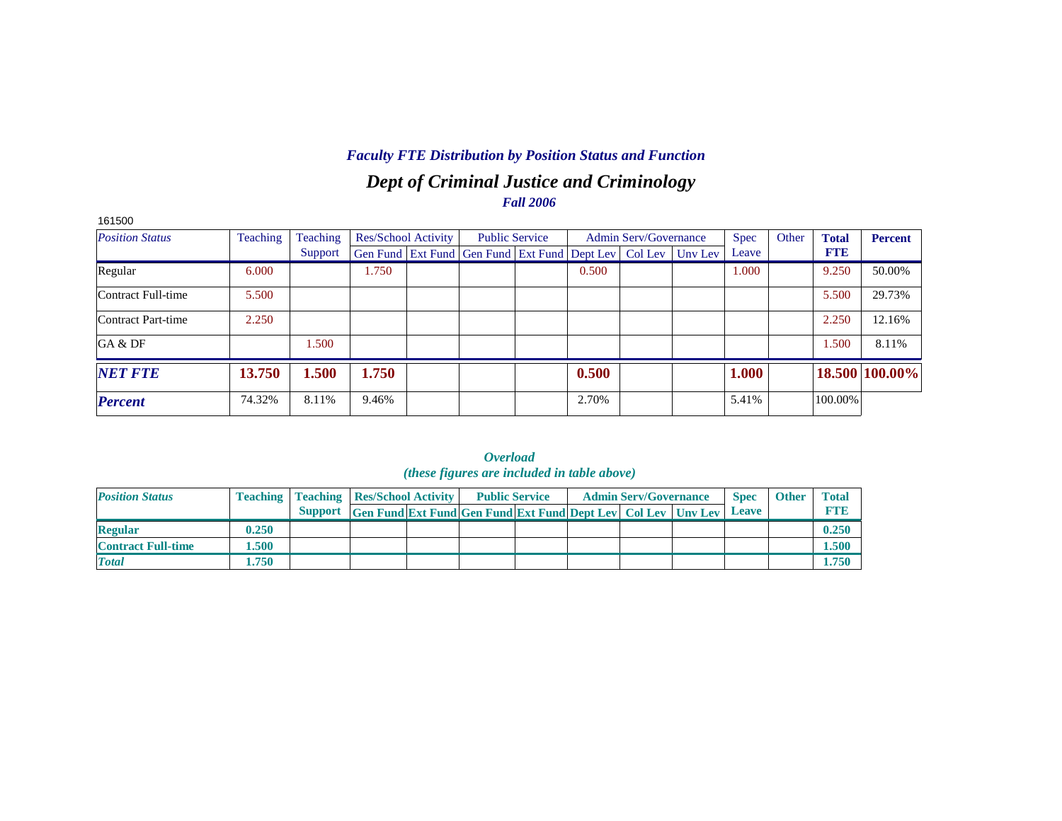### *Faculty FTE Distribution by Position Status and Function*

## *Dept of Criminal Justice and Criminology*

### *Fall 2006*

161500

| *Position Status* | Teaching | Teaching Support | Res/School Activity | | Public Service | | Admin Serv/Governance | | | Spec Leave | Other | **Total FTE** | **Percent** |
|---|---|---|---|---|---|---|---|---|---|---|---|---|---|
| | | | Gen Fund | Ext Fund | Gen Fund | Ext Fund | Dept Lev | Col Lev | Unv Lev | | | | |
| Regular | 6.000 | | 1.750 | | | | 0.500 | | | 1.000 | | 9.250 | 50.00% |
| Contract Full-time | 5.500 | | | | | | | | | | | 5.500 | 29.73% |
| Contract Part-time | 2.250 | | | | | | | | | | | 2.250 | 12.16% |
| GA & DF | | 1.500 | | | | | | | | | | 1.500 | 8.11% |
| ***NET FTE*** | **13.750** | **1.500** | **1.750** | | | | **0.500** | | | **1.000** | | **18.500** | **100.00%** |
| ***Percent*** | 74.32% | 8.11% | 9.46% | | | | 2.70% | | | 5.41% | | 100.00% | |

***Overload***
***(these figures are included in table above)***

| ***Position Status*** | **Teaching** | **Teaching Support** | **Res/School Activity** | | **Public Service** | | **Admin Serv/Governance** | | | **Spec Leave** | **Other** | **Total FTE** |
|---|---|---|---|---|---|---|---|---|---|---|---|---|
| | | | **Gen Fund** | **Ext Fund** | **Gen Fund** | **Ext Fund** | **Dept Lev** | **Col Lev** | **Unv Lev** | | | |
| **Regular** | **0.250** | | | | | | | | | | | **0.250** |
| **Contract Full-time** | **1.500** | | | | | | | | | | | **1.500** |
| ***Total*** | **1.750** | | | | | | | | | | | **1.750** |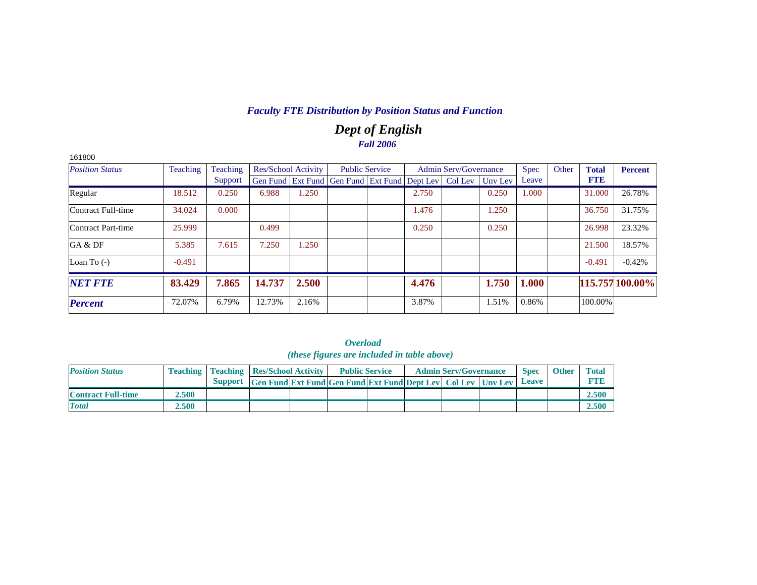## *Faculty FTE Distribution by Position Status and Function*

# *Dept of English*

### *Fall 2006*

161800

| *Position Status* | Teaching | Teaching Support | Res/School Activity | | Public Service | | Admin Serv/Governance | | | Spec Leave | Other | **Total FTE** | **Percent** |
|---|---|---|---|---|---|---|---|---|---|---|---|---|---|
| | | | Gen Fund | Ext Fund | Gen Fund | Ext Fund | Dept Lev | Col Lev | Unv Lev | | | | |
| Regular | 18.512 | 0.250 | 6.988 | 1.250 | | | 2.750 | | 0.250 | 1.000 | | 31.000 | 26.78% |
| Contract Full-time | 34.024 | 0.000 | | | | | 1.476 | | 1.250 | | | 36.750 | 31.75% |
| Contract Part-time | 25.999 | | 0.499 | | | | 0.250 | | 0.250 | | | 26.998 | 23.32% |
| GA & DF | 5.385 | 7.615 | 7.250 | 1.250 | | | | | | | | 21.500 | 18.57% |
| Loan To (-) | -0.491 | | | | | | | | | | | -0.491 | -0.42% |
| ***NET FTE*** | **83.429** | **7.865** | **14.737** | **2.500** | | | **4.476** | | **1.750** | **1.000** | | **115.757** | **100.00%** |
| ***Percent*** | 72.07% | 6.79% | 12.73% | 2.16% | | | 3.87% | | 1.51% | 0.86% | | 100.00% | |

### *Overload*
### *(these figures are included in table above)*

| *Position Status* | Teaching | Teaching Support | Res/School Activity | | Public Service | | Admin Serv/Governance | | | Spec Leave | Other | Total FTE |
|---|---|---|---|---|---|---|---|---|---|---|---|---|
| | | | Gen Fund | Ext Fund | Gen Fund | Ext Fund | Dept Lev | Col Lev | Unv Lev | | | |
| **Contract Full-time** | **2.500** | | | | | | | | | | | **2.500** |
| ***Total*** | **2.500** | | | | | | | | | | | **2.500** |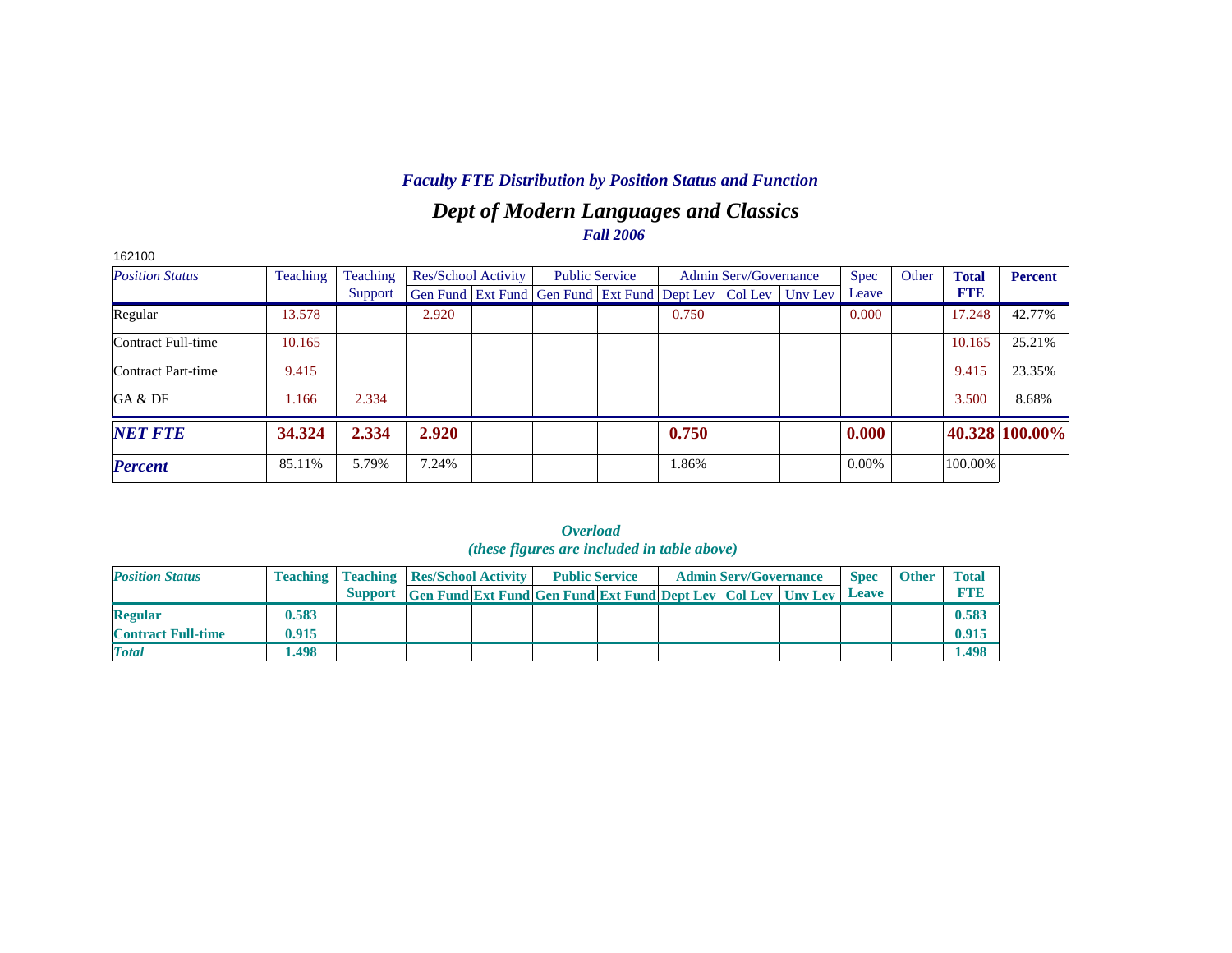### *Faculty FTE Distribution by Position Status and Function*

## *Dept of Modern Languages and Classics*

### *Fall 2006*

162100

| *Position Status* | Teaching | Teaching Support | Res/School Activity | | Public Service | | Admin Serv/Governance | | | Spec Leave | Other | **Total FTE** | **Percent** |
|---|---|---|---|---|---|---|---|---|---|---|---|---|---|
| | | | Gen Fund | Ext Fund | Gen Fund | Ext Fund | Dept Lev | Col Lev | Unv Lev | | | | |
| Regular | 13.578 | | 2.920 | | | | 0.750 | | | 0.000 | | 17.248 | 42.77% |
| Contract Full-time | 10.165 | | | | | | | | | | | 10.165 | 25.21% |
| Contract Part-time | 9.415 | | | | | | | | | | | 9.415 | 23.35% |
| GA & DF | 1.166 | 2.334 | | | | | | | | | | 3.500 | 8.68% |
| ***NET FTE*** | **34.324** | **2.334** | **2.920** | | | | **0.750** | | | **0.000** | | **40.328** | **100.00%** |
| ***Percent*** | 85.11% | 5.79% | 7.24% | | | | 1.86% | | | 0.00% | | 100.00% | |

### *Overload*
### *(these figures are included in table above)*

| ***Position Status*** | **Teaching** | **Teaching Support** | **Res/School Activity** | | **Public Service** | | **Admin Serv/Governance** | | | **Spec Leave** | **Other** | **Total FTE** |
|---|---|---|---|---|---|---|---|---|---|---|---|---|
| | | | **Gen Fund** | **Ext Fund** | **Gen Fund** | **Ext Fund** | **Dept Lev** | **Col Lev** | **Unv Lev** | | | |
| **Regular** | **0.583** | | | | | | | | | | | **0.583** |
| **Contract Full-time** | **0.915** | | | | | | | | | | | **0.915** |
| ***Total*** | **1.498** | | | | | | | | | | | **1.498** |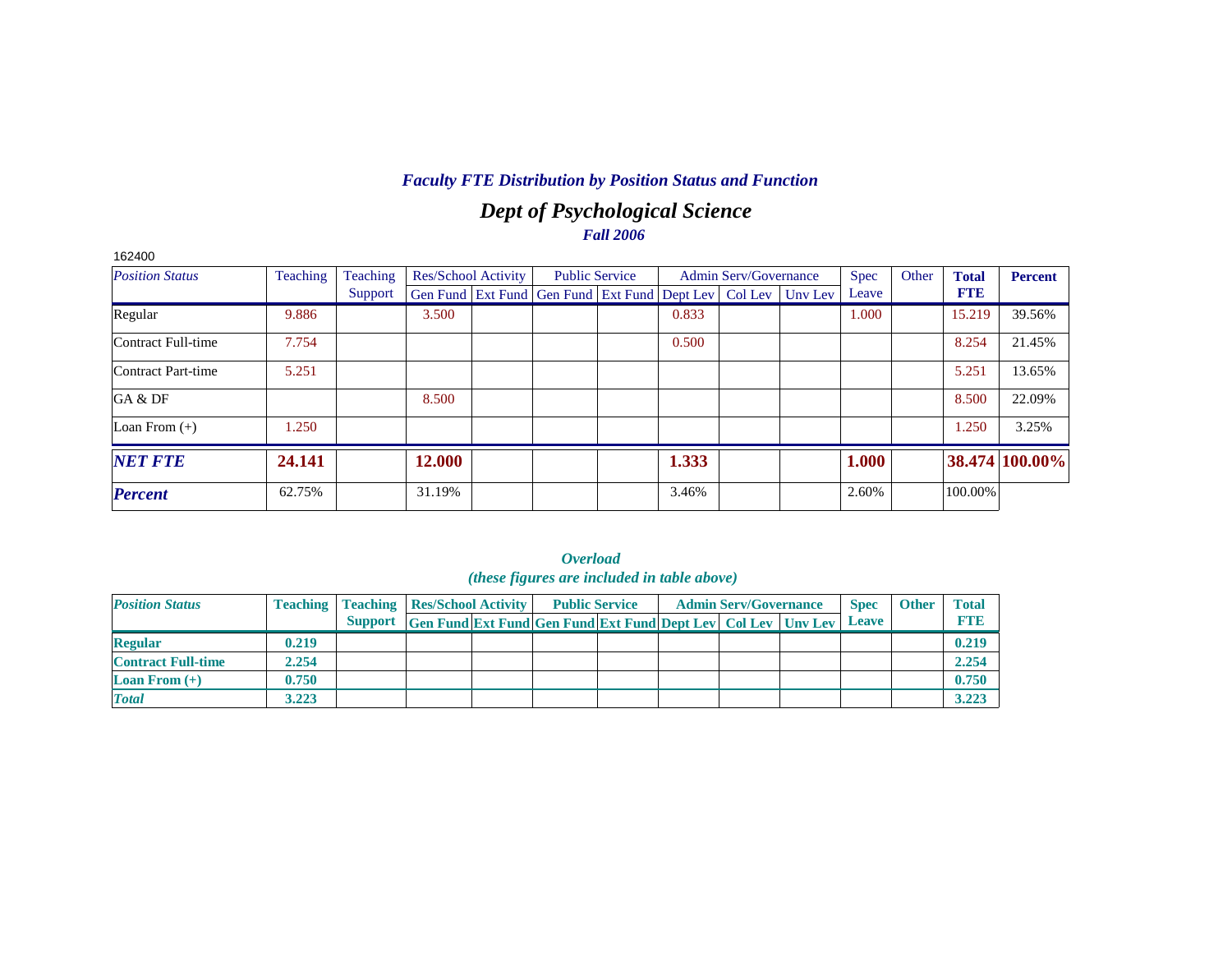## *Faculty FTE Distribution by Position Status and Function*

# *Dept of Psychological Science*

### *Fall 2006*

162400

| *Position Status* | Teaching | Teaching Support | Res/School Activity | | Public Service | | Admin Serv/Governance | | | Spec Leave | Other | **Total FTE** | **Percent** |
|---|---|---|---|---|---|---|---|---|---|---|---|---|---|
| | | | Gen Fund | Ext Fund | Gen Fund | Ext Fund | Dept Lev | Col Lev | Unv Lev | | | | |
| Regular | 9.886 | | 3.500 | | | | 0.833 | | | 1.000 | | 15.219 | 39.56% |
| Contract Full-time | 7.754 | | | | | | 0.500 | | | | | 8.254 | 21.45% |
| Contract Part-time | 5.251 | | | | | | | | | | | 5.251 | 13.65% |
| GA & DF | | | 8.500 | | | | | | | | | 8.500 | 22.09% |
| Loan From (+) | 1.250 | | | | | | | | | | | 1.250 | 3.25% |
| ***NET FTE*** | **24.141** | | **12.000** | | | | **1.333** | | | **1.000** | | **38.474** | **100.00%** |
| ***Percent*** | 62.75% | | 31.19% | | | | 3.46% | | | 2.60% | | 100.00% | |

### *Overload*
### *(these figures are included in table above)*

| ***Position Status*** | **Teaching** | **Teaching Support** | **Res/School Activity** | | **Public Service** | | **Admin Serv/Governance** | | | **Spec Leave** | **Other** | **Total FTE** |
|---|---|---|---|---|---|---|---|---|---|---|---|---|
| | | | **Gen Fund** | **Ext Fund** | **Gen Fund** | **Ext Fund** | **Dept Lev** | **Col Lev** | **Unv Lev** | | | |
| **Regular** | **0.219** | | | | | | | | | | | **0.219** |
| **Contract Full-time** | **2.254** | | | | | | | | | | | **2.254** |
| **Loan From (+)** | **0.750** | | | | | | | | | | | **0.750** |
| ***Total*** | **3.223** | | | | | | | | | | | **3.223** |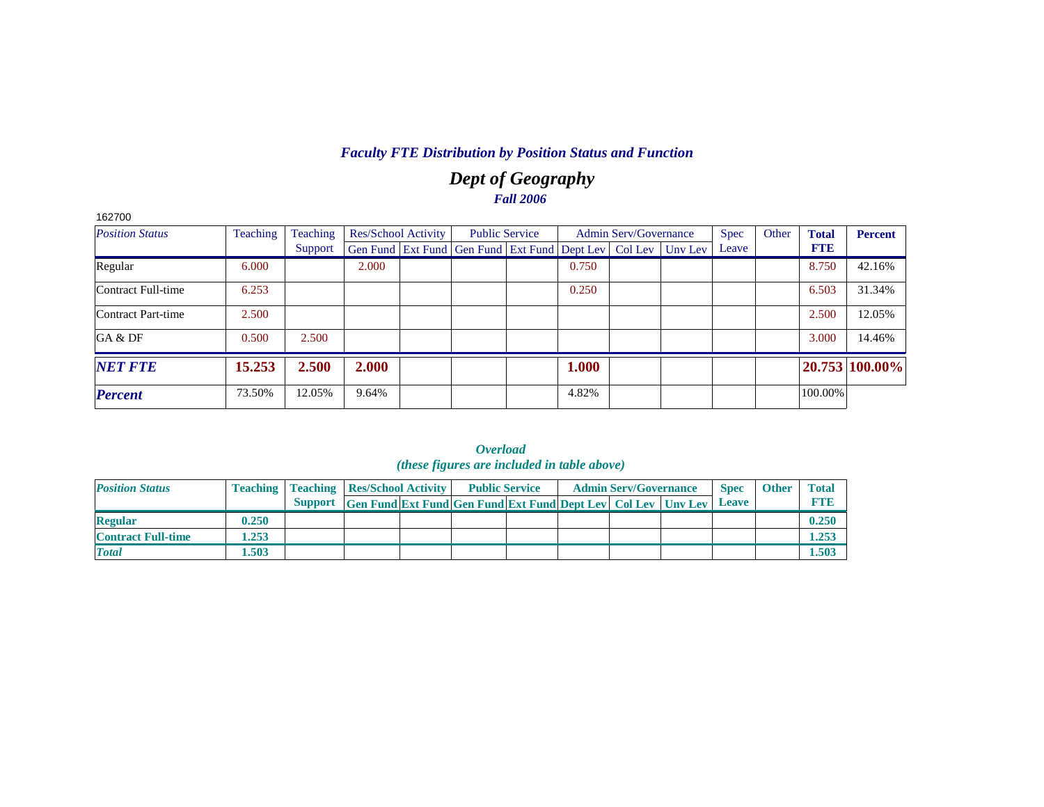### *Faculty FTE Distribution by Position Status and Function*

## *Dept of Geography*

### *Fall 2006*

162700

| *Position Status* | Teaching | Teaching Support | Res/School Activity | | Public Service | | Admin Serv/Governance | | | Spec Leave | Other | **Total FTE** | **Percent** |
|---|---|---|---|---|---|---|---|---|---|---|---|---|---|
| | | | Gen Fund | Ext Fund | Gen Fund | Ext Fund | Dept Lev | Col Lev | Unv Lev | | | | |
| Regular | 6.000 | | 2.000 | | | | 0.750 | | | | | 8.750 | 42.16% |
| Contract Full-time | 6.253 | | | | | | 0.250 | | | | | 6.503 | 31.34% |
| Contract Part-time | 2.500 | | | | | | | | | | | 2.500 | 12.05% |
| GA & DF | 0.500 | 2.500 | | | | | | | | | | 3.000 | 14.46% |
| ***NET FTE*** | **15.253** | **2.500** | **2.000** | | | | **1.000** | | | | | **20.753** | **100.00%** |
| ***Percent*** | 73.50% | 12.05% | 9.64% | | | | 4.82% | | | | | 100.00% | |

***Overload***
***(these figures are included in table above)***

| ***Position Status*** | **Teaching** | **Teaching Support** | **Res/School Activity** | | **Public Service** | | **Admin Serv/Governance** | | | **Spec Leave** | **Other** | **Total FTE** |
|---|---|---|---|---|---|---|---|---|---|---|---|---|
| | | | **Gen Fund** | **Ext Fund** | **Gen Fund** | **Ext Fund** | **Dept Lev** | **Col Lev** | **Unv Lev** | | | |
| **Regular** | **0.250** | | | | | | | | | | | **0.250** |
| **Contract Full-time** | **1.253** | | | | | | | | | | | **1.253** |
| ***Total*** | **1.503** | | | | | | | | | | | **1.503** |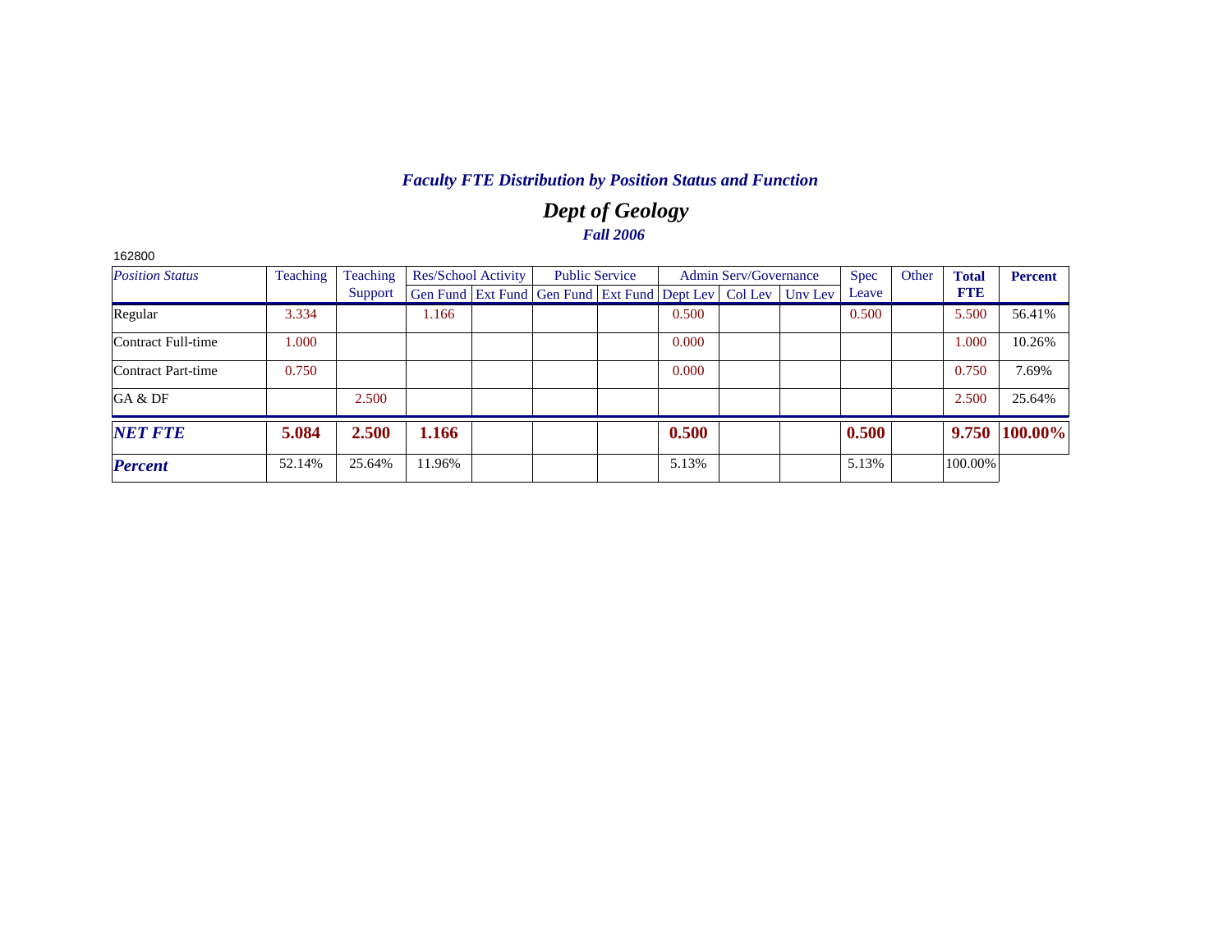*Faculty FTE Distribution by Position Status and Function*

## *Dept of Geology*

*Fall 2006*

162800

| *Position Status* | Teaching | Teaching Support | Res/School Activity | | Public Service | | Admin Serv/Governance | | | Spec Leave | Other | **Total FTE** | **Percent** |
|---|---|---|---|---|---|---|---|---|---|---|---|---|---|
| | | | Gen Fund | Ext Fund | Gen Fund | Ext Fund | Dept Lev | Col Lev | Unv Lev | | | | |
| Regular | 3.334 | | 1.166 | | | | 0.500 | | | 0.500 | | 5.500 | 56.41% |
| Contract Full-time | 1.000 | | | | | | 0.000 | | | | | 1.000 | 10.26% |
| Contract Part-time | 0.750 | | | | | | 0.000 | | | | | 0.750 | 7.69% |
| GA & DF | | 2.500 | | | | | | | | | | 2.500 | 25.64% |
| ***NET FTE*** | **5.084** | **2.500** | **1.166** | | | | **0.500** | | | **0.500** | | **9.750** | **100.00%** |
| ***Percent*** | 52.14% | 25.64% | 11.96% | | | | 5.13% | | | 5.13% | | 100.00% | |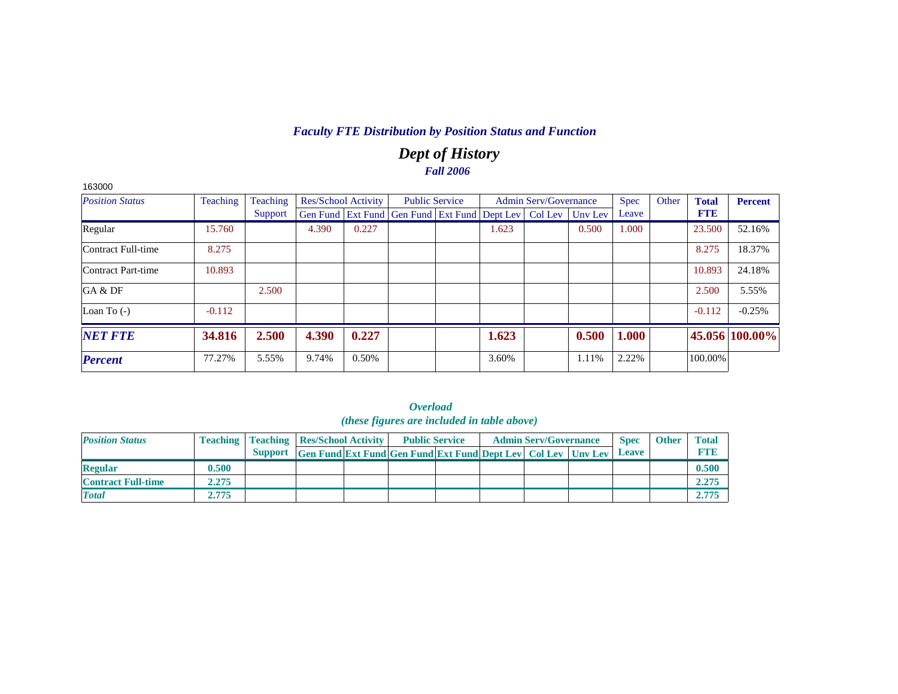# *Faculty FTE Distribution by Position Status and Function*

## *Dept of History*

### *Fall 2006*

163000

| *Position Status* | Teaching | Teaching Support | Res/School Activity | | Public Service | | Admin Serv/Governance | | | Spec Leave | Other | **Total FTE** | **Percent** |
|---|---|---|---|---|---|---|---|---|---|---|---|---|---|
| | | | Gen Fund | Ext Fund | Gen Fund | Ext Fund | Dept Lev | Col Lev | Unv Lev | | | | |
| Regular | 15.760 | | 4.390 | 0.227 | | | 1.623 | | 0.500 | 1.000 | | 23.500 | 52.16% |
| Contract Full-time | 8.275 | | | | | | | | | | | 8.275 | 18.37% |
| Contract Part-time | 10.893 | | | | | | | | | | | 10.893 | 24.18% |
| GA & DF | | 2.500 | | | | | | | | | | 2.500 | 5.55% |
| Loan To (-) | -0.112 | | | | | | | | | | | -0.112 | -0.25% |
| ***NET FTE*** | **34.816** | **2.500** | **4.390** | **0.227** | | | **1.623** | | **0.500** | **1.000** | | **45.056** | **100.00%** |
| ***Percent*** | 77.27% | 5.55% | 9.74% | 0.50% | | | 3.60% | | 1.11% | 2.22% | | 100.00% | |

### *Overload*
### *(these figures are included in table above)*

| *Position Status* | Teaching | Teaching Support | Res/School Activity | | Public Service | | Admin Serv/Governance | | | Spec Leave | Other | Total FTE |
|---|---|---|---|---|---|---|---|---|---|---|---|---|
| | | | Gen Fund | Ext Fund | Gen Fund | Ext Fund | Dept Lev | Col Lev | Unv Lev | | | |
| **Regular** | **0.500** | | | | | | | | | | | **0.500** |
| **Contract Full-time** | **2.275** | | | | | | | | | | | **2.275** |
| ***Total*** | **2.775** | | | | | | | | | | | **2.775** |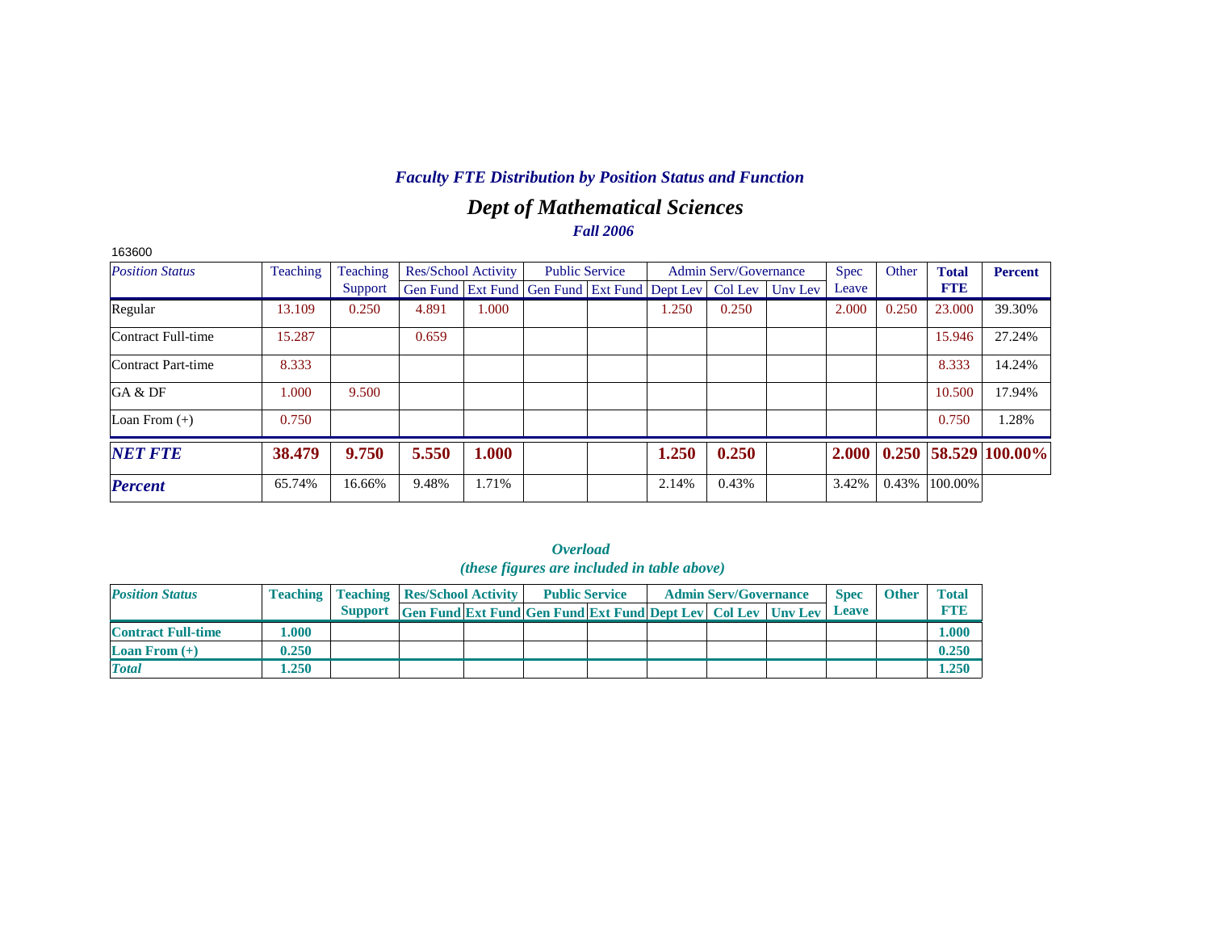### *Faculty FTE Distribution by Position Status and Function*

## *Dept of Mathematical Sciences*

***Fall 2006***

163600

| *Position Status* | Teaching | Teaching Support | Res/School Activity | | Public Service | | Admin Serv/Governance | | | Spec Leave | Other | **Total FTE** | **Percent** |
|---|---|---|---|---|---|---|---|---|---|---|---|---|---|
| | | | Gen Fund | Ext Fund | Gen Fund | Ext Fund | Dept Lev | Col Lev | Unv Lev | | | | |
| Regular | 13.109 | 0.250 | 4.891 | 1.000 | | | 1.250 | 0.250 | | 2.000 | 0.250 | 23.000 | 39.30% |
| Contract Full-time | 15.287 | | 0.659 | | | | | | | | | 15.946 | 27.24% |
| Contract Part-time | 8.333 | | | | | | | | | | | 8.333 | 14.24% |
| GA & DF | 1.000 | 9.500 | | | | | | | | | | 10.500 | 17.94% |
| Loan From (+) | 0.750 | | | | | | | | | | | 0.750 | 1.28% |
| ***NET FTE*** | **38.479** | **9.750** | **5.550** | **1.000** | | | **1.250** | **0.250** | | **2.000** | **0.250** | **58.529** | **100.00%** |
| ***Percent*** | 65.74% | 16.66% | 9.48% | 1.71% | | | 2.14% | 0.43% | | 3.42% | 0.43% | 100.00% | |

***Overload***

***(these figures are included in table above)***

| *Position Status* | Teaching | Teaching Support | Res/School Activity | | Public Service | | Admin Serv/Governance | | | Spec Leave | Other | Total FTE |
|---|---|---|---|---|---|---|---|---|---|---|---|---|
| | | | Gen Fund | Ext Fund | Gen Fund | Ext Fund | Dept Lev | Col Lev | Unv Lev | | | |
| **Contract Full-time** | **1.000** | | | | | | | | | | | **1.000** |
| **Loan From (+)** | **0.250** | | | | | | | | | | | **0.250** |
| ***Total*** | **1.250** | | | | | | | | | | | **1.250** |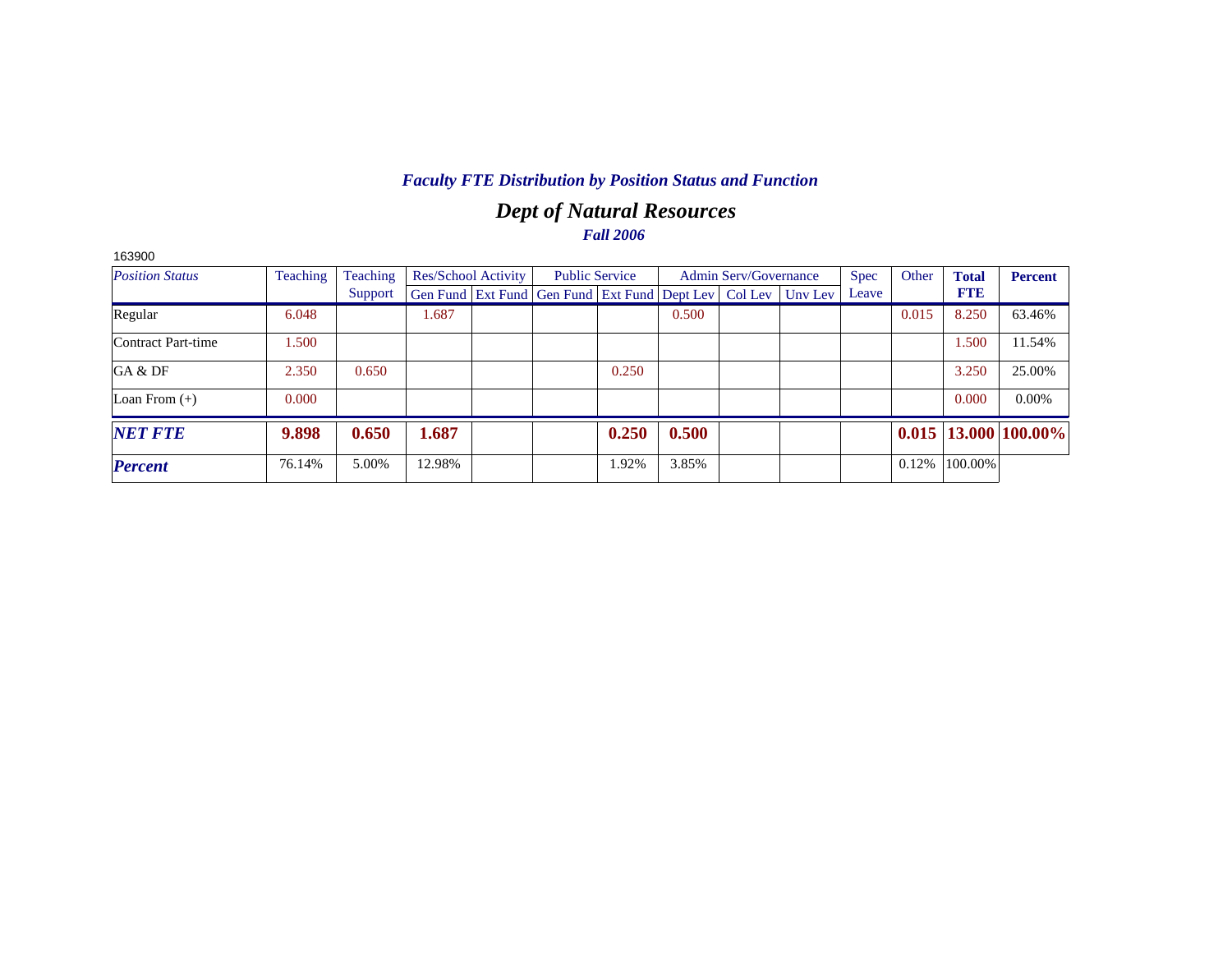# *Faculty FTE Distribution by Position Status and Function*

## *Dept of Natural Resources*

### *Fall 2006*

163900

| *Position Status* | Teaching | Teaching Support | Res/School Activity | | Public Service | | Admin Serv/Governance | | | Spec Leave | Other | **Total FTE** | **Percent** |
|---|---|---|---|---|---|---|---|---|---|---|---|---|---|
| | | | Gen Fund | Ext Fund | Gen Fund | Ext Fund | Dept Lev | Col Lev | Unv Lev | | | | |
| Regular | 6.048 | | 1.687 | | | | 0.500 | | | | 0.015 | 8.250 | 63.46% |
| Contract Part-time | 1.500 | | | | | | | | | | | 1.500 | 11.54% |
| GA & DF | 2.350 | 0.650 | | | | 0.250 | | | | | | 3.250 | 25.00% |
| Loan From (+) | 0.000 | | | | | | | | | | | 0.000 | 0.00% |
| ***NET FTE*** | **9.898** | **0.650** | **1.687** | | | **0.250** | **0.500** | | | | **0.015** | **13.000** | **100.00%** |
| ***Percent*** | 76.14% | 5.00% | 12.98% | | | 1.92% | 3.85% | | | | 0.12% | 100.00% | |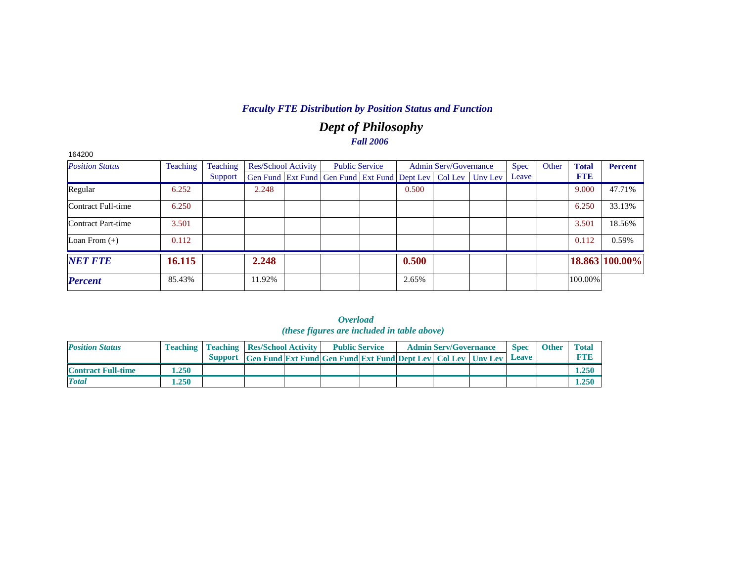# *Faculty FTE Distribution by Position Status and Function*

## *Dept of Philosophy*

### *Fall 2006*

164200

| *Position Status* | Teaching | Teaching Support | Res/School Activity | | Public Service | | Admin Serv/Governance | | | Spec Leave | Other | **Total FTE** | **Percent** |
|---|---|---|---|---|---|---|---|---|---|---|---|---|---|
| | | | Gen Fund | Ext Fund | Gen Fund | Ext Fund | Dept Lev | Col Lev | Unv Lev | | | | |
| Regular | 6.252 | | 2.248 | | | | 0.500 | | | | | 9.000 | 47.71% |
| Contract Full-time | 6.250 | | | | | | | | | | | 6.250 | 33.13% |
| Contract Part-time | 3.501 | | | | | | | | | | | 3.501 | 18.56% |
| Loan From (+) | 0.112 | | | | | | | | | | | 0.112 | 0.59% |
| ***NET FTE*** | **16.115** | | **2.248** | | | | **0.500** | | | | | **18.863** | **100.00%** |
| ***Percent*** | 85.43% | | 11.92% | | | | 2.65% | | | | | 100.00% | |

### *Overload*
### *(these figures are included in table above)*

| *Position Status* | Teaching | Teaching Support | Res/School Activity | | Public Service | | Admin Serv/Governance | | | Spec Leave | Other | Total FTE |
|---|---|---|---|---|---|---|---|---|---|---|---|---|
| | | | Gen Fund | Ext Fund | Gen Fund | Ext Fund | Dept Lev | Col Lev | Unv Lev | | | |
| **Contract Full-time** | **1.250** | | | | | | | | | | | **1.250** |
| ***Total*** | **1.250** | | | | | | | | | | | **1.250** |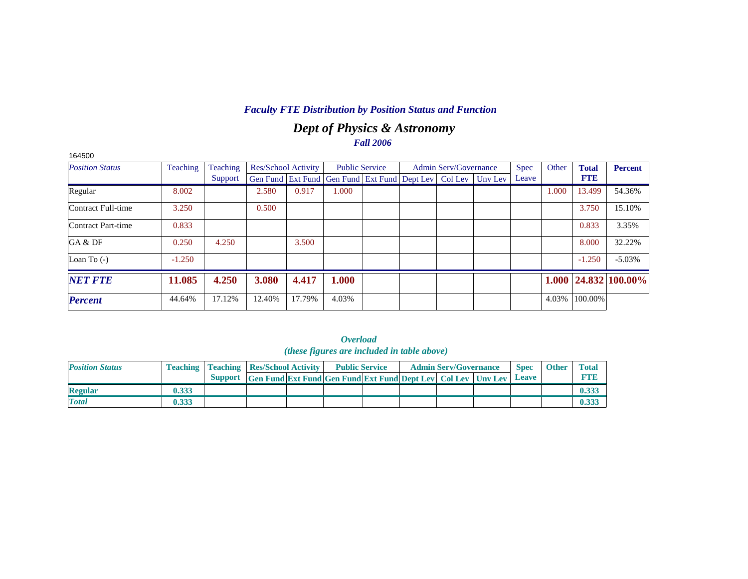## *Faculty FTE Distribution by Position Status and Function*

# *Dept of Physics & Astronomy*

*Fall 2006*

164500

| *Position Status* | Teaching | Teaching Support | Res/School Activity | | Public Service | | Admin Serv/Governance | | | Spec Leave | Other | **Total FTE** | **Percent** |
|---|---|---|---|---|---|---|---|---|---|---|---|---|---|
| | | | Gen Fund | Ext Fund | Gen Fund | Ext Fund | Dept Lev | Col Lev | Unv Lev | | | | |
| Regular | 8.002 | | 2.580 | 0.917 | 1.000 | | | | | | 1.000 | 13.499 | 54.36% |
| Contract Full-time | 3.250 | | 0.500 | | | | | | | | | 3.750 | 15.10% |
| Contract Part-time | 0.833 | | | | | | | | | | | 0.833 | 3.35% |
| GA & DF | 0.250 | 4.250 | | 3.500 | | | | | | | | 8.000 | 32.22% |
| Loan To (-) | -1.250 | | | | | | | | | | | -1.250 | -5.03% |
| ***NET FTE*** | **11.085** | **4.250** | **3.080** | **4.417** | **1.000** | | | | | | **1.000** | **24.832** | **100.00%** |
| ***Percent*** | 44.64% | 17.12% | 12.40% | 17.79% | 4.03% | | | | | | 4.03% | 100.00% | |

***Overload***
***(these figures are included in table above)***

| ***Position Status*** | **Teaching** | **Teaching Support** | **Res/School Activity** | | **Public Service** | | **Admin Serv/Governance** | | | **Spec Leave** | **Other** | **Total FTE** |
|---|---|---|---|---|---|---|---|---|---|---|---|---|
| | | | **Gen Fund** | **Ext Fund** | **Gen Fund** | **Ext Fund** | **Dept Lev** | **Col Lev** | **Unv Lev** | | | |
| **Regular** | **0.333** | | | | | | | | | | | **0.333** |
| ***Total*** | **0.333** | | | | | | | | | | | **0.333** |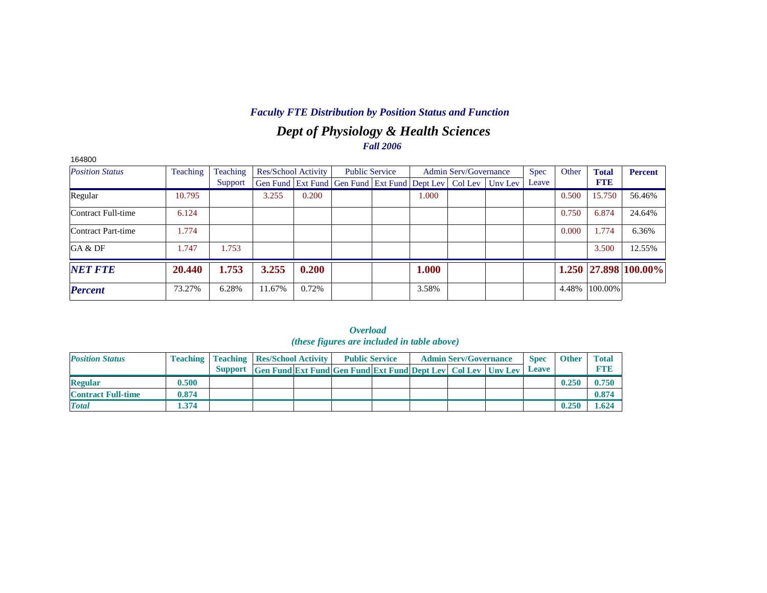### *Faculty FTE Distribution by Position Status and Function*

## *Dept of Physiology & Health Sciences*

***Fall 2006***

164800

| *Position Status* | Teaching | Teaching Support | Res/School Activity | | Public Service | | Admin Serv/Governance | | | Spec Leave | Other | **Total FTE** | **Percent** |
|---|---|---|---|---|---|---|---|---|---|---|---|---|---|
| | | | Gen Fund | Ext Fund | Gen Fund | Ext Fund | Dept Lev | Col Lev | Unv Lev | | | | |
| Regular | 10.795 | | 3.255 | 0.200 | | | 1.000 | | | | 0.500 | 15.750 | 56.46% |
| Contract Full-time | 6.124 | | | | | | | | | | 0.750 | 6.874 | 24.64% |
| Contract Part-time | 1.774 | | | | | | | | | | 0.000 | 1.774 | 6.36% |
| GA & DF | 1.747 | 1.753 | | | | | | | | | | 3.500 | 12.55% |
| ***NET FTE*** | **20.440** | **1.753** | **3.255** | **0.200** | | | **1.000** | | | | **1.250** | **27.898** | **100.00%** |
| ***Percent*** | 73.27% | 6.28% | 11.67% | 0.72% | | | 3.58% | | | | 4.48% | 100.00% | |

***Overload***
***(these figures are included in table above)***

| *Position Status* | Teaching | Teaching Support | Res/School Activity | | Public Service | | Admin Serv/Governance | | | Spec Leave | Other | Total FTE |
|---|---|---|---|---|---|---|---|---|---|---|---|---|
| | | | Gen Fund | Ext Fund | Gen Fund | Ext Fund | Dept Lev | Col Lev | Unv Lev | | | |
| **Regular** | **0.500** | | | | | | | | | | **0.250** | **0.750** |
| **Contract Full-time** | **0.874** | | | | | | | | | | | **0.874** |
| ***Total*** | **1.374** | | | | | | | | | | **0.250** | **1.624** |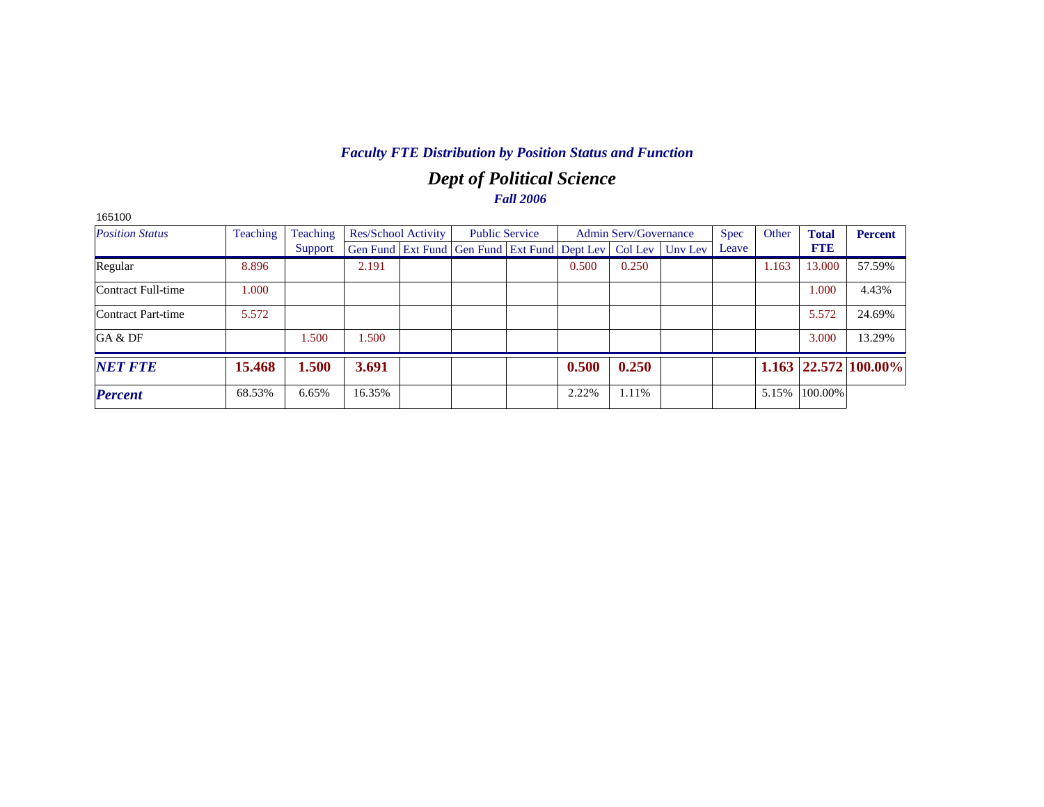## *Faculty FTE Distribution by Position Status and Function*

# *Dept of Political Science*

### *Fall 2006*

165100

| *Position Status* | Teaching | Teaching Support | Res/School Activity | | Public Service | | Admin Serv/Governance | | | Spec Leave | Other | **Total FTE** | **Percent** |
|---|---|---|---|---|---|---|---|---|---|---|---|---|---|
| | | | Gen Fund | Ext Fund | Gen Fund | Ext Fund | Dept Lev | Col Lev | Unv Lev | | | | |
| Regular | 8.896 | | 2.191 | | | | 0.500 | 0.250 | | | 1.163 | 13.000 | 57.59% |
| Contract Full-time | 1.000 | | | | | | | | | | | 1.000 | 4.43% |
| Contract Part-time | 5.572 | | | | | | | | | | | 5.572 | 24.69% |
| GA & DF | | 1.500 | 1.500 | | | | | | | | | 3.000 | 13.29% |
| ***NET FTE*** | **15.468** | **1.500** | **3.691** | | | | **0.500** | **0.250** | | | **1.163** | **22.572** | **100.00%** |
| ***Percent*** | 68.53% | 6.65% | 16.35% | | | | 2.22% | 1.11% | | | 5.15% | 100.00% | |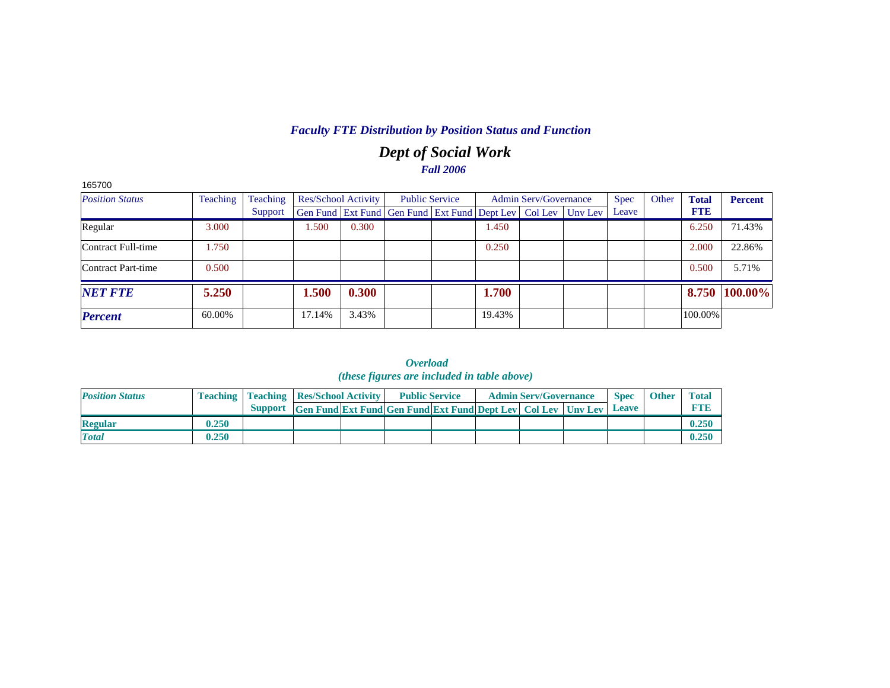## *Faculty FTE Distribution by Position Status and Function*

# *Dept of Social Work*

### *Fall 2006*

165700

| *Position Status* | Teaching | Teaching Support | Res/School Activity | | Public Service | | Admin Serv/Governance | | | Spec Leave | Other | **Total FTE** | **Percent** |
|---|---|---|---|---|---|---|---|---|---|---|---|---|---|
| | | | Gen Fund | Ext Fund | Gen Fund | Ext Fund | Dept Lev | Col Lev | Unv Lev | | | | |
| Regular | 3.000 | | 1.500 | 0.300 | | | 1.450 | | | | | 6.250 | 71.43% |
| Contract Full-time | 1.750 | | | | | | 0.250 | | | | | 2.000 | 22.86% |
| Contract Part-time | 0.500 | | | | | | | | | | | 0.500 | 5.71% |
| ***NET FTE*** | **5.250** | | **1.500** | **0.300** | | | **1.700** | | | | | **8.750** | **100.00%** |
| ***Percent*** | 60.00% | | 17.14% | 3.43% | | | 19.43% | | | | | 100.00% | |

### *Overload*
### *(these figures are included in table above)*

| *Position Status* | Teaching | Teaching Support | Res/School Activity | | Public Service | | Admin Serv/Governance | | | Spec Leave | Other | Total FTE |
|---|---|---|---|---|---|---|---|---|---|---|---|---|
| | | | Gen Fund | Ext Fund | Gen Fund | Ext Fund | Dept Lev | Col Lev | Unv Lev | | | |
| **Regular** | **0.250** | | | | | | | | | | | **0.250** |
| ***Total*** | **0.250** | | | | | | | | | | | **0.250** |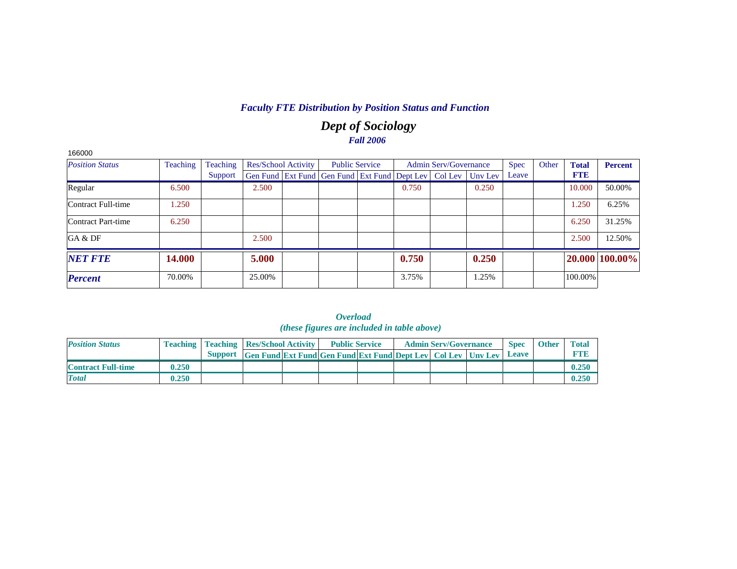### *Faculty FTE Distribution by Position Status and Function*

## *Dept of Sociology*

### *Fall 2006*

166000

| *Position Status* | Teaching | Teaching Support | Res/School Activity | | Public Service | | Admin Serv/Governance | | | Spec Leave | Other | **Total FTE** | **Percent** |
|---|---|---|---|---|---|---|---|---|---|---|---|---|---|
| | | | Gen Fund | Ext Fund | Gen Fund | Ext Fund | Dept Lev | Col Lev | Unv Lev | | | | |
| Regular | 6.500 | | 2.500 | | | | 0.750 | | 0.250 | | | 10.000 | 50.00% |
| Contract Full-time | 1.250 | | | | | | | | | | | 1.250 | 6.25% |
| Contract Part-time | 6.250 | | | | | | | | | | | 6.250 | 31.25% |
| GA & DF | | | 2.500 | | | | | | | | | 2.500 | 12.50% |
| ***NET FTE*** | **14.000** | | **5.000** | | | | **0.750** | | **0.250** | | | **20.000** | **100.00%** |
| ***Percent*** | 70.00% | | 25.00% | | | | 3.75% | | 1.25% | | | 100.00% | |

### *Overload*
### *(these figures are included in table above)*

| *Position Status* | Teaching | Teaching Support | Res/School Activity | | Public Service | | Admin Serv/Governance | | | Spec Leave | Other | Total FTE |
|---|---|---|---|---|---|---|---|---|---|---|---|---|
| | | | Gen Fund | Ext Fund | Gen Fund | Ext Fund | Dept Lev | Col Lev | Unv Lev | | | |
| **Contract Full-time** | **0.250** | | | | | | | | | | | **0.250** |
| ***Total*** | **0.250** | | | | | | | | | | | **0.250** |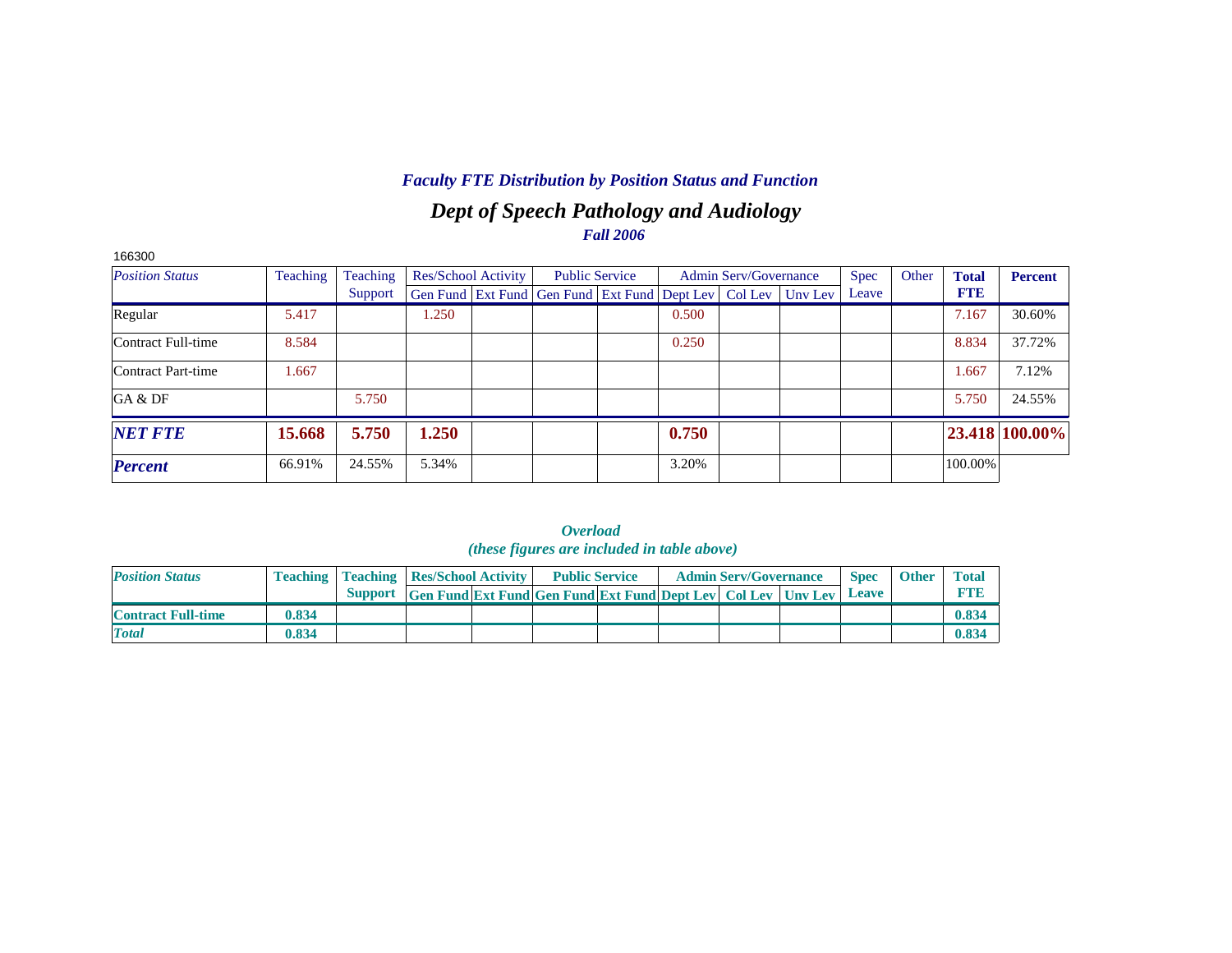## *Faculty FTE Distribution by Position Status and Function*

# *Dept of Speech Pathology and Audiology*

### *Fall 2006*

166300

| *Position Status* | Teaching | Teaching Support | Res/School Activity | | Public Service | | Admin Serv/Governance | | | Spec Leave | Other | **Total FTE** | **Percent** |
|---|---|---|---|---|---|---|---|---|---|---|---|---|---|
| | | | Gen Fund | Ext Fund | Gen Fund | Ext Fund | Dept Lev | Col Lev | Unv Lev | | | | |
| Regular | 5.417 | | 1.250 | | | | 0.500 | | | | | 7.167 | 30.60% |
| Contract Full-time | 8.584 | | | | | | 0.250 | | | | | 8.834 | 37.72% |
| Contract Part-time | 1.667 | | | | | | | | | | | 1.667 | 7.12% |
| GA & DF | | 5.750 | | | | | | | | | | 5.750 | 24.55% |
| ***NET FTE*** | **15.668** | **5.750** | **1.250** | | | | **0.750** | | | | | **23.418** | **100.00%** |
| ***Percent*** | 66.91% | 24.55% | 5.34% | | | | 3.20% | | | | | 100.00% | |

### *Overload*
### *(these figures are included in table above)*

| *Position Status* | Teaching | Teaching Support | Res/School Activity | | Public Service | | Admin Serv/Governance | | | Spec Leave | Other | Total FTE |
|---|---|---|---|---|---|---|---|---|---|---|---|---|
| | | | Gen Fund | Ext Fund | Gen Fund | Ext Fund | Dept Lev | Col Lev | Unv Lev | | | |
| **Contract Full-time** | **0.834** | | | | | | | | | | | **0.834** |
| ***Total*** | **0.834** | | | | | | | | | | | **0.834** |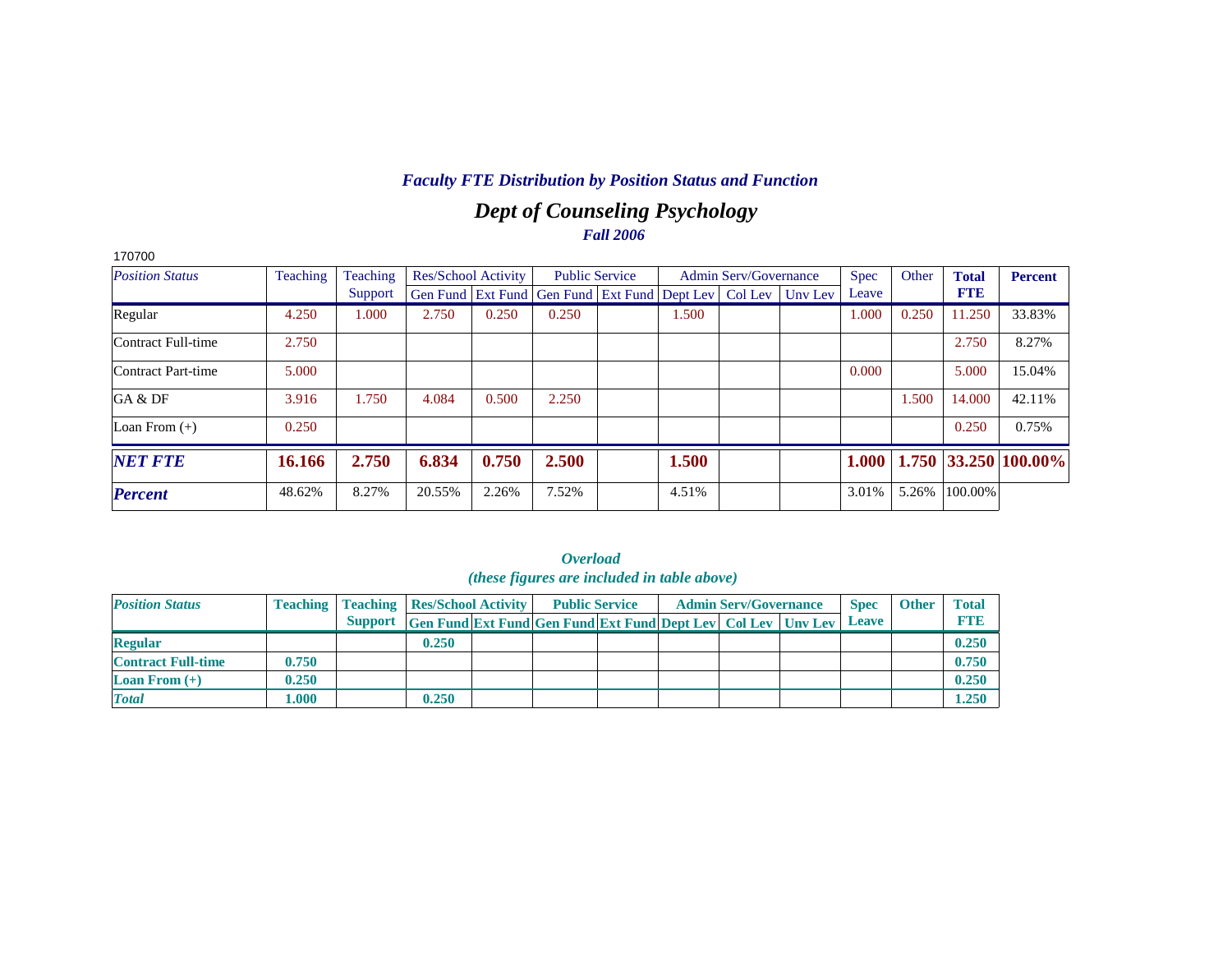## *Faculty FTE Distribution by Position Status and Function*

# *Dept of Counseling Psychology*

### *Fall 2006*

170700

| *Position Status* | Teaching | Teaching Support | Res/School Activity | | Public Service | | Admin Serv/Governance | | | Spec Leave | Other | Total FTE | Percent |
|---|---|---|---|---|---|---|---|---|---|---|---|---|---|
| | | | Gen Fund | Ext Fund | Gen Fund | Ext Fund | Dept Lev | Col Lev | Unv Lev | | | | |
| Regular | 4.250 | 1.000 | 2.750 | 0.250 | 0.250 | | 1.500 | | | 1.000 | 0.250 | 11.250 | 33.83% |
| Contract Full-time | 2.750 | | | | | | | | | | | 2.750 | 8.27% |
| Contract Part-time | 5.000 | | | | | | | | | 0.000 | | 5.000 | 15.04% |
| GA & DF | 3.916 | 1.750 | 4.084 | 0.500 | 2.250 | | | | | | 1.500 | 14.000 | 42.11% |
| Loan From (+) | 0.250 | | | | | | | | | | | 0.250 | 0.75% |
| ***NET FTE*** | **16.166** | **2.750** | **6.834** | **0.750** | **2.500** | | **1.500** | | | **1.000** | **1.750** | **33.250** | **100.00%** |
| ***Percent*** | 48.62% | 8.27% | 20.55% | 2.26% | 7.52% | | 4.51% | | | 3.01% | 5.26% | 100.00% | |

### *Overload*
### *(these figures are included in table above)*

| *Position Status* | Teaching | Teaching Support | Res/School Activity | | Public Service | | Admin Serv/Governance | | | Spec Leave | Other | Total FTE |
|---|---|---|---|---|---|---|---|---|---|---|---|---|
| | | | Gen Fund | Ext Fund | Gen Fund | Ext Fund | Dept Lev | Col Lev | Unv Lev | | | |
| **Regular** | | | **0.250** | | | | | | | | | **0.250** |
| **Contract Full-time** | **0.750** | | | | | | | | | | | **0.750** |
| **Loan From (+)** | **0.250** | | | | | | | | | | | **0.250** |
| ***Total*** | **1.000** | | **0.250** | | | | | | | | | **1.250** |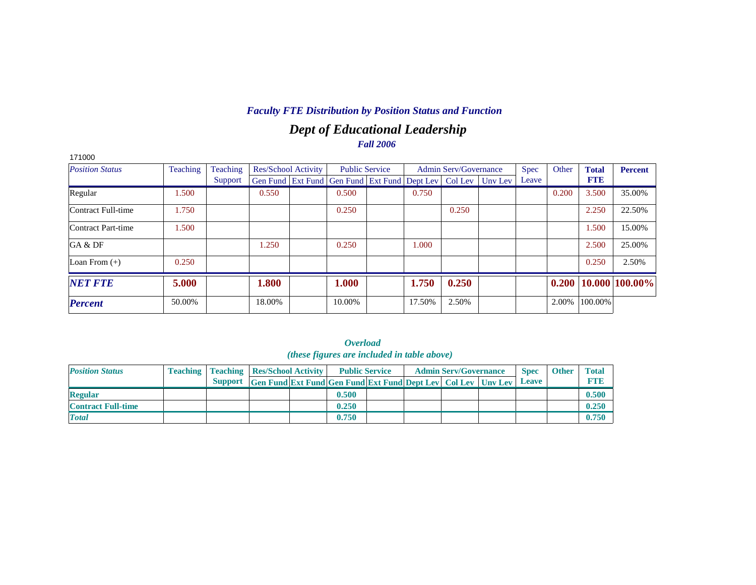### *Faculty FTE Distribution by Position Status and Function*

## *Dept of Educational Leadership*

***Fall 2006***

171000

| *Position Status* | Teaching | Teaching Support | Res/School Activity | | Public Service | | Admin Serv/Governance | | | Spec Leave | Other | **Total FTE** | **Percent** |
|---|---|---|---|---|---|---|---|---|---|---|---|---|---|
| | | | Gen Fund | Ext Fund | Gen Fund | Ext Fund | Dept Lev | Col Lev | Unv Lev | | | | |
| Regular | 1.500 | | 0.550 | | 0.500 | | 0.750 | | | | 0.200 | 3.500 | 35.00% |
| Contract Full-time | 1.750 | | | | 0.250 | | | 0.250 | | | | 2.250 | 22.50% |
| Contract Part-time | 1.500 | | | | | | | | | | | 1.500 | 15.00% |
| GA & DF | | | 1.250 | | 0.250 | | 1.000 | | | | | 2.500 | 25.00% |
| Loan From (+) | 0.250 | | | | | | | | | | | 0.250 | 2.50% |
| ***NET FTE*** | **5.000** | | **1.800** | | **1.000** | | **1.750** | **0.250** | | | **0.200** | **10.000** | **100.00%** |
| ***Percent*** | 50.00% | | 18.00% | | 10.00% | | 17.50% | 2.50% | | | 2.00% | 100.00% | |

***Overload***

***(these figures are included in table above)***

| ***Position Status*** | **Teaching** | **Teaching Support** | **Res/School Activity** | | **Public Service** | | **Admin Serv/Governance** | | | **Spec Leave** | **Other** | **Total FTE** |
|---|---|---|---|---|---|---|---|---|---|---|---|---|
| | | | **Gen Fund** | **Ext Fund** | **Gen Fund** | **Ext Fund** | **Dept Lev** | **Col Lev** | **Unv Lev** | | | |
| **Regular** | | | | | **0.500** | | | | | | | **0.500** |
| **Contract Full-time** | | | | | **0.250** | | | | | | | **0.250** |
| ***Total*** | | | | | **0.750** | | | | | | | **0.750** |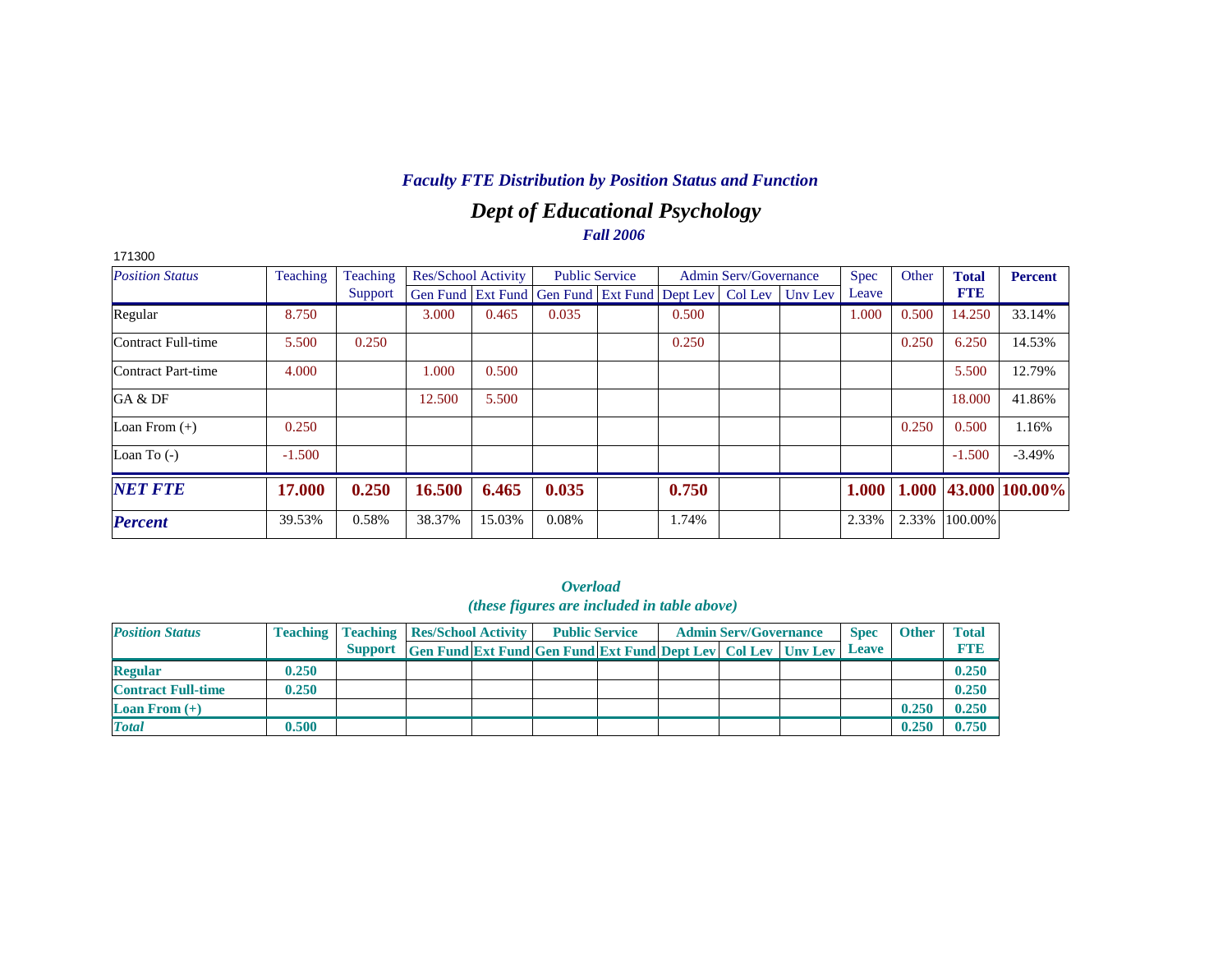*Faculty FTE Distribution by Position Status and Function*

## *Dept of Educational Psychology*

*Fall 2006*

171300

| *Position Status* | Teaching | Teaching Support | Res/School Activity | | Public Service | | Admin Serv/Governance | | | Spec Leave | Other | **Total FTE** | **Percent** |
|---|---|---|---|---|---|---|---|---|---|---|---|---|---|
| | | | Gen Fund | Ext Fund | Gen Fund | Ext Fund | Dept Lev | Col Lev | Unv Lev | | | | |
| Regular | 8.750 | | 3.000 | 0.465 | 0.035 | | 0.500 | | | 1.000 | 0.500 | 14.250 | 33.14% |
| Contract Full-time | 5.500 | 0.250 | | | | | 0.250 | | | | 0.250 | 6.250 | 14.53% |
| Contract Part-time | 4.000 | | 1.000 | 0.500 | | | | | | | | 5.500 | 12.79% |
| GA & DF | | | 12.500 | 5.500 | | | | | | | | 18.000 | 41.86% |
| Loan From (+) | 0.250 | | | | | | | | | | 0.250 | 0.500 | 1.16% |
| Loan To (-) | -1.500 | | | | | | | | | | | -1.500 | -3.49% |
| ***NET FTE*** | **17.000** | **0.250** | **16.500** | **6.465** | **0.035** | | **0.750** | | | **1.000** | **1.000** | **43.000** | **100.00%** |
| ***Percent*** | 39.53% | 0.58% | 38.37% | 15.03% | 0.08% | | 1.74% | | | 2.33% | 2.33% | 100.00% | |

*Overload*
*(these figures are included in table above)*

| *Position Status* | Teaching | Teaching Support | Res/School Activity | | Public Service | | Admin Serv/Governance | | | Spec Leave | Other | Total FTE |
|---|---|---|---|---|---|---|---|---|---|---|---|---|
| | | | Gen Fund | Ext Fund | Gen Fund | Ext Fund | Dept Lev | Col Lev | Unv Lev | | | |
| **Regular** | **0.250** | | | | | | | | | | | **0.250** |
| **Contract Full-time** | **0.250** | | | | | | | | | | | **0.250** |
| **Loan From (+)** | | | | | | | | | | | **0.250** | **0.250** |
| ***Total*** | **0.500** | | | | | | | | | | **0.250** | **0.750** |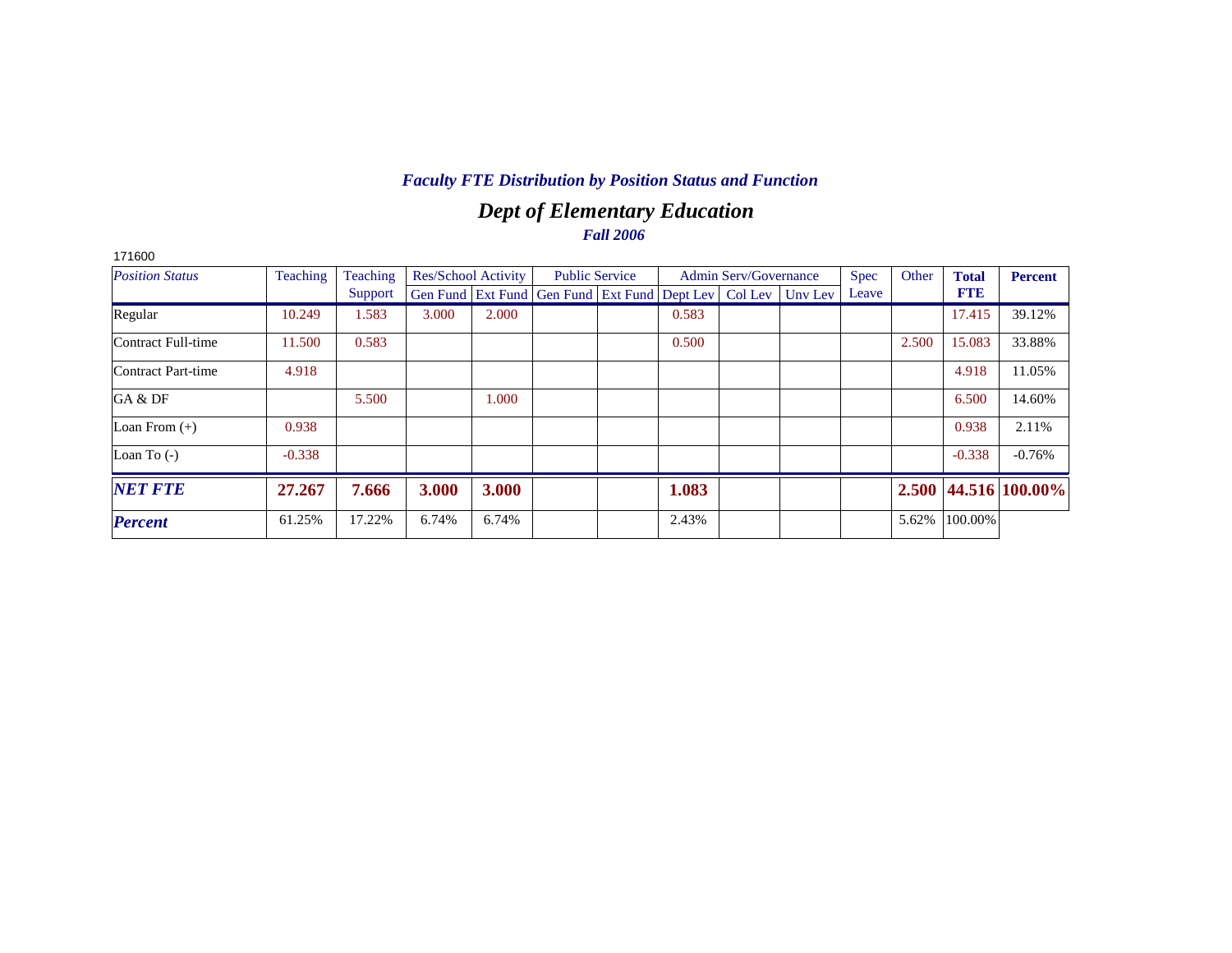### *Faculty FTE Distribution by Position Status and Function*

## *Dept of Elementary Education*

### *Fall 2006*

171600

| *Position Status* | Teaching | Teaching Support | Res/School Activity | | Public Service | | Admin Serv/Governance | | | Spec Leave | Other | **Total FTE** | **Percent** |
|---|---|---|---|---|---|---|---|---|---|---|---|---|---|
| | | | Gen Fund | Ext Fund | Gen Fund | Ext Fund | Dept Lev | Col Lev | Unv Lev | | | | |
| Regular | 10.249 | 1.583 | 3.000 | 2.000 | | | 0.583 | | | | | 17.415 | 39.12% |
| Contract Full-time | 11.500 | 0.583 | | | | | 0.500 | | | | 2.500 | 15.083 | 33.88% |
| Contract Part-time | 4.918 | | | | | | | | | | | 4.918 | 11.05% |
| GA & DF | | 5.500 | | 1.000 | | | | | | | | 6.500 | 14.60% |
| Loan From (+) | 0.938 | | | | | | | | | | | 0.938 | 2.11% |
| Loan To (-) | -0.338 | | | | | | | | | | | -0.338 | -0.76% |
| ***NET FTE*** | **27.267** | **7.666** | **3.000** | **3.000** | | | **1.083** | | | | **2.500** | **44.516** | **100.00%** |
| ***Percent*** | 61.25% | 17.22% | 6.74% | 6.74% | | | 2.43% | | | | 5.62% | 100.00% | |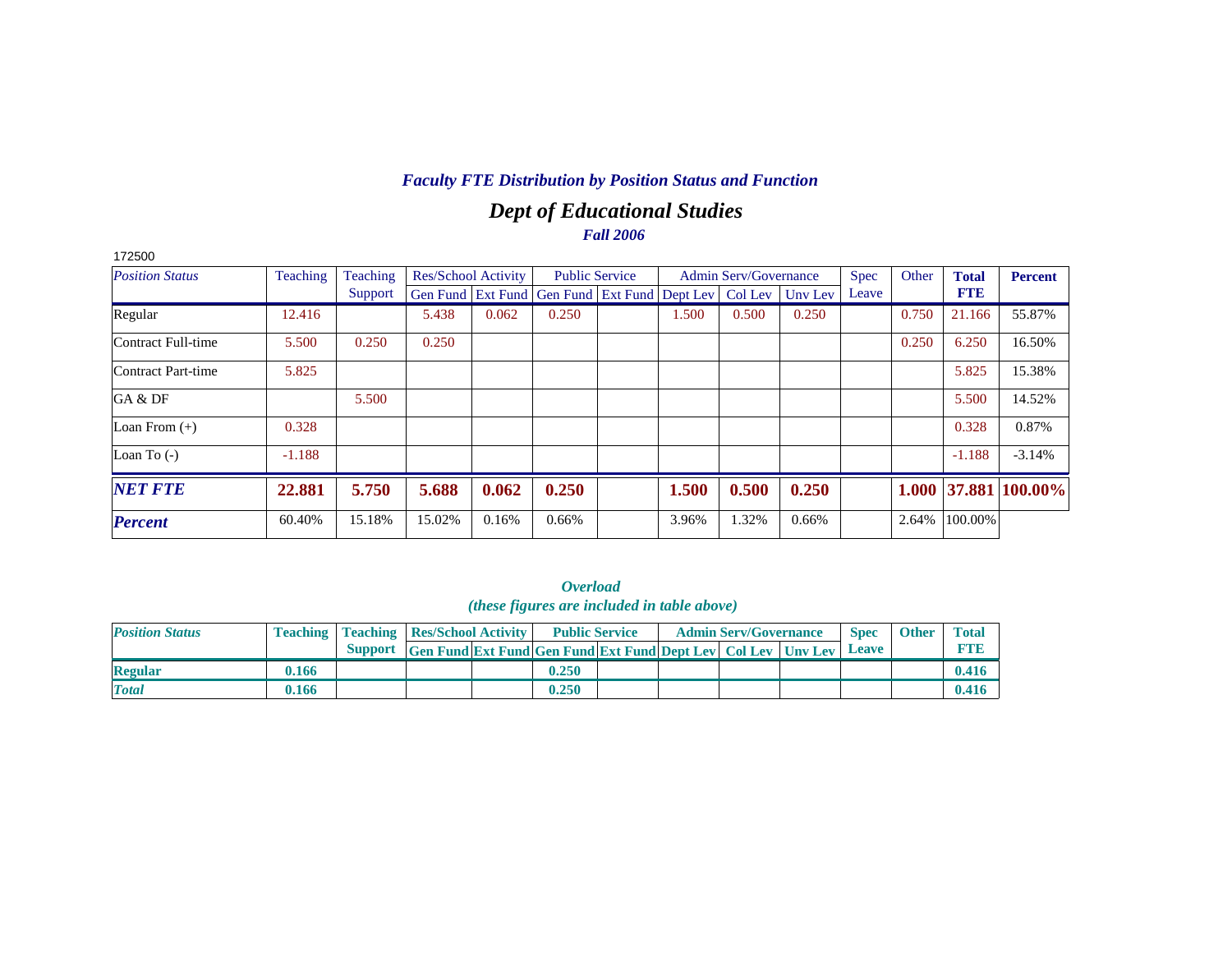## *Faculty FTE Distribution by Position Status and Function*

# *Dept of Educational Studies*

***Fall 2006***

172500

| *Position Status* | Teaching | Teaching Support | Res/School Activity | | Public Service | | Admin Serv/Governance | | | Spec Leave | Other | **Total FTE** | **Percent** |
|---|---|---|---|---|---|---|---|---|---|---|---|---|---|
| | | | Gen Fund | Ext Fund | Gen Fund | Ext Fund | Dept Lev | Col Lev | Unv Lev | | | | |
| Regular | 12.416 | | 5.438 | 0.062 | 0.250 | | 1.500 | 0.500 | 0.250 | | 0.750 | 21.166 | 55.87% |
| Contract Full-time | 5.500 | 0.250 | 0.250 | | | | | | | | 0.250 | 6.250 | 16.50% |
| Contract Part-time | 5.825 | | | | | | | | | | | 5.825 | 15.38% |
| GA & DF | | 5.500 | | | | | | | | | | 5.500 | 14.52% |
| Loan From (+) | 0.328 | | | | | | | | | | | 0.328 | 0.87% |
| Loan To (-) | -1.188 | | | | | | | | | | | -1.188 | -3.14% |
| ***NET FTE*** | **22.881** | **5.750** | **5.688** | **0.062** | **0.250** | | **1.500** | **0.500** | **0.250** | | **1.000** | **37.881** | **100.00%** |
| ***Percent*** | 60.40% | 15.18% | 15.02% | 0.16% | 0.66% | | 3.96% | 1.32% | 0.66% | | 2.64% | 100.00% | |

***Overload***
***(these figures are included in table above)***

| *Position Status* | Teaching | Teaching Support | Res/School Activity | | Public Service | | Admin Serv/Governance | | | Spec Leave | Other | Total FTE |
|---|---|---|---|---|---|---|---|---|---|---|---|---|
| | | | Gen Fund | Ext Fund | Gen Fund | Ext Fund | Dept Lev | Col Lev | Unv Lev | | | |
| **Regular** | **0.166** | | | | **0.250** | | | | | | | **0.416** |
| ***Total*** | **0.166** | | | | **0.250** | | | | | | | **0.416** |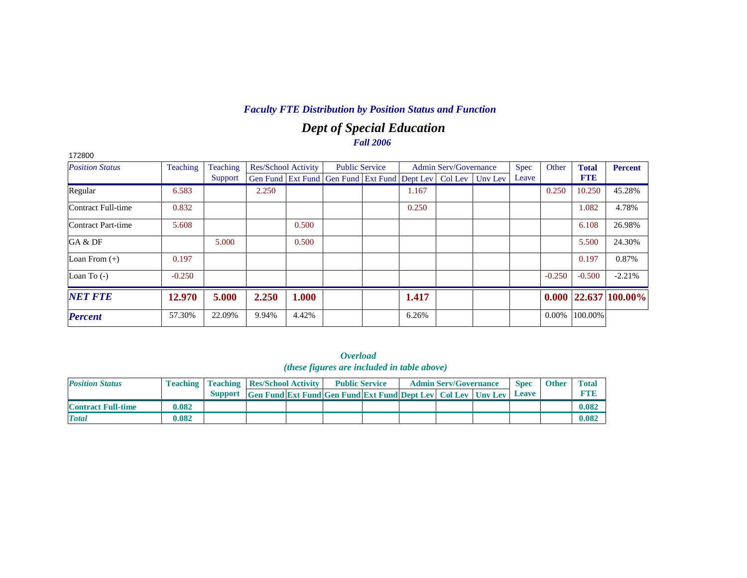## *Faculty FTE Distribution by Position Status and Function*

# *Dept of Special Education*

### *Fall 2006*

172800

| *Position Status* | Teaching | Teaching Support | Res/School Activity | | Public Service | | Admin Serv/Governance | | | Spec Leave | Other | **Total FTE** | **Percent** |
|---|---|---|---|---|---|---|---|---|---|---|---|---|---|
| | | | Gen Fund | Ext Fund | Gen Fund | Ext Fund | Dept Lev | Col Lev | Unv Lev | | | | |
| Regular | 6.583 | | 2.250 | | | | 1.167 | | | | 0.250 | 10.250 | 45.28% |
| Contract Full-time | 0.832 | | | | | | 0.250 | | | | | 1.082 | 4.78% |
| Contract Part-time | 5.608 | | | 0.500 | | | | | | | | 6.108 | 26.98% |
| GA & DF | | 5.000 | | 0.500 | | | | | | | | 5.500 | 24.30% |
| Loan From (+) | 0.197 | | | | | | | | | | | 0.197 | 0.87% |
| Loan To (-) | -0.250 | | | | | | | | | | -0.250 | -0.500 | -2.21% |
| ***NET FTE*** | **12.970** | **5.000** | **2.250** | **1.000** | | | **1.417** | | | | **0.000** | **22.637** | **100.00%** |
| ***Percent*** | 57.30% | 22.09% | 9.94% | 4.42% | | | 6.26% | | | | 0.00% | 100.00% | |

### *Overload*
### *(these figures are included in table above)*

| *Position Status* | Teaching | Teaching Support | Res/School Activity | | Public Service | | Admin Serv/Governance | | | Spec Leave | Other | Total FTE |
|---|---|---|---|---|---|---|---|---|---|---|---|---|
| | | | Gen Fund | Ext Fund | Gen Fund | Ext Fund | Dept Lev | Col Lev | Unv Lev | | | |
| **Contract Full-time** | **0.082** | | | | | | | | | | | **0.082** |
| ***Total*** | **0.082** | | | | | | | | | | | **0.082** |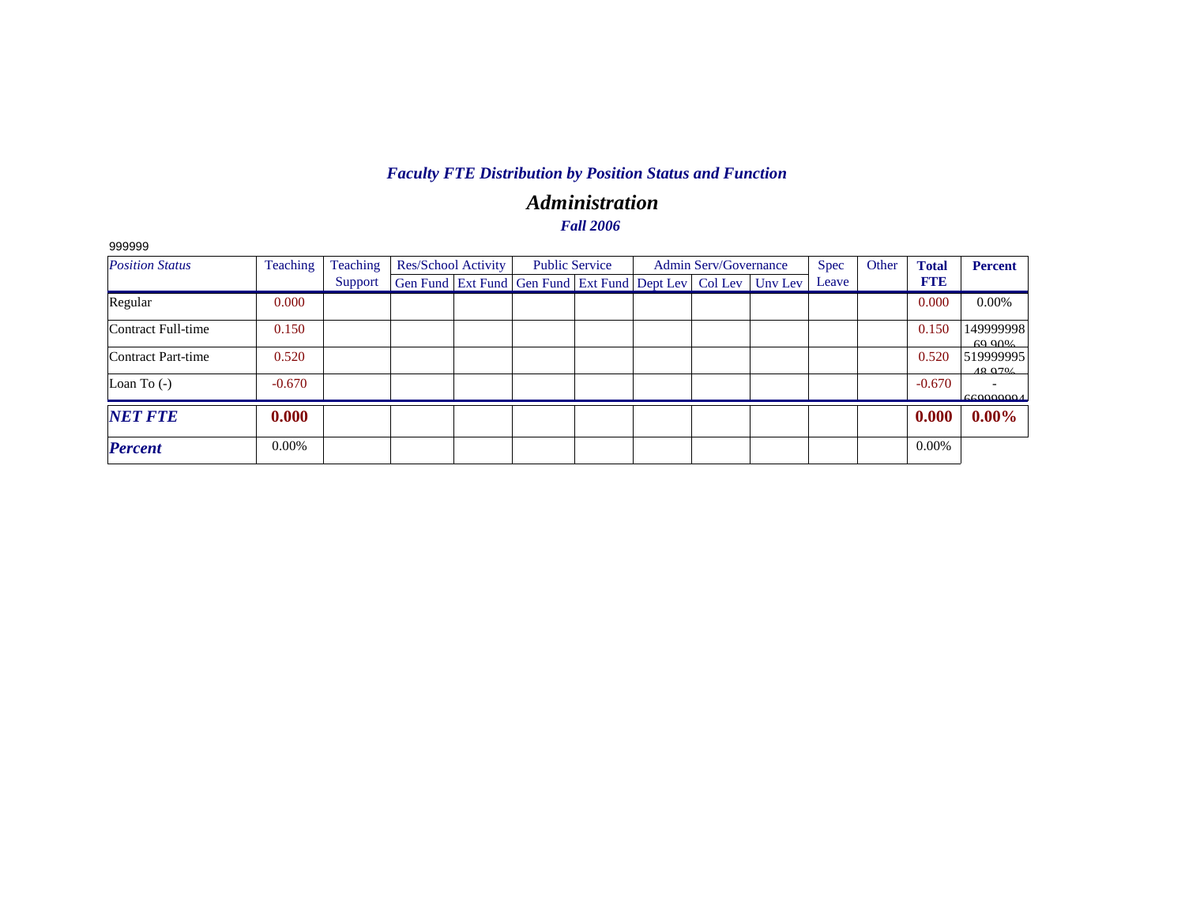## *Faculty FTE Distribution by Position Status and Function*

# *Administration*

### *Fall 2006*

999999

| *Position Status* | Teaching | Teaching Support | Res/School Activity | | Public Service | | Admin Serv/Governance | | | Spec Leave | Other | **Total FTE** | **Percent** |
|---|---|---|---|---|---|---|---|---|---|---|---|---|---|
| | | | Gen Fund | Ext Fund | Gen Fund | Ext Fund | Dept Lev | Col Lev | Unv Lev | | | | |
| Regular | 0.000 | | | | | | | | | | | 0.000 | 0.00% |
| Contract Full-time | 0.150 | | | | | | | | | | | 0.150 | 149999998 69.90% |
| Contract Part-time | 0.520 | | | | | | | | | | | 0.520 | 519999995 48.97% |
| Loan To (-) | -0.670 | | | | | | | | | | | -0.670 | - 669999994 |
| ***NET FTE*** | **0.000** | | | | | | | | | | | **0.000** | **0.00%** |
| ***Percent*** | 0.00% | | | | | | | | | | | 0.00% | |